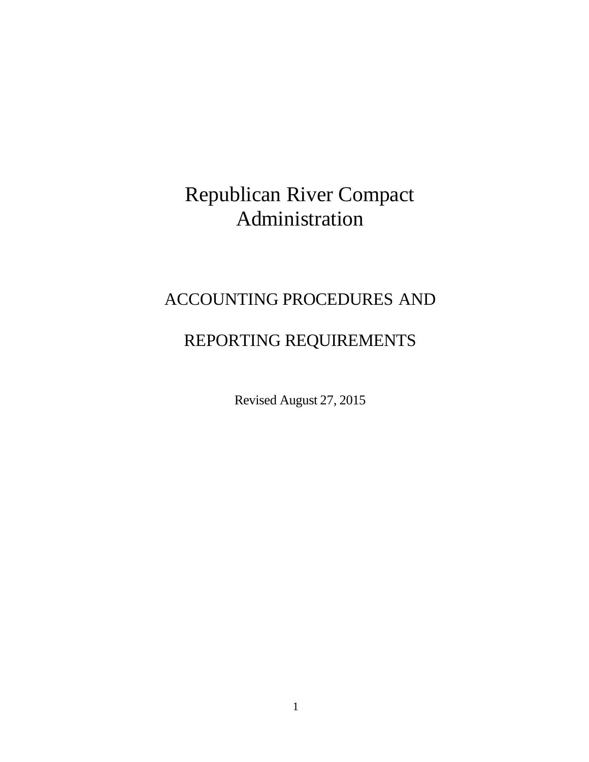# Republican River Compact Administration

## ACCOUNTING PROCEDURES AND

## REPORTING REQUIREMENTS

Revised August 27, 2015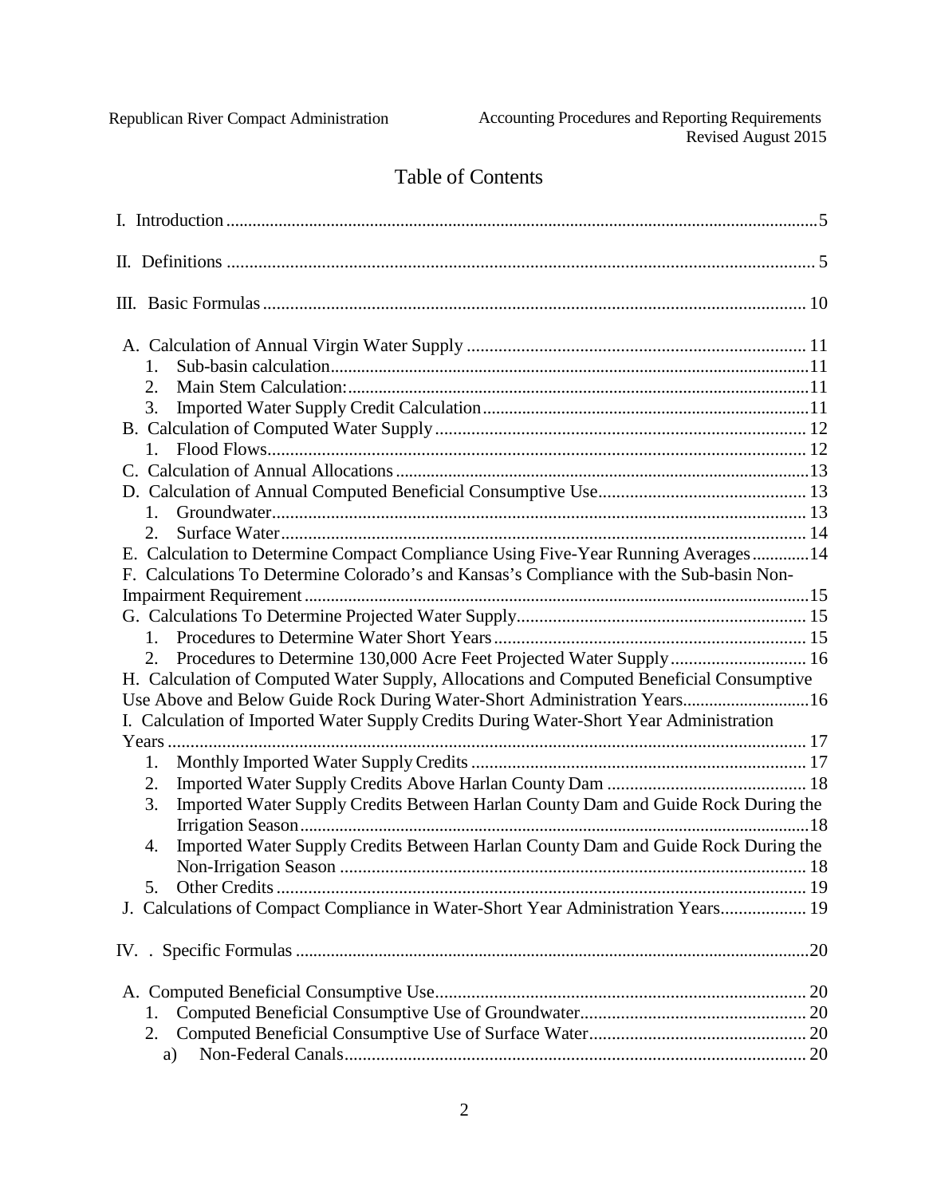# Table of Contents

I. Introduction .....5

II. Definitions ..... 5

III. Basic Formulas ..... 10

A. Calculation of Annual Virgin Water Supply ..... 11
   1. Sub-basin calculation.....11
   2. Main Stem Calculation:.....11
   3. Imported Water Supply Credit Calculation.....11
B. Calculation of Computed Water Supply ..... 12
   1. Flood Flows..... 12
C. Calculation of Annual Allocations .....13
D. Calculation of Annual Computed Beneficial Consumptive Use..... 13
   1. Groundwater..... 13
   2. Surface Water..... 14
E. Calculation to Determine Compact Compliance Using Five-Year Running Averages .....14
F. Calculations To Determine Colorado's and Kansas's Compliance with the Sub-basin Non-Impairment Requirement .....15
G. Calculations To Determine Projected Water Supply..... 15
   1. Procedures to Determine Water Short Years ..... 15
   2. Procedures to Determine 130,000 Acre Feet Projected Water Supply ..... 16
H. Calculation of Computed Water Supply, Allocations and Computed Beneficial Consumptive Use Above and Below Guide Rock During Water-Short Administration Years.....16
I. Calculation of Imported Water Supply Credits During Water-Short Year Administration Years ..... 17
   1. Monthly Imported Water Supply Credits ..... 17
   2. Imported Water Supply Credits Above Harlan County Dam ..... 18
   3. Imported Water Supply Credits Between Harlan County Dam and Guide Rock During the Irrigation Season.....18
   4. Imported Water Supply Credits Between Harlan County Dam and Guide Rock During the Non-Irrigation Season ..... 18
   5. Other Credits ..... 19
J. Calculations of Compact Compliance in Water-Short Year Administration Years..... 19

IV. . Specific Formulas .....20

A. Computed Beneficial Consumptive Use..... 20
   1. Computed Beneficial Consumptive Use of Groundwater..... 20
   2. Computed Beneficial Consumptive Use of Surface Water..... 20
      a) Non-Federal Canals..... 20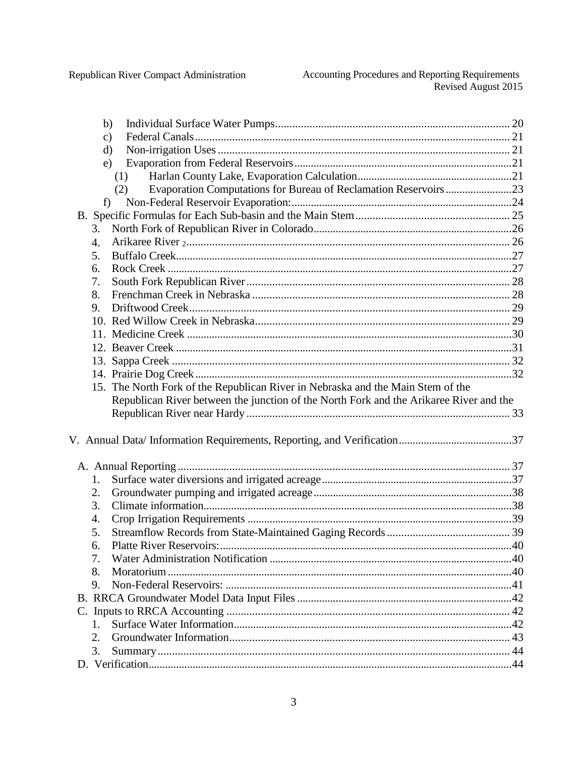b) Individual Surface Water Pumps ..... 20
c) Federal Canals ..... 21
d) Non-irrigation Uses ..... 21
e) Evaporation from Federal Reservoirs ..... 21
(1) Harlan County Lake, Evaporation Calculation ..... 21
(2) Evaporation Computations for Bureau of Reclamation Reservoirs ..... 23
f) Non-Federal Reservoir Evaporation: ..... 24

B. Specific Formulas for Each Sub-basin and the Main Stem ..... 25
3. North Fork of Republican River in Colorado ..... 26
4. Arikaree River [2] ..... 26
5. Buffalo Creek ..... 27
6. Rock Creek ..... 27
7. South Fork Republican River ..... 28
8. Frenchman Creek in Nebraska ..... 28
9. Driftwood Creek ..... 29
10. Red Willow Creek in Nebraska ..... 29
11. Medicine Creek ..... 30
12. Beaver Creek ..... 31
13. Sappa Creek ..... 32
14. Prairie Dog Creek ..... 32
15. The North Fork of the Republican River in Nebraska and the Main Stem of the Republican River between the junction of the North Fork and the Arikaree River and the Republican River near Hardy ..... 33

V. Annual Data/ Information Requirements, Reporting, and Verification ..... 37

A. Annual Reporting ..... 37
1. Surface water diversions and irrigated acreage ..... 37
2. Groundwater pumping and irrigated acreage ..... 38
3. Climate information ..... 38
4. Crop Irrigation Requirements ..... 39
5. Streamflow Records from State-Maintained Gaging Records ..... 39
6. Platte River Reservoirs: ..... 40
7. Water Administration Notification ..... 40
8. Moratorium ..... 40
9. Non-Federal Reservoirs: ..... 41

B. RRCA Groundwater Model Data Input Files ..... 42

C. Inputs to RRCA Accounting ..... 42
1. Surface Water Information ..... 42
2. Groundwater Information ..... 43
3. Summary ..... 44

D. Verification ..... 44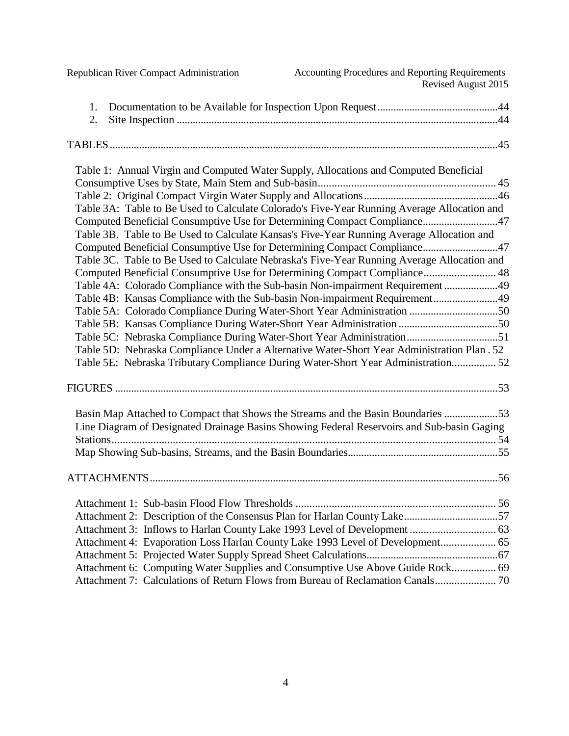1. Documentation to be Available for Inspection Upon Request.............................................44
2. Site Inspection .......................................................................................................................44

TABLES...............................................................................................................................................45

Table 1: Annual Virgin and Computed Water Supply, Allocations and Computed Beneficial Consumptive Uses by State, Main Stem and Sub-basin................................................................ 45
Table 2: Original Compact Virgin Water Supply and Allocations.................................................46
Table 3A: Table to Be Used to Calculate Colorado's Five-Year Running Average Allocation and Computed Beneficial Consumptive Use for Determining Compact Compliance...........................47
Table 3B. Table to Be Used to Calculate Kansas's Five-Year Running Average Allocation and Computed Beneficial Consumptive Use for Determining Compact Compliance...........................47
Table 3C. Table to Be Used to Calculate Nebraska's Five-Year Running Average Allocation and Computed Beneficial Consumptive Use for Determining Compact Compliance.......................... 48
Table 4A: Colorado Compliance with the Sub-basin Non-impairment Requirement ....................49
Table 4B: Kansas Compliance with the Sub-basin Non-impairment Requirement........................49
Table 5A: Colorado Compliance During Water-Short Year Administration .................................50
Table 5B: Kansas Compliance During Water-Short Year Administration .....................................50
Table 5C: Nebraska Compliance During Water-Short Year Administration..................................51
Table 5D: Nebraska Compliance Under a Alternative Water-Short Year Administration Plan . 52
Table 5E: Nebraska Tributary Compliance During Water-Short Year Administration................ 52

FIGURES ..............................................................................................................................................53

Basin Map Attached to Compact that Shows the Streams and the Basin Boundaries ....................53
Line Diagram of Designated Drainage Basins Showing Federal Reservoirs and Sub-basin Gaging Stations............................................................................................................................................ 54
Map Showing Sub-basins, Streams, and the Basin Boundaries.......................................................55

ATTACHMENTS.................................................................................................................................56

Attachment 1: Sub-basin Flood Flow Thresholds ......................................................................... 56
Attachment 2: Description of the Consensus Plan for Harlan County Lake..................................57
Attachment 3: Inflows to Harlan County Lake 1993 Level of Development ............................... 63
Attachment 4: Evaporation Loss Harlan County Lake 1993 Level of Development.................... 65
Attachment 5: Projected Water Supply Spread Sheet Calculations................................................67
Attachment 6: Computing Water Supplies and Consumptive Use Above Guide Rock................ 69
Attachment 7: Calculations of Return Flows from Bureau of Reclamation Canals...................... 70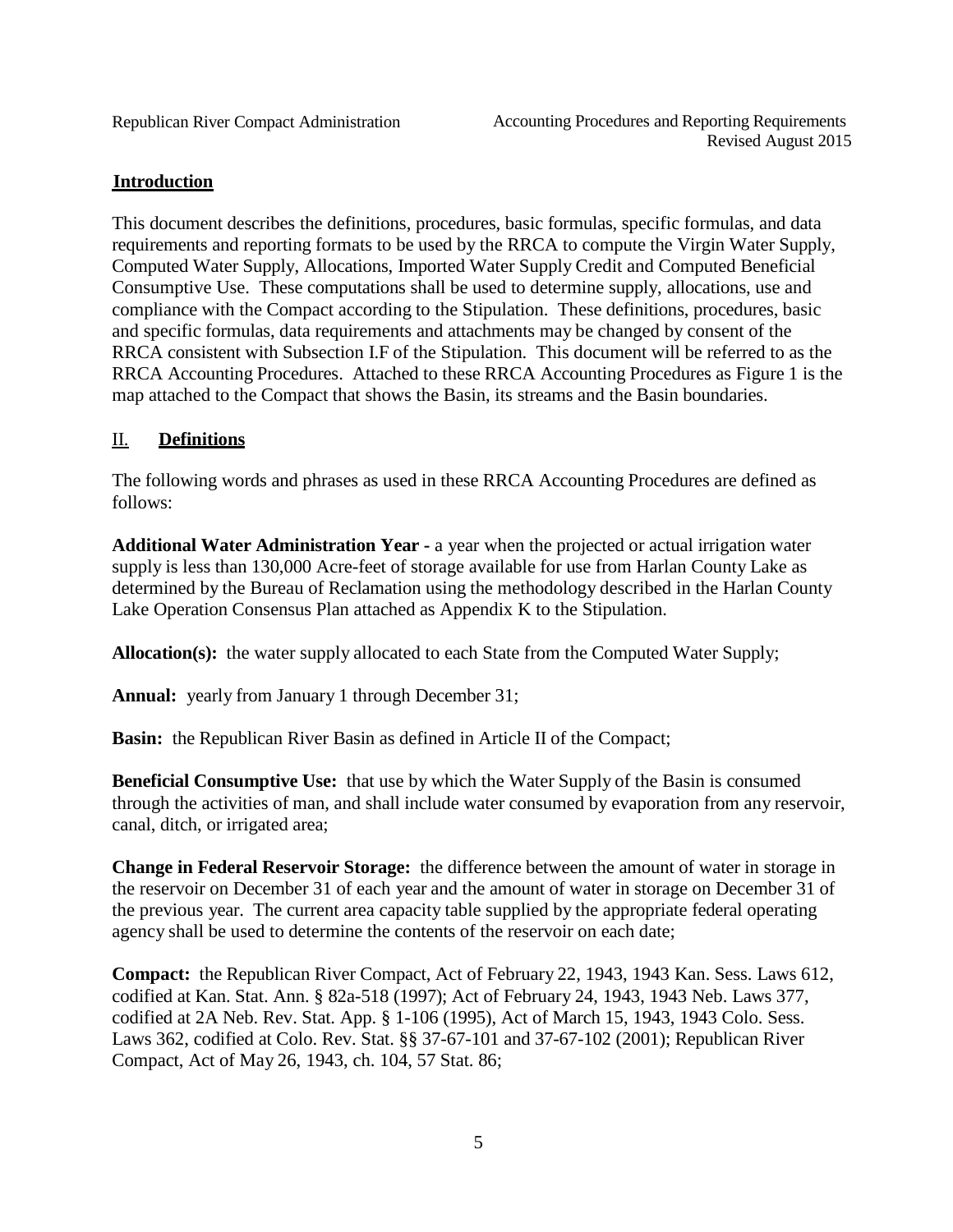## Introduction

This document describes the definitions, procedures, basic formulas, specific formulas, and data requirements and reporting formats to be used by the RRCA to compute the Virgin Water Supply, Computed Water Supply, Allocations, Imported Water Supply Credit and Computed Beneficial Consumptive Use. These computations shall be used to determine supply, allocations, use and compliance with the Compact according to the Stipulation. These definitions, procedures, basic and specific formulas, data requirements and attachments may be changed by consent of the RRCA consistent with Subsection I.F of the Stipulation. This document will be referred to as the RRCA Accounting Procedures. Attached to these RRCA Accounting Procedures as Figure 1 is the map attached to the Compact that shows the Basin, its streams and the Basin boundaries.

## II. Definitions

The following words and phrases as used in these RRCA Accounting Procedures are defined as follows:

**Additional Water Administration Year -** a year when the projected or actual irrigation water supply is less than 130,000 Acre-feet of storage available for use from Harlan County Lake as determined by the Bureau of Reclamation using the methodology described in the Harlan County Lake Operation Consensus Plan attached as Appendix K to the Stipulation.

**Allocation(s):** the water supply allocated to each State from the Computed Water Supply;

**Annual:** yearly from January 1 through December 31;

**Basin:** the Republican River Basin as defined in Article II of the Compact;

**Beneficial Consumptive Use:** that use by which the Water Supply of the Basin is consumed through the activities of man, and shall include water consumed by evaporation from any reservoir, canal, ditch, or irrigated area;

**Change in Federal Reservoir Storage:** the difference between the amount of water in storage in the reservoir on December 31 of each year and the amount of water in storage on December 31 of the previous year. The current area capacity table supplied by the appropriate federal operating agency shall be used to determine the contents of the reservoir on each date;

**Compact:** the Republican River Compact, Act of February 22, 1943, 1943 Kan. Sess. Laws 612, codified at Kan. Stat. Ann. § 82a-518 (1997); Act of February 24, 1943, 1943 Neb. Laws 377, codified at 2A Neb. Rev. Stat. App. § 1-106 (1995), Act of March 15, 1943, 1943 Colo. Sess. Laws 362, codified at Colo. Rev. Stat. §§ 37-67-101 and 37-67-102 (2001); Republican River Compact, Act of May 26, 1943, ch. 104, 57 Stat. 86;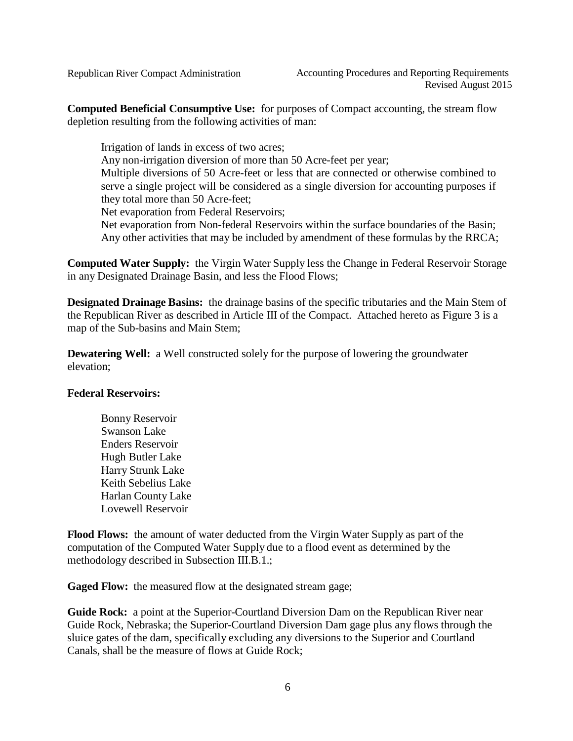**Computed Beneficial Consumptive Use:** for purposes of Compact accounting, the stream flow depletion resulting from the following activities of man:

Irrigation of lands in excess of two acres;
Any non-irrigation diversion of more than 50 Acre-feet per year;
Multiple diversions of 50 Acre-feet or less that are connected or otherwise combined to serve a single project will be considered as a single diversion for accounting purposes if they total more than 50 Acre-feet;
Net evaporation from Federal Reservoirs;
Net evaporation from Non-federal Reservoirs within the surface boundaries of the Basin;
Any other activities that may be included by amendment of these formulas by the RRCA;

**Computed Water Supply:** the Virgin Water Supply less the Change in Federal Reservoir Storage in any Designated Drainage Basin, and less the Flood Flows;

**Designated Drainage Basins:** the drainage basins of the specific tributaries and the Main Stem of the Republican River as described in Article III of the Compact. Attached hereto as Figure 3 is a map of the Sub-basins and Main Stem;

**Dewatering Well:** a Well constructed solely for the purpose of lowering the groundwater elevation;

**Federal Reservoirs:**

Bonny Reservoir
Swanson Lake
Enders Reservoir
Hugh Butler Lake
Harry Strunk Lake
Keith Sebelius Lake
Harlan County Lake
Lovewell Reservoir

**Flood Flows:** the amount of water deducted from the Virgin Water Supply as part of the computation of the Computed Water Supply due to a flood event as determined by the methodology described in Subsection III.B.1.;

**Gaged Flow:** the measured flow at the designated stream gage;

**Guide Rock:** a point at the Superior-Courtland Diversion Dam on the Republican River near Guide Rock, Nebraska; the Superior-Courtland Diversion Dam gage plus any flows through the sluice gates of the dam, specifically excluding any diversions to the Superior and Courtland Canals, shall be the measure of flows at Guide Rock;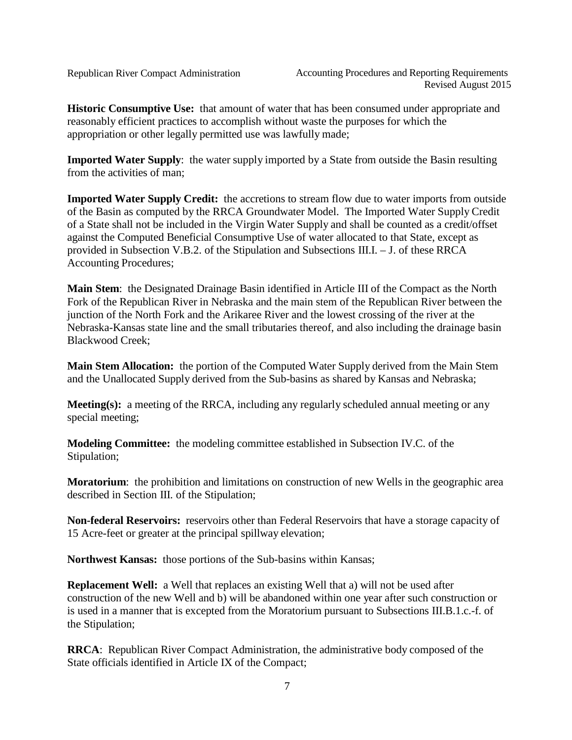**Historic Consumptive Use:** that amount of water that has been consumed under appropriate and reasonably efficient practices to accomplish without waste the purposes for which the appropriation or other legally permitted use was lawfully made;

**Imported Water Supply**: the water supply imported by a State from outside the Basin resulting from the activities of man;

**Imported Water Supply Credit:** the accretions to stream flow due to water imports from outside of the Basin as computed by the RRCA Groundwater Model. The Imported Water Supply Credit of a State shall not be included in the Virgin Water Supply and shall be counted as a credit/offset against the Computed Beneficial Consumptive Use of water allocated to that State, except as provided in Subsection V.B.2. of the Stipulation and Subsections III.I. – J. of these RRCA Accounting Procedures;

**Main Stem**: the Designated Drainage Basin identified in Article III of the Compact as the North Fork of the Republican River in Nebraska and the main stem of the Republican River between the junction of the North Fork and the Arikaree River and the lowest crossing of the river at the Nebraska-Kansas state line and the small tributaries thereof, and also including the drainage basin Blackwood Creek;

**Main Stem Allocation:** the portion of the Computed Water Supply derived from the Main Stem and the Unallocated Supply derived from the Sub-basins as shared by Kansas and Nebraska;

**Meeting(s):** a meeting of the RRCA, including any regularly scheduled annual meeting or any special meeting;

**Modeling Committee:** the modeling committee established in Subsection IV.C. of the Stipulation;

**Moratorium**: the prohibition and limitations on construction of new Wells in the geographic area described in Section III. of the Stipulation;

**Non-federal Reservoirs:** reservoirs other than Federal Reservoirs that have a storage capacity of 15 Acre-feet or greater at the principal spillway elevation;

**Northwest Kansas:** those portions of the Sub-basins within Kansas;

**Replacement Well:** a Well that replaces an existing Well that a) will not be used after construction of the new Well and b) will be abandoned within one year after such construction or is used in a manner that is excepted from the Moratorium pursuant to Subsections III.B.1.c.-f. of the Stipulation;

**RRCA**: Republican River Compact Administration, the administrative body composed of the State officials identified in Article IX of the Compact;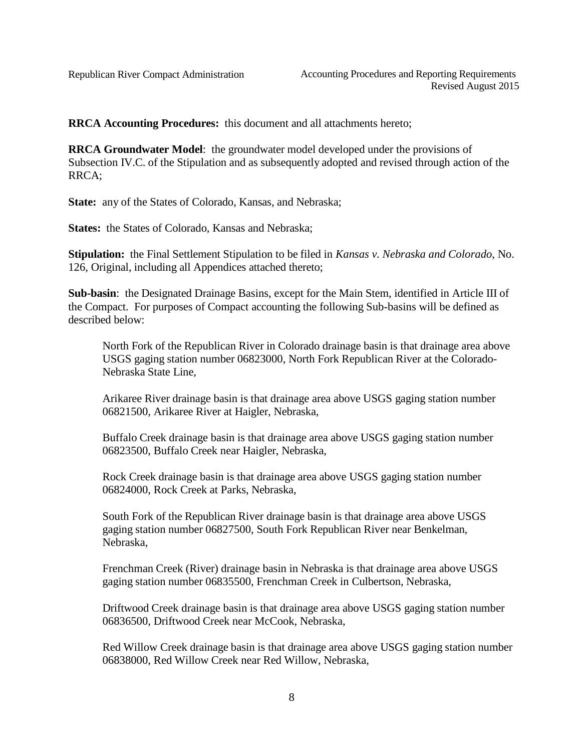**RRCA Accounting Procedures:** this document and all attachments hereto;

**RRCA Groundwater Model**: the groundwater model developed under the provisions of Subsection IV.C. of the Stipulation and as subsequently adopted and revised through action of the RRCA;

**State:** any of the States of Colorado, Kansas, and Nebraska;

**States:** the States of Colorado, Kansas and Nebraska;

**Stipulation:** the Final Settlement Stipulation to be filed in *Kansas v. Nebraska and Colorado*, No. 126, Original, including all Appendices attached thereto;

**Sub-basin**: the Designated Drainage Basins, except for the Main Stem, identified in Article III of the Compact. For purposes of Compact accounting the following Sub-basins will be defined as described below:

> North Fork of the Republican River in Colorado drainage basin is that drainage area above USGS gaging station number 06823000, North Fork Republican River at the Colorado-Nebraska State Line,
>
> Arikaree River drainage basin is that drainage area above USGS gaging station number 06821500, Arikaree River at Haigler, Nebraska,
>
> Buffalo Creek drainage basin is that drainage area above USGS gaging station number 06823500, Buffalo Creek near Haigler, Nebraska,
>
> Rock Creek drainage basin is that drainage area above USGS gaging station number 06824000, Rock Creek at Parks, Nebraska,
>
> South Fork of the Republican River drainage basin is that drainage area above USGS gaging station number 06827500, South Fork Republican River near Benkelman, Nebraska,
>
> Frenchman Creek (River) drainage basin in Nebraska is that drainage area above USGS gaging station number 06835500, Frenchman Creek in Culbertson, Nebraska,
>
> Driftwood Creek drainage basin is that drainage area above USGS gaging station number 06836500, Driftwood Creek near McCook, Nebraska,
>
> Red Willow Creek drainage basin is that drainage area above USGS gaging station number 06838000, Red Willow Creek near Red Willow, Nebraska,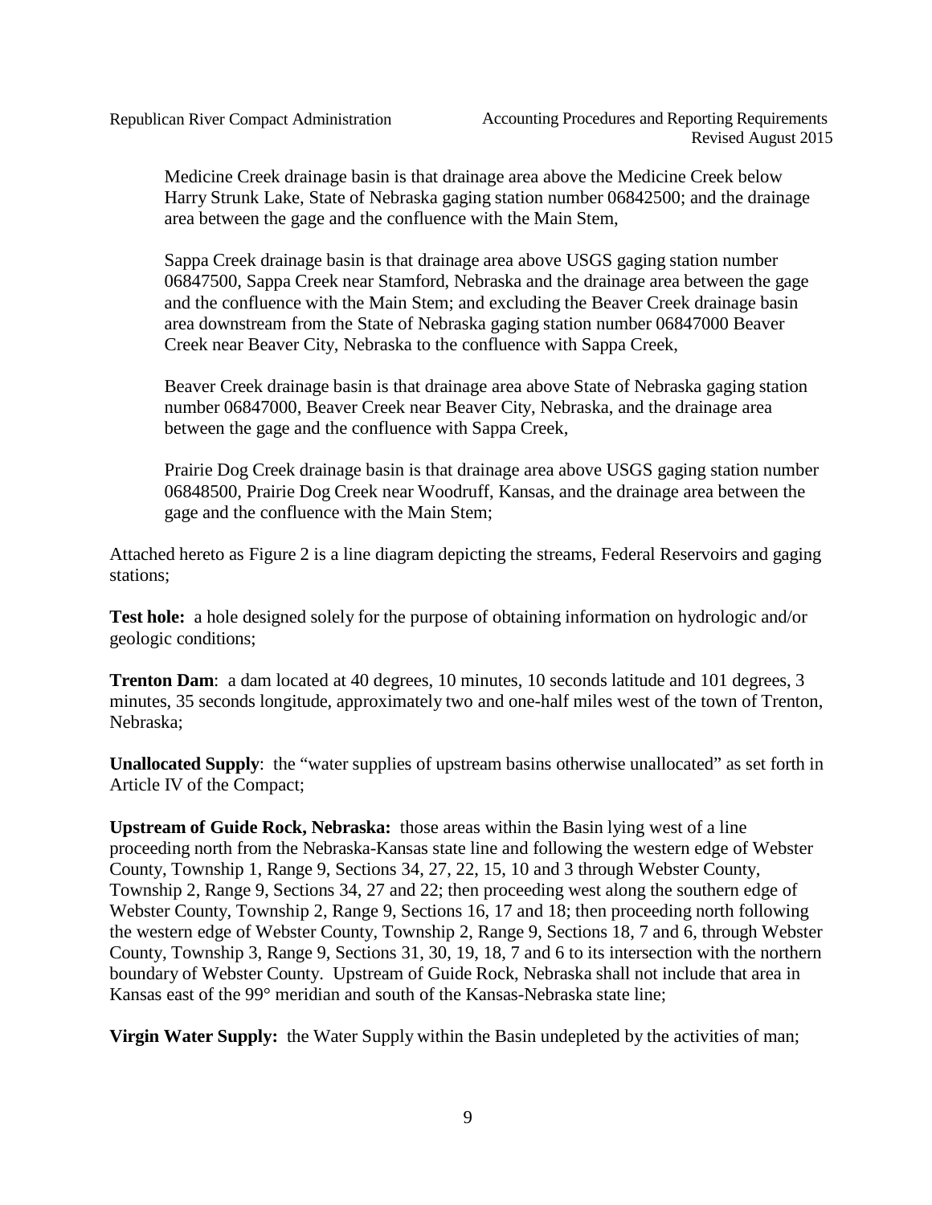Medicine Creek drainage basin is that drainage area above the Medicine Creek below Harry Strunk Lake, State of Nebraska gaging station number 06842500; and the drainage area between the gage and the confluence with the Main Stem,

Sappa Creek drainage basin is that drainage area above USGS gaging station number 06847500, Sappa Creek near Stamford, Nebraska and the drainage area between the gage and the confluence with the Main Stem; and excluding the Beaver Creek drainage basin area downstream from the State of Nebraska gaging station number 06847000 Beaver Creek near Beaver City, Nebraska to the confluence with Sappa Creek,

Beaver Creek drainage basin is that drainage area above State of Nebraska gaging station number 06847000, Beaver Creek near Beaver City, Nebraska, and the drainage area between the gage and the confluence with Sappa Creek,

Prairie Dog Creek drainage basin is that drainage area above USGS gaging station number 06848500, Prairie Dog Creek near Woodruff, Kansas, and the drainage area between the gage and the confluence with the Main Stem;

Attached hereto as Figure 2 is a line diagram depicting the streams, Federal Reservoirs and gaging stations;

**Test hole:** a hole designed solely for the purpose of obtaining information on hydrologic and/or geologic conditions;

**Trenton Dam**: a dam located at 40 degrees, 10 minutes, 10 seconds latitude and 101 degrees, 3 minutes, 35 seconds longitude, approximately two and one-half miles west of the town of Trenton, Nebraska;

**Unallocated Supply**: the "water supplies of upstream basins otherwise unallocated" as set forth in Article IV of the Compact;

**Upstream of Guide Rock, Nebraska:** those areas within the Basin lying west of a line proceeding north from the Nebraska-Kansas state line and following the western edge of Webster County, Township 1, Range 9, Sections 34, 27, 22, 15, 10 and 3 through Webster County, Township 2, Range 9, Sections 34, 27 and 22; then proceeding west along the southern edge of Webster County, Township 2, Range 9, Sections 16, 17 and 18; then proceeding north following the western edge of Webster County, Township 2, Range 9, Sections 18, 7 and 6, through Webster County, Township 3, Range 9, Sections 31, 30, 19, 18, 7 and 6 to its intersection with the northern boundary of Webster County. Upstream of Guide Rock, Nebraska shall not include that area in Kansas east of the 99° meridian and south of the Kansas-Nebraska state line;

**Virgin Water Supply:** the Water Supply within the Basin undepleted by the activities of man;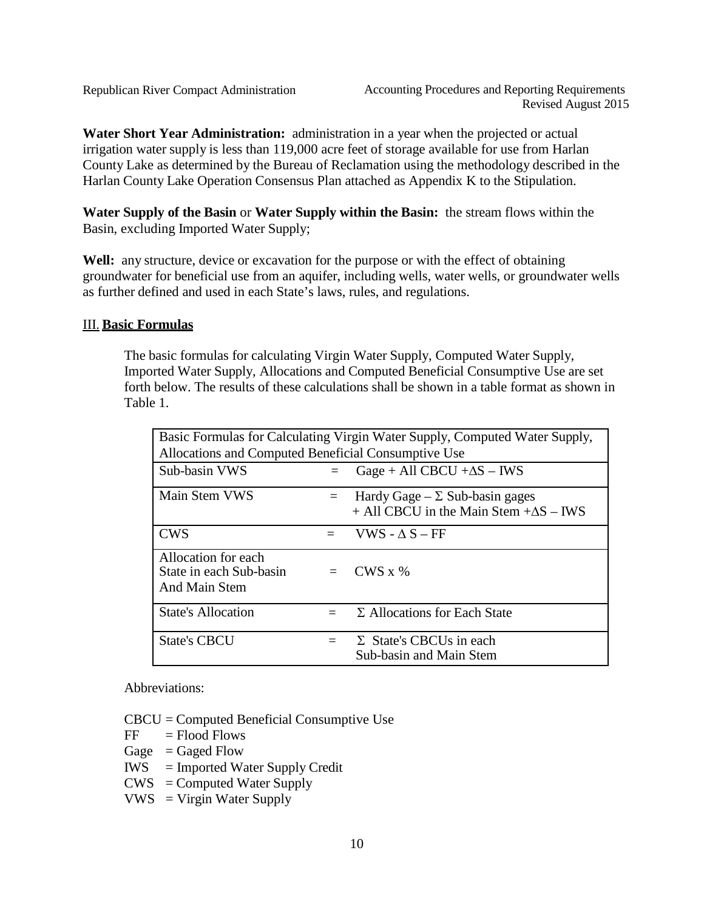**Water Short Year Administration:** administration in a year when the projected or actual irrigation water supply is less than 119,000 acre feet of storage available for use from Harlan County Lake as determined by the Bureau of Reclamation using the methodology described in the Harlan County Lake Operation Consensus Plan attached as Appendix K to the Stipulation.

**Water Supply of the Basin** or **Water Supply within the Basin:** the stream flows within the Basin, excluding Imported Water Supply;

**Well:** any structure, device or excavation for the purpose or with the effect of obtaining groundwater for beneficial use from an aquifer, including wells, water wells, or groundwater wells as further defined and used in each State's laws, rules, and regulations.

## III. **Basic Formulas**

The basic formulas for calculating Virgin Water Supply, Computed Water Supply, Imported Water Supply, Allocations and Computed Beneficial Consumptive Use are set forth below. The results of these calculations shall be shown in a table format as shown in Table 1.

| Basic Formulas for Calculating Virgin Water Supply, Computed Water Supply, Allocations and Computed Beneficial Consumptive Use | | |
|---|---|---|
| Sub-basin VWS | = | Gage + All CBCU +ΔS – IWS |
| Main Stem VWS | = | Hardy Gage – Σ Sub-basin gages + All CBCU in the Main Stem +ΔS – IWS |
| CWS | = | VWS - Δ S – FF |
| Allocation for each State in each Sub-basin And Main Stem | = | CWS x % |
| State's Allocation | = | Σ Allocations for Each State |
| State's CBCU | = | Σ State's CBCUs in each Sub-basin and Main Stem |

Abbreviations:

CBCU = Computed Beneficial Consumptive Use
FF = Flood Flows
Gage = Gaged Flow
IWS = Imported Water Supply Credit
CWS = Computed Water Supply
VWS = Virgin Water Supply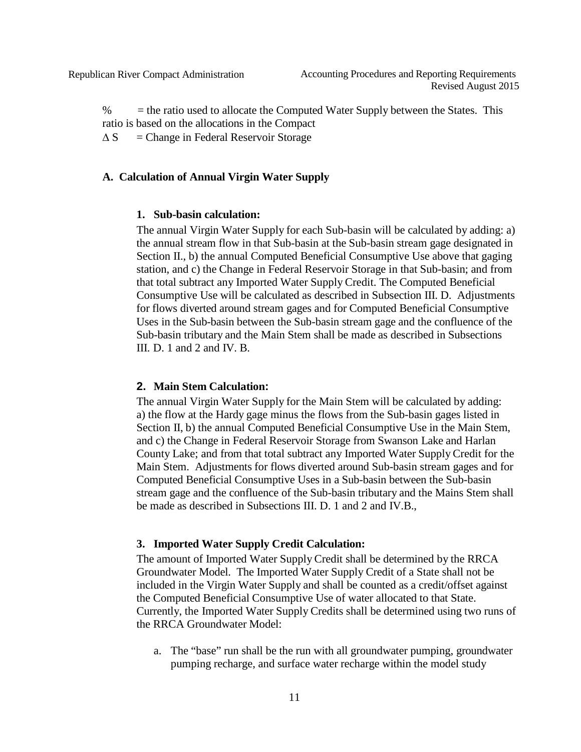% = the ratio used to allocate the Computed Water Supply between the States. This ratio is based on the allocations in the Compact

$\Delta$ S = Change in Federal Reservoir Storage

### A. Calculation of Annual Virgin Water Supply

#### 1. Sub-basin calculation:

The annual Virgin Water Supply for each Sub-basin will be calculated by adding: a) the annual stream flow in that Sub-basin at the Sub-basin stream gage designated in Section II., b) the annual Computed Beneficial Consumptive Use above that gaging station, and c) the Change in Federal Reservoir Storage in that Sub-basin; and from that total subtract any Imported Water Supply Credit. The Computed Beneficial Consumptive Use will be calculated as described in Subsection III. D. Adjustments for flows diverted around stream gages and for Computed Beneficial Consumptive Uses in the Sub-basin between the Sub-basin stream gage and the confluence of the Sub-basin tributary and the Main Stem shall be made as described in Subsections III. D. 1 and 2 and IV. B.

#### 2. Main Stem Calculation:

The annual Virgin Water Supply for the Main Stem will be calculated by adding: a) the flow at the Hardy gage minus the flows from the Sub-basin gages listed in Section II, b) the annual Computed Beneficial Consumptive Use in the Main Stem, and c) the Change in Federal Reservoir Storage from Swanson Lake and Harlan County Lake; and from that total subtract any Imported Water Supply Credit for the Main Stem. Adjustments for flows diverted around Sub-basin stream gages and for Computed Beneficial Consumptive Uses in a Sub-basin between the Sub-basin stream gage and the confluence of the Sub-basin tributary and the Mains Stem shall be made as described in Subsections III. D. 1 and 2 and IV.B.,

#### 3. Imported Water Supply Credit Calculation:

The amount of Imported Water Supply Credit shall be determined by the RRCA Groundwater Model. The Imported Water Supply Credit of a State shall not be included in the Virgin Water Supply and shall be counted as a credit/offset against the Computed Beneficial Consumptive Use of water allocated to that State. Currently, the Imported Water Supply Credits shall be determined using two runs of the RRCA Groundwater Model:

a. The "base" run shall be the run with all groundwater pumping, groundwater pumping recharge, and surface water recharge within the model study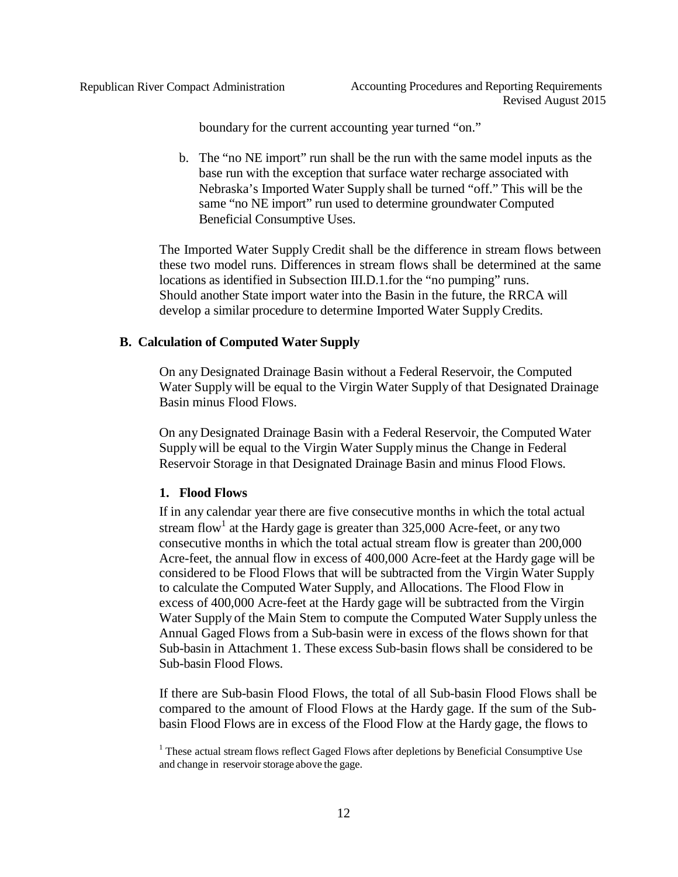boundary for the current accounting year turned "on."

b. The "no NE import" run shall be the run with the same model inputs as the base run with the exception that surface water recharge associated with Nebraska's Imported Water Supply shall be turned "off." This will be the same "no NE import" run used to determine groundwater Computed Beneficial Consumptive Uses.

The Imported Water Supply Credit shall be the difference in stream flows between these two model runs. Differences in stream flows shall be determined at the same locations as identified in Subsection III.D.1.for the "no pumping" runs. Should another State import water into the Basin in the future, the RRCA will develop a similar procedure to determine Imported Water Supply Credits.

### B. Calculation of Computed Water Supply

On any Designated Drainage Basin without a Federal Reservoir, the Computed Water Supply will be equal to the Virgin Water Supply of that Designated Drainage Basin minus Flood Flows.

On any Designated Drainage Basin with a Federal Reservoir, the Computed Water Supply will be equal to the Virgin Water Supply minus the Change in Federal Reservoir Storage in that Designated Drainage Basin and minus Flood Flows.

#### 1. Flood Flows

If in any calendar year there are five consecutive months in which the total actual stream flow[1] at the Hardy gage is greater than 325,000 Acre-feet, or any two consecutive months in which the total actual stream flow is greater than 200,000 Acre-feet, the annual flow in excess of 400,000 Acre-feet at the Hardy gage will be considered to be Flood Flows that will be subtracted from the Virgin Water Supply to calculate the Computed Water Supply, and Allocations. The Flood Flow in excess of 400,000 Acre-feet at the Hardy gage will be subtracted from the Virgin Water Supply of the Main Stem to compute the Computed Water Supply unless the Annual Gaged Flows from a Sub-basin were in excess of the flows shown for that Sub-basin in Attachment 1. These excess Sub-basin flows shall be considered to be Sub-basin Flood Flows.

If there are Sub-basin Flood Flows, the total of all Sub-basin Flood Flows shall be compared to the amount of Flood Flows at the Hardy gage. If the sum of the Sub-basin Flood Flows are in excess of the Flood Flow at the Hardy gage, the flows to

[1] These actual stream flows reflect Gaged Flows after depletions by Beneficial Consumptive Use and change in reservoir storage above the gage.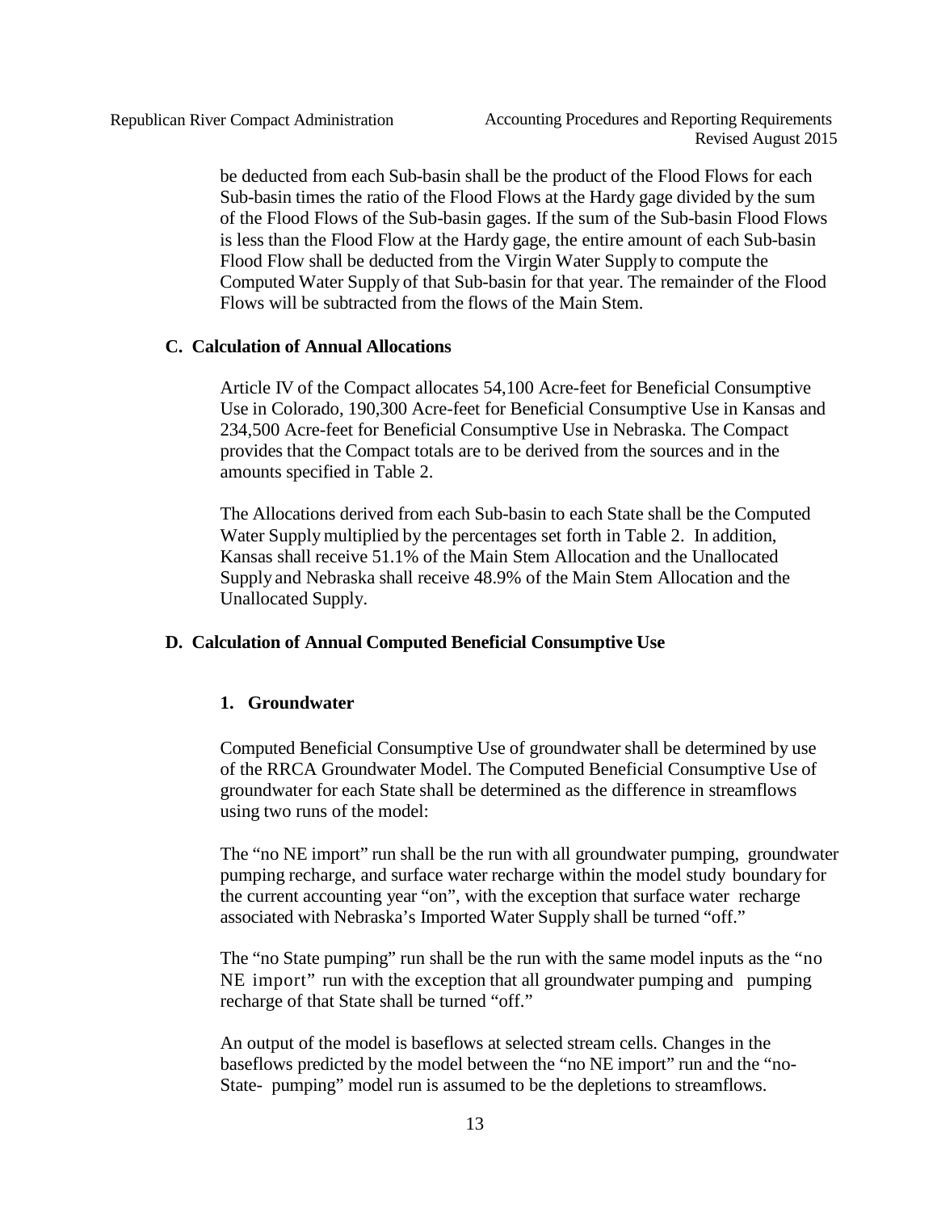be deducted from each Sub-basin shall be the product of the Flood Flows for each Sub-basin times the ratio of the Flood Flows at the Hardy gage divided by the sum of the Flood Flows of the Sub-basin gages. If the sum of the Sub-basin Flood Flows is less than the Flood Flow at the Hardy gage, the entire amount of each Sub-basin Flood Flow shall be deducted from the Virgin Water Supply to compute the Computed Water Supply of that Sub-basin for that year. The remainder of the Flood Flows will be subtracted from the flows of the Main Stem.

### C. Calculation of Annual Allocations

Article IV of the Compact allocates 54,100 Acre-feet for Beneficial Consumptive Use in Colorado, 190,300 Acre-feet for Beneficial Consumptive Use in Kansas and 234,500 Acre-feet for Beneficial Consumptive Use in Nebraska. The Compact provides that the Compact totals are to be derived from the sources and in the amounts specified in Table 2.

The Allocations derived from each Sub-basin to each State shall be the Computed Water Supply multiplied by the percentages set forth in Table 2. In addition, Kansas shall receive 51.1% of the Main Stem Allocation and the Unallocated Supply and Nebraska shall receive 48.9% of the Main Stem Allocation and the Unallocated Supply.

### D. Calculation of Annual Computed Beneficial Consumptive Use

#### 1. Groundwater

Computed Beneficial Consumptive Use of groundwater shall be determined by use of the RRCA Groundwater Model. The Computed Beneficial Consumptive Use of groundwater for each State shall be determined as the difference in streamflows using two runs of the model:

The "no NE import" run shall be the run with all groundwater pumping, groundwater pumping recharge, and surface water recharge within the model study boundary for the current accounting year "on", with the exception that surface water recharge associated with Nebraska's Imported Water Supply shall be turned "off."

The "no State pumping" run shall be the run with the same model inputs as the "no NE import" run with the exception that all groundwater pumping and pumping recharge of that State shall be turned "off."

An output of the model is baseflows at selected stream cells. Changes in the baseflows predicted by the model between the "no NE import" run and the "no-State- pumping" model run is assumed to be the depletions to streamflows.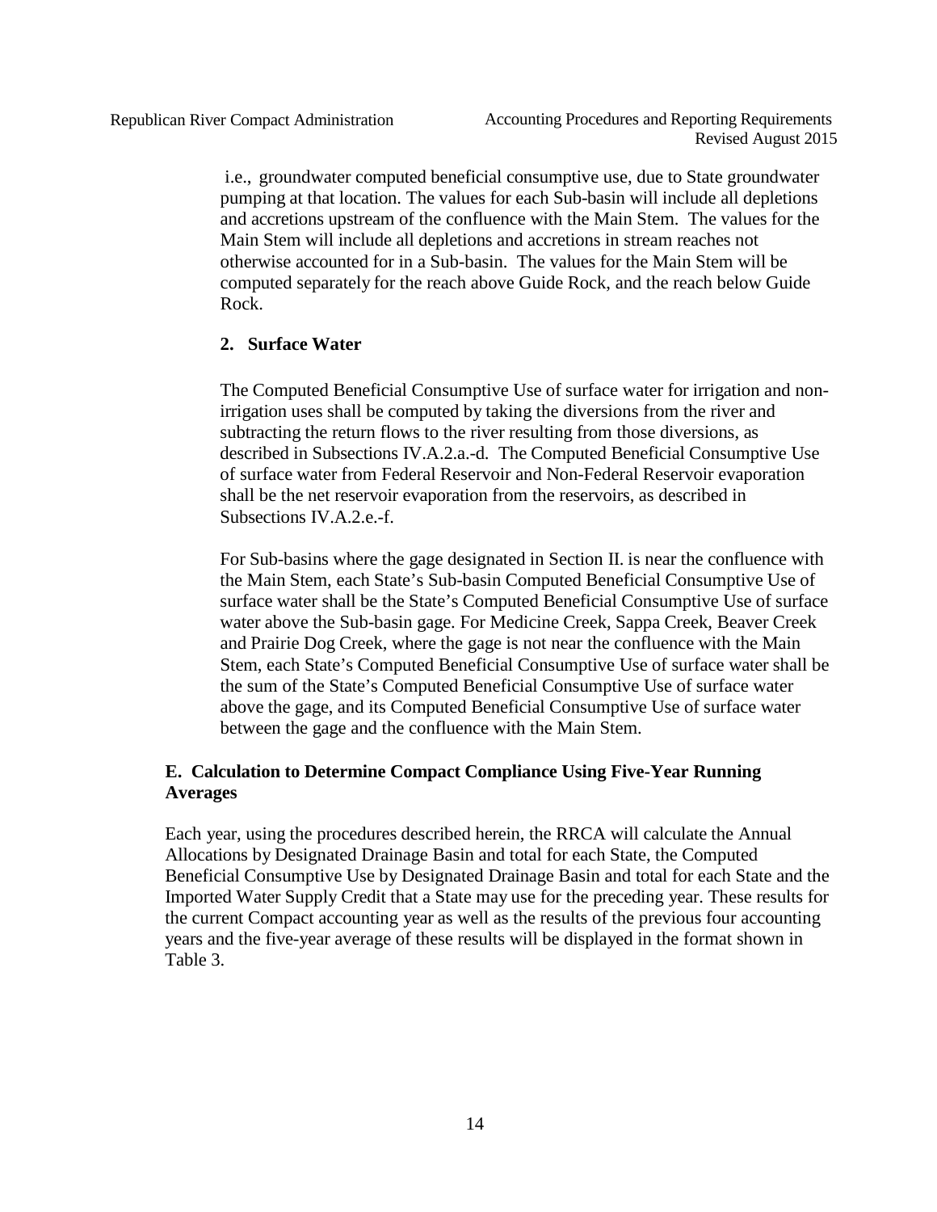i.e., groundwater computed beneficial consumptive use, due to State groundwater pumping at that location. The values for each Sub-basin will include all depletions and accretions upstream of the confluence with the Main Stem. The values for the Main Stem will include all depletions and accretions in stream reaches not otherwise accounted for in a Sub-basin. The values for the Main Stem will be computed separately for the reach above Guide Rock, and the reach below Guide Rock.

**2. Surface Water**

The Computed Beneficial Consumptive Use of surface water for irrigation and non-irrigation uses shall be computed by taking the diversions from the river and subtracting the return flows to the river resulting from those diversions, as described in Subsections IV.A.2.a.-d. The Computed Beneficial Consumptive Use of surface water from Federal Reservoir and Non-Federal Reservoir evaporation shall be the net reservoir evaporation from the reservoirs, as described in Subsections IV.A.2.e.-f.

For Sub-basins where the gage designated in Section II. is near the confluence with the Main Stem, each State's Sub-basin Computed Beneficial Consumptive Use of surface water shall be the State's Computed Beneficial Consumptive Use of surface water above the Sub-basin gage. For Medicine Creek, Sappa Creek, Beaver Creek and Prairie Dog Creek, where the gage is not near the confluence with the Main Stem, each State's Computed Beneficial Consumptive Use of surface water shall be the sum of the State's Computed Beneficial Consumptive Use of surface water above the gage, and its Computed Beneficial Consumptive Use of surface water between the gage and the confluence with the Main Stem.

### E. Calculation to Determine Compact Compliance Using Five-Year Running Averages

Each year, using the procedures described herein, the RRCA will calculate the Annual Allocations by Designated Drainage Basin and total for each State, the Computed Beneficial Consumptive Use by Designated Drainage Basin and total for each State and the Imported Water Supply Credit that a State may use for the preceding year. These results for the current Compact accounting year as well as the results of the previous four accounting years and the five-year average of these results will be displayed in the format shown in Table 3.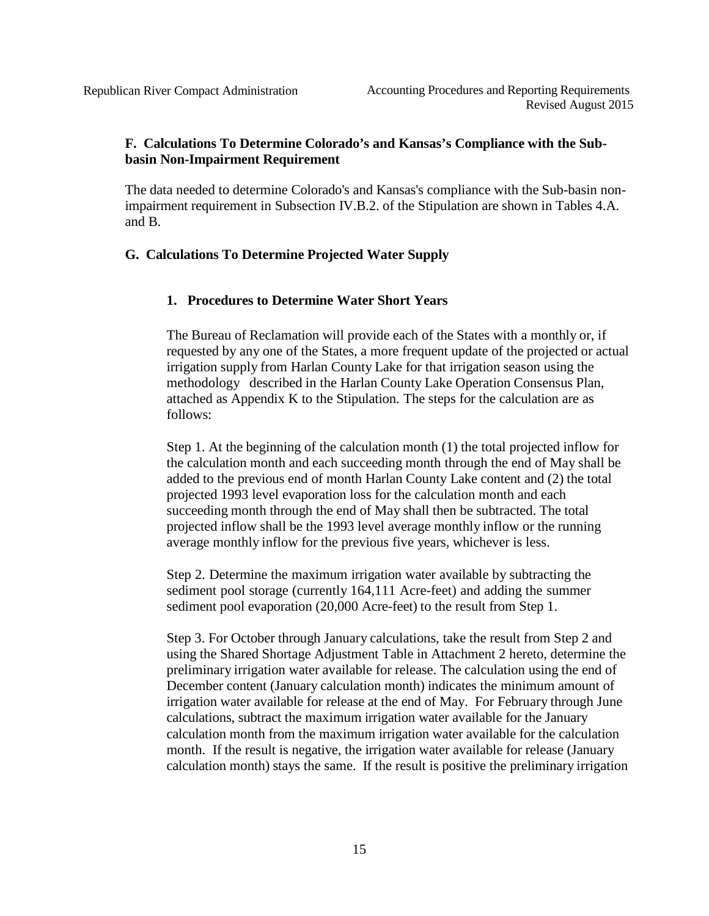### F. Calculations To Determine Colorado's and Kansas's Compliance with the Sub-basin Non-Impairment Requirement

The data needed to determine Colorado's and Kansas's compliance with the Sub-basin non-impairment requirement in Subsection IV.B.2. of the Stipulation are shown in Tables 4.A. and B.

### G. Calculations To Determine Projected Water Supply

#### 1. Procedures to Determine Water Short Years

The Bureau of Reclamation will provide each of the States with a monthly or, if requested by any one of the States, a more frequent update of the projected or actual irrigation supply from Harlan County Lake for that irrigation season using the methodology described in the Harlan County Lake Operation Consensus Plan, attached as Appendix K to the Stipulation. The steps for the calculation are as follows:

Step 1. At the beginning of the calculation month (1) the total projected inflow for the calculation month and each succeeding month through the end of May shall be added to the previous end of month Harlan County Lake content and (2) the total projected 1993 level evaporation loss for the calculation month and each succeeding month through the end of May shall then be subtracted. The total projected inflow shall be the 1993 level average monthly inflow or the running average monthly inflow for the previous five years, whichever is less.

Step 2. Determine the maximum irrigation water available by subtracting the sediment pool storage (currently 164,111 Acre-feet) and adding the summer sediment pool evaporation (20,000 Acre-feet) to the result from Step 1.

Step 3. For October through January calculations, take the result from Step 2 and using the Shared Shortage Adjustment Table in Attachment 2 hereto, determine the preliminary irrigation water available for release. The calculation using the end of December content (January calculation month) indicates the minimum amount of irrigation water available for release at the end of May. For February through June calculations, subtract the maximum irrigation water available for the January calculation month from the maximum irrigation water available for the calculation month. If the result is negative, the irrigation water available for release (January calculation month) stays the same. If the result is positive the preliminary irrigation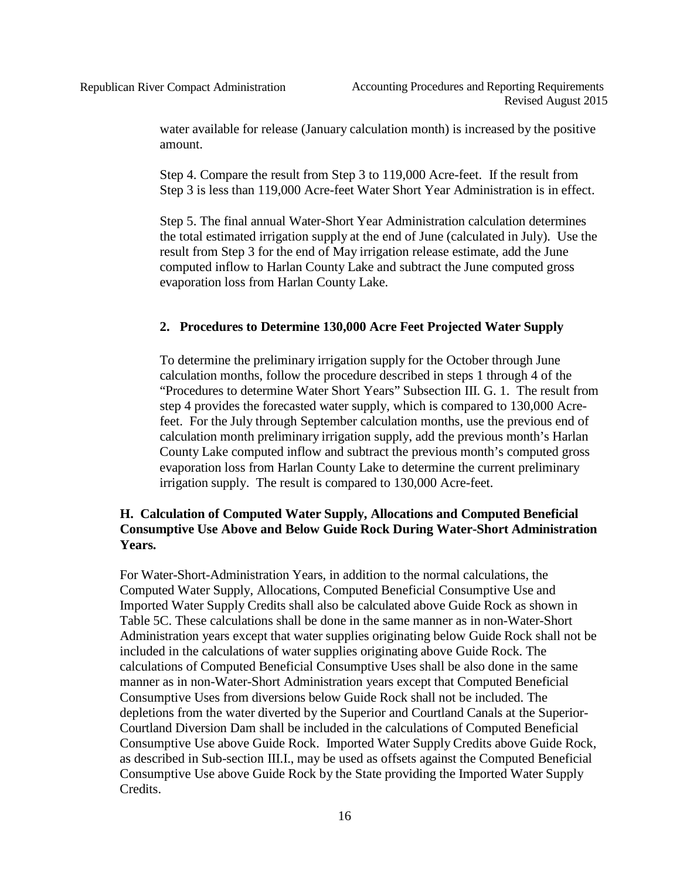water available for release (January calculation month) is increased by the positive amount.

Step 4. Compare the result from Step 3 to 119,000 Acre-feet. If the result from Step 3 is less than 119,000 Acre-feet Water Short Year Administration is in effect.

Step 5. The final annual Water-Short Year Administration calculation determines the total estimated irrigation supply at the end of June (calculated in July). Use the result from Step 3 for the end of May irrigation release estimate, add the June computed inflow to Harlan County Lake and subtract the June computed gross evaporation loss from Harlan County Lake.

### 2. Procedures to Determine 130,000 Acre Feet Projected Water Supply

To determine the preliminary irrigation supply for the October through June calculation months, follow the procedure described in steps 1 through 4 of the "Procedures to determine Water Short Years" Subsection III. G. 1. The result from step 4 provides the forecasted water supply, which is compared to 130,000 Acre-feet. For the July through September calculation months, use the previous end of calculation month preliminary irrigation supply, add the previous month's Harlan County Lake computed inflow and subtract the previous month's computed gross evaporation loss from Harlan County Lake to determine the current preliminary irrigation supply. The result is compared to 130,000 Acre-feet.

## H. Calculation of Computed Water Supply, Allocations and Computed Beneficial Consumptive Use Above and Below Guide Rock During Water-Short Administration Years.

For Water-Short-Administration Years, in addition to the normal calculations, the Computed Water Supply, Allocations, Computed Beneficial Consumptive Use and Imported Water Supply Credits shall also be calculated above Guide Rock as shown in Table 5C. These calculations shall be done in the same manner as in non-Water-Short Administration years except that water supplies originating below Guide Rock shall not be included in the calculations of water supplies originating above Guide Rock. The calculations of Computed Beneficial Consumptive Uses shall be also done in the same manner as in non-Water-Short Administration years except that Computed Beneficial Consumptive Uses from diversions below Guide Rock shall not be included. The depletions from the water diverted by the Superior and Courtland Canals at the Superior-Courtland Diversion Dam shall be included in the calculations of Computed Beneficial Consumptive Use above Guide Rock. Imported Water Supply Credits above Guide Rock, as described in Sub-section III.I., may be used as offsets against the Computed Beneficial Consumptive Use above Guide Rock by the State providing the Imported Water Supply Credits.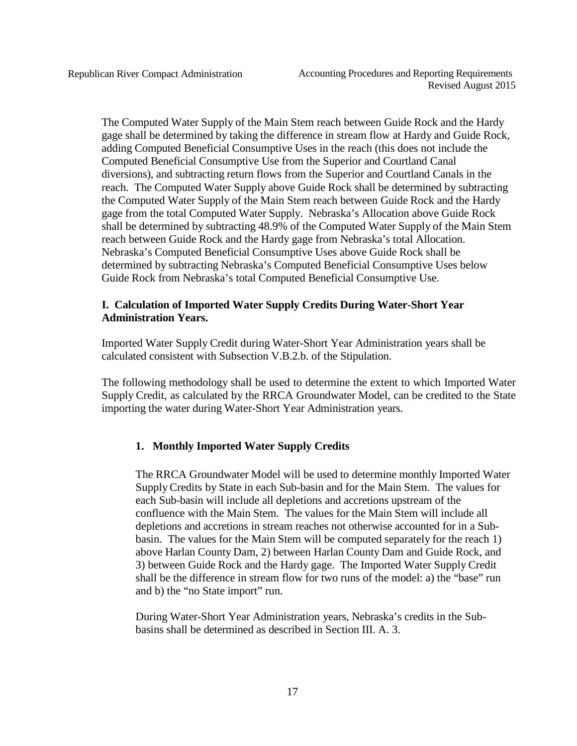The Computed Water Supply of the Main Stem reach between Guide Rock and the Hardy gage shall be determined by taking the difference in stream flow at Hardy and Guide Rock, adding Computed Beneficial Consumptive Uses in the reach (this does not include the Computed Beneficial Consumptive Use from the Superior and Courtland Canal diversions), and subtracting return flows from the Superior and Courtland Canals in the reach. The Computed Water Supply above Guide Rock shall be determined by subtracting the Computed Water Supply of the Main Stem reach between Guide Rock and the Hardy gage from the total Computed Water Supply. Nebraska's Allocation above Guide Rock shall be determined by subtracting 48.9% of the Computed Water Supply of the Main Stem reach between Guide Rock and the Hardy gage from Nebraska's total Allocation. Nebraska's Computed Beneficial Consumptive Uses above Guide Rock shall be determined by subtracting Nebraska's Computed Beneficial Consumptive Uses below Guide Rock from Nebraska's total Computed Beneficial Consumptive Use.

## I. Calculation of Imported Water Supply Credits During Water-Short Year Administration Years.

Imported Water Supply Credit during Water-Short Year Administration years shall be calculated consistent with Subsection V.B.2.b. of the Stipulation.

The following methodology shall be used to determine the extent to which Imported Water Supply Credit, as calculated by the RRCA Groundwater Model, can be credited to the State importing the water during Water-Short Year Administration years.

### 1. Monthly Imported Water Supply Credits

The RRCA Groundwater Model will be used to determine monthly Imported Water Supply Credits by State in each Sub-basin and for the Main Stem. The values for each Sub-basin will include all depletions and accretions upstream of the confluence with the Main Stem. The values for the Main Stem will include all depletions and accretions in stream reaches not otherwise accounted for in a Sub-basin. The values for the Main Stem will be computed separately for the reach 1) above Harlan County Dam, 2) between Harlan County Dam and Guide Rock, and 3) between Guide Rock and the Hardy gage. The Imported Water Supply Credit shall be the difference in stream flow for two runs of the model: a) the "base" run and b) the "no State import" run.

During Water-Short Year Administration years, Nebraska's credits in the Sub-basins shall be determined as described in Section III. A. 3.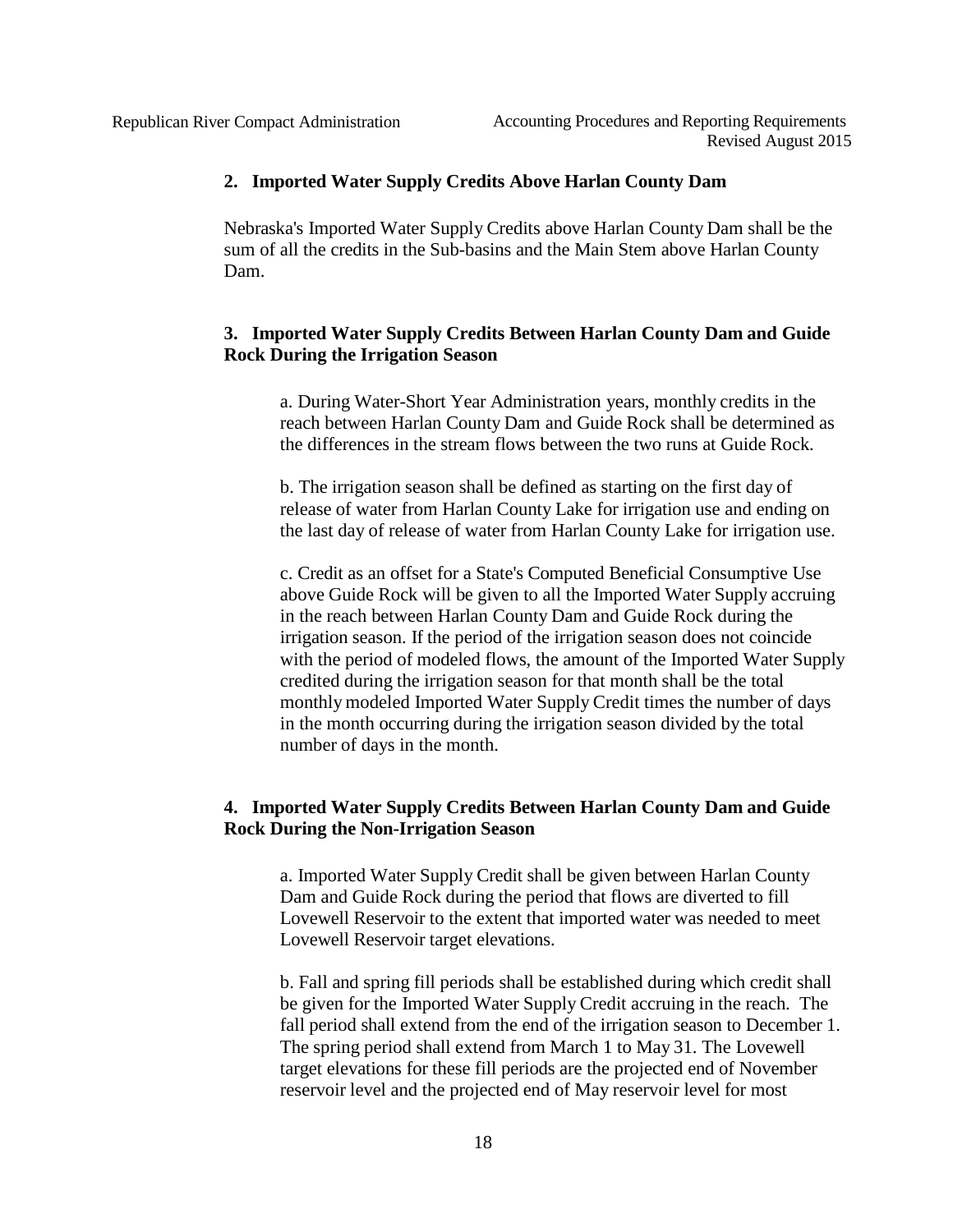**2. Imported Water Supply Credits Above Harlan County Dam**

Nebraska's Imported Water Supply Credits above Harlan County Dam shall be the sum of all the credits in the Sub-basins and the Main Stem above Harlan County Dam.

**3. Imported Water Supply Credits Between Harlan County Dam and Guide Rock During the Irrigation Season**

a. During Water-Short Year Administration years, monthly credits in the reach between Harlan County Dam and Guide Rock shall be determined as the differences in the stream flows between the two runs at Guide Rock.

b. The irrigation season shall be defined as starting on the first day of release of water from Harlan County Lake for irrigation use and ending on the last day of release of water from Harlan County Lake for irrigation use.

c. Credit as an offset for a State's Computed Beneficial Consumptive Use above Guide Rock will be given to all the Imported Water Supply accruing in the reach between Harlan County Dam and Guide Rock during the irrigation season. If the period of the irrigation season does not coincide with the period of modeled flows, the amount of the Imported Water Supply credited during the irrigation season for that month shall be the total monthly modeled Imported Water Supply Credit times the number of days in the month occurring during the irrigation season divided by the total number of days in the month.

**4. Imported Water Supply Credits Between Harlan County Dam and Guide Rock During the Non-Irrigation Season**

a. Imported Water Supply Credit shall be given between Harlan County Dam and Guide Rock during the period that flows are diverted to fill Lovewell Reservoir to the extent that imported water was needed to meet Lovewell Reservoir target elevations.

b. Fall and spring fill periods shall be established during which credit shall be given for the Imported Water Supply Credit accruing in the reach. The fall period shall extend from the end of the irrigation season to December 1. The spring period shall extend from March 1 to May 31. The Lovewell target elevations for these fill periods are the projected end of November reservoir level and the projected end of May reservoir level for most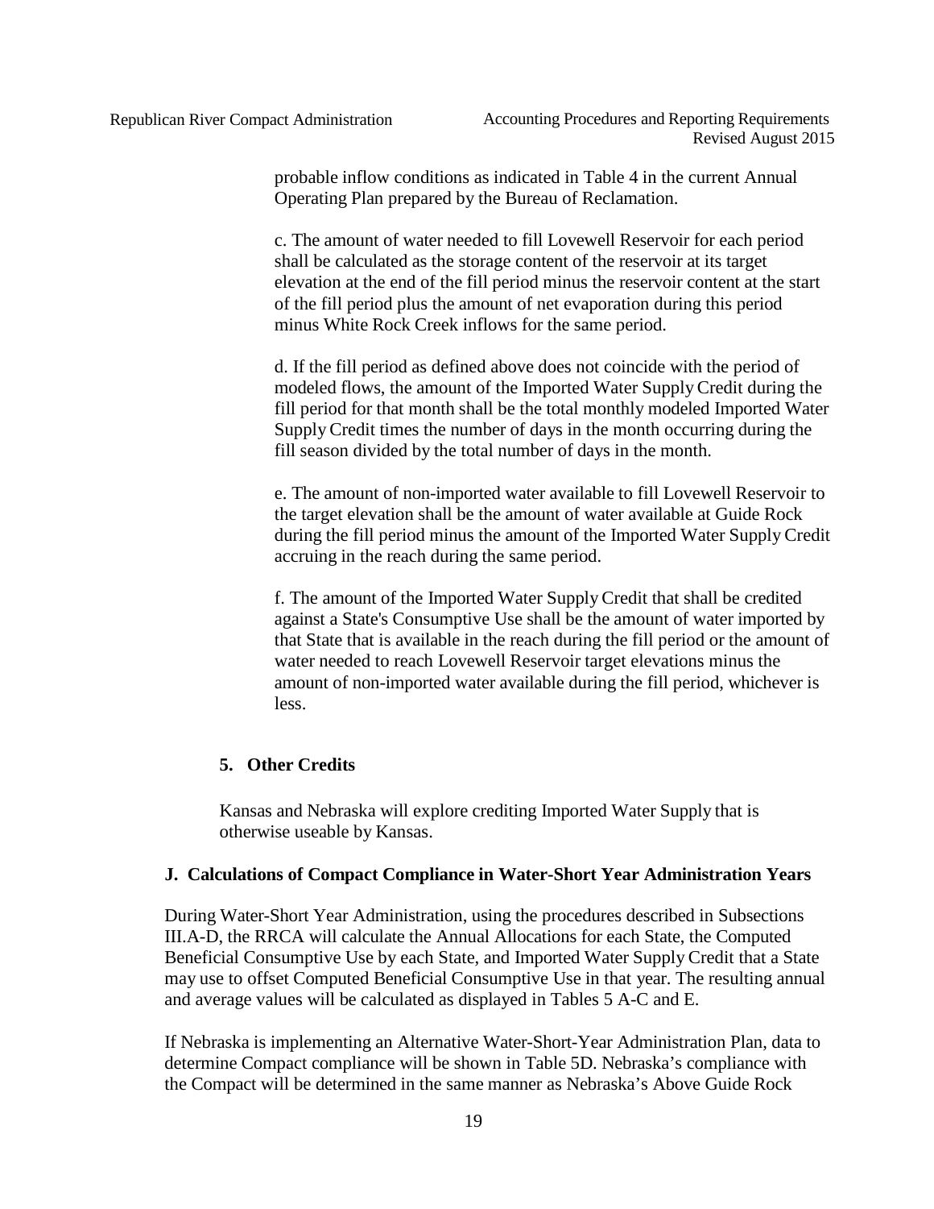probable inflow conditions as indicated in Table 4 in the current Annual Operating Plan prepared by the Bureau of Reclamation.

c. The amount of water needed to fill Lovewell Reservoir for each period shall be calculated as the storage content of the reservoir at its target elevation at the end of the fill period minus the reservoir content at the start of the fill period plus the amount of net evaporation during this period minus White Rock Creek inflows for the same period.

d. If the fill period as defined above does not coincide with the period of modeled flows, the amount of the Imported Water Supply Credit during the fill period for that month shall be the total monthly modeled Imported Water Supply Credit times the number of days in the month occurring during the fill season divided by the total number of days in the month.

e. The amount of non-imported water available to fill Lovewell Reservoir to the target elevation shall be the amount of water available at Guide Rock during the fill period minus the amount of the Imported Water Supply Credit accruing in the reach during the same period.

f. The amount of the Imported Water Supply Credit that shall be credited against a State's Consumptive Use shall be the amount of water imported by that State that is available in the reach during the fill period or the amount of water needed to reach Lovewell Reservoir target elevations minus the amount of non-imported water available during the fill period, whichever is less.

### 5. Other Credits

Kansas and Nebraska will explore crediting Imported Water Supply that is otherwise useable by Kansas.

## J. Calculations of Compact Compliance in Water-Short Year Administration Years

During Water-Short Year Administration, using the procedures described in Subsections III.A-D, the RRCA will calculate the Annual Allocations for each State, the Computed Beneficial Consumptive Use by each State, and Imported Water Supply Credit that a State may use to offset Computed Beneficial Consumptive Use in that year. The resulting annual and average values will be calculated as displayed in Tables 5 A-C and E.

If Nebraska is implementing an Alternative Water-Short-Year Administration Plan, data to determine Compact compliance will be shown in Table 5D. Nebraska's compliance with the Compact will be determined in the same manner as Nebraska's Above Guide Rock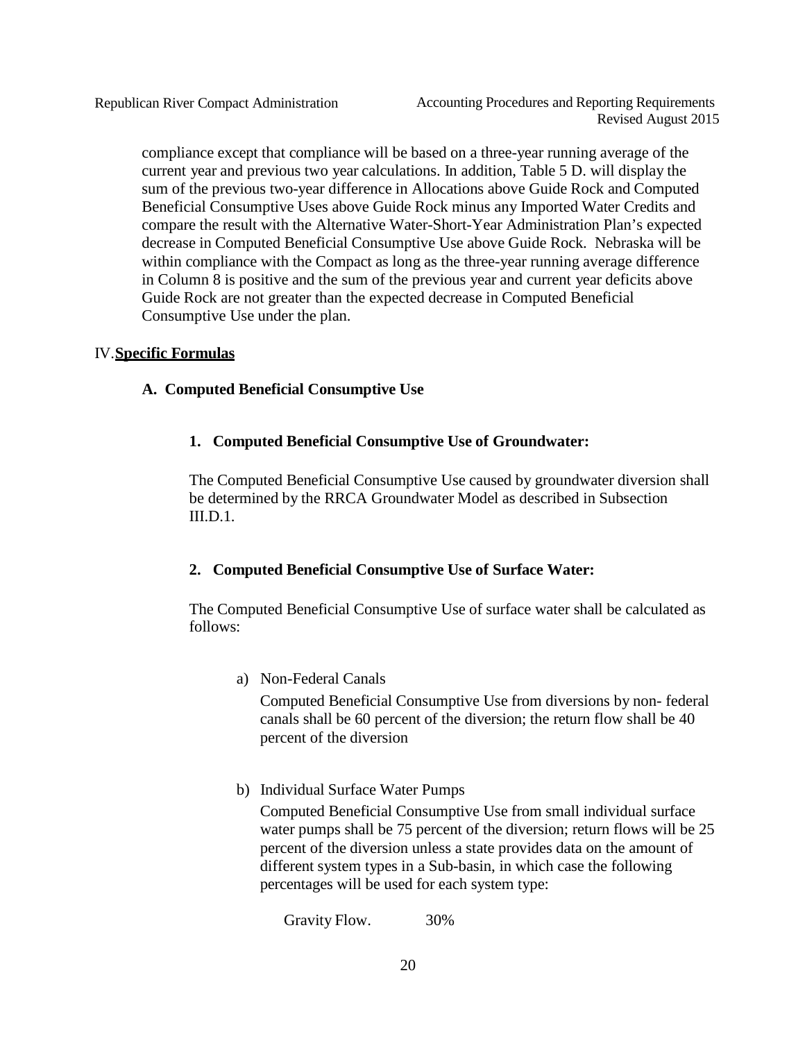compliance except that compliance will be based on a three-year running average of the current year and previous two year calculations. In addition, Table 5 D. will display the sum of the previous two-year difference in Allocations above Guide Rock and Computed Beneficial Consumptive Uses above Guide Rock minus any Imported Water Credits and compare the result with the Alternative Water-Short-Year Administration Plan's expected decrease in Computed Beneficial Consumptive Use above Guide Rock. Nebraska will be within compliance with the Compact as long as the three-year running average difference in Column 8 is positive and the sum of the previous year and current year deficits above Guide Rock are not greater than the expected decrease in Computed Beneficial Consumptive Use under the plan.

## IV. Specific Formulas

### A. Computed Beneficial Consumptive Use

#### 1. Computed Beneficial Consumptive Use of Groundwater:

The Computed Beneficial Consumptive Use caused by groundwater diversion shall be determined by the RRCA Groundwater Model as described in Subsection III.D.1.

#### 2. Computed Beneficial Consumptive Use of Surface Water:

The Computed Beneficial Consumptive Use of surface water shall be calculated as follows:

a) Non-Federal Canals

   Computed Beneficial Consumptive Use from diversions by non- federal canals shall be 60 percent of the diversion; the return flow shall be 40 percent of the diversion

b) Individual Surface Water Pumps

   Computed Beneficial Consumptive Use from small individual surface water pumps shall be 75 percent of the diversion; return flows will be 25 percent of the diversion unless a state provides data on the amount of different system types in a Sub-basin, in which case the following percentages will be used for each system type:

   Gravity Flow. 30%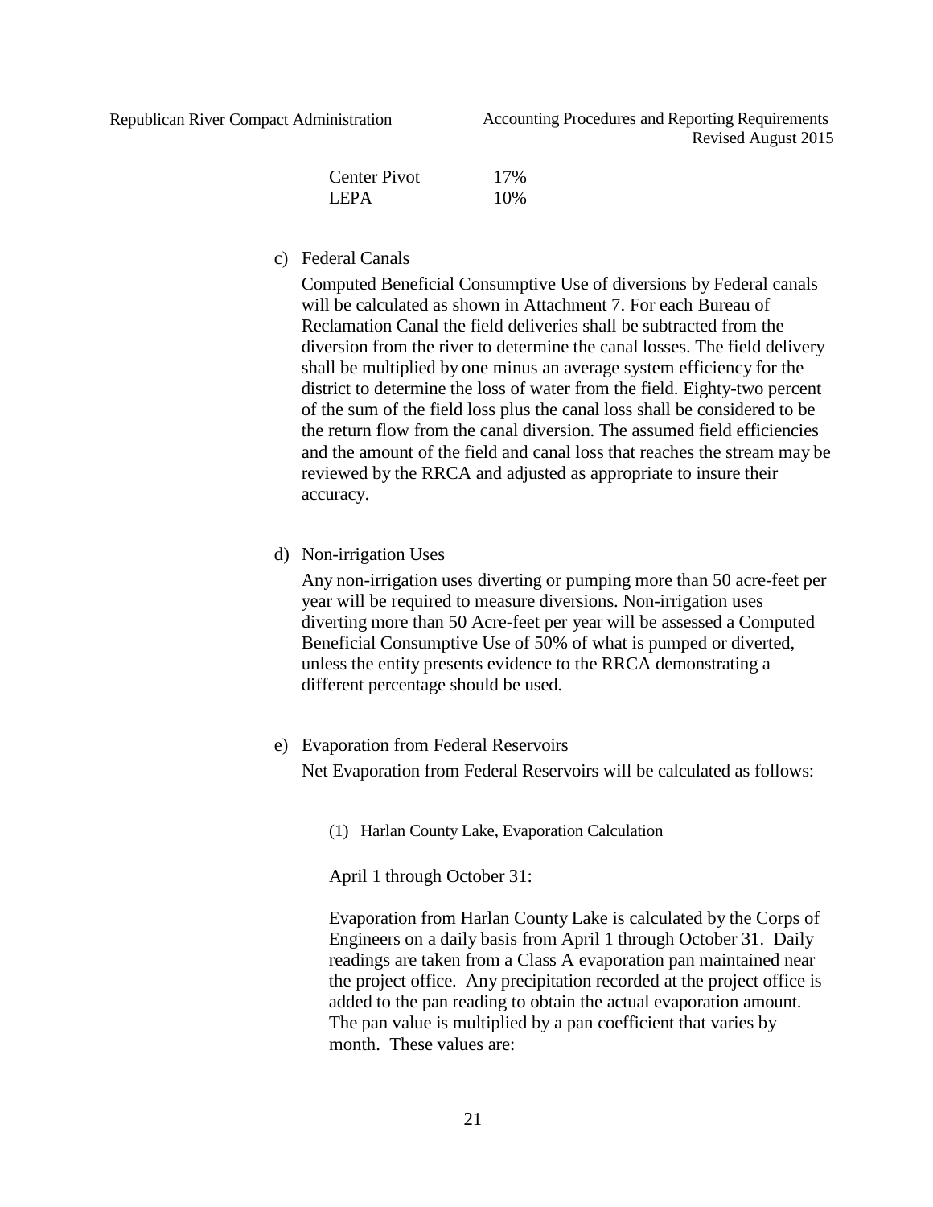| | |
|---|---|
| Center Pivot | 17% |
| LEPA | 10% |

c) Federal Canals

Computed Beneficial Consumptive Use of diversions by Federal canals will be calculated as shown in Attachment 7. For each Bureau of Reclamation Canal the field deliveries shall be subtracted from the diversion from the river to determine the canal losses. The field delivery shall be multiplied by one minus an average system efficiency for the district to determine the loss of water from the field. Eighty-two percent of the sum of the field loss plus the canal loss shall be considered to be the return flow from the canal diversion. The assumed field efficiencies and the amount of the field and canal loss that reaches the stream may be reviewed by the RRCA and adjusted as appropriate to insure their accuracy.

d) Non-irrigation Uses

Any non-irrigation uses diverting or pumping more than 50 acre-feet per year will be required to measure diversions. Non-irrigation uses diverting more than 50 Acre-feet per year will be assessed a Computed Beneficial Consumptive Use of 50% of what is pumped or diverted, unless the entity presents evidence to the RRCA demonstrating a different percentage should be used.

e) Evaporation from Federal Reservoirs

Net Evaporation from Federal Reservoirs will be calculated as follows:

(1) Harlan County Lake, Evaporation Calculation

April 1 through October 31:

Evaporation from Harlan County Lake is calculated by the Corps of Engineers on a daily basis from April 1 through October 31. Daily readings are taken from a Class A evaporation pan maintained near the project office. Any precipitation recorded at the project office is added to the pan reading to obtain the actual evaporation amount. The pan value is multiplied by a pan coefficient that varies by month. These values are: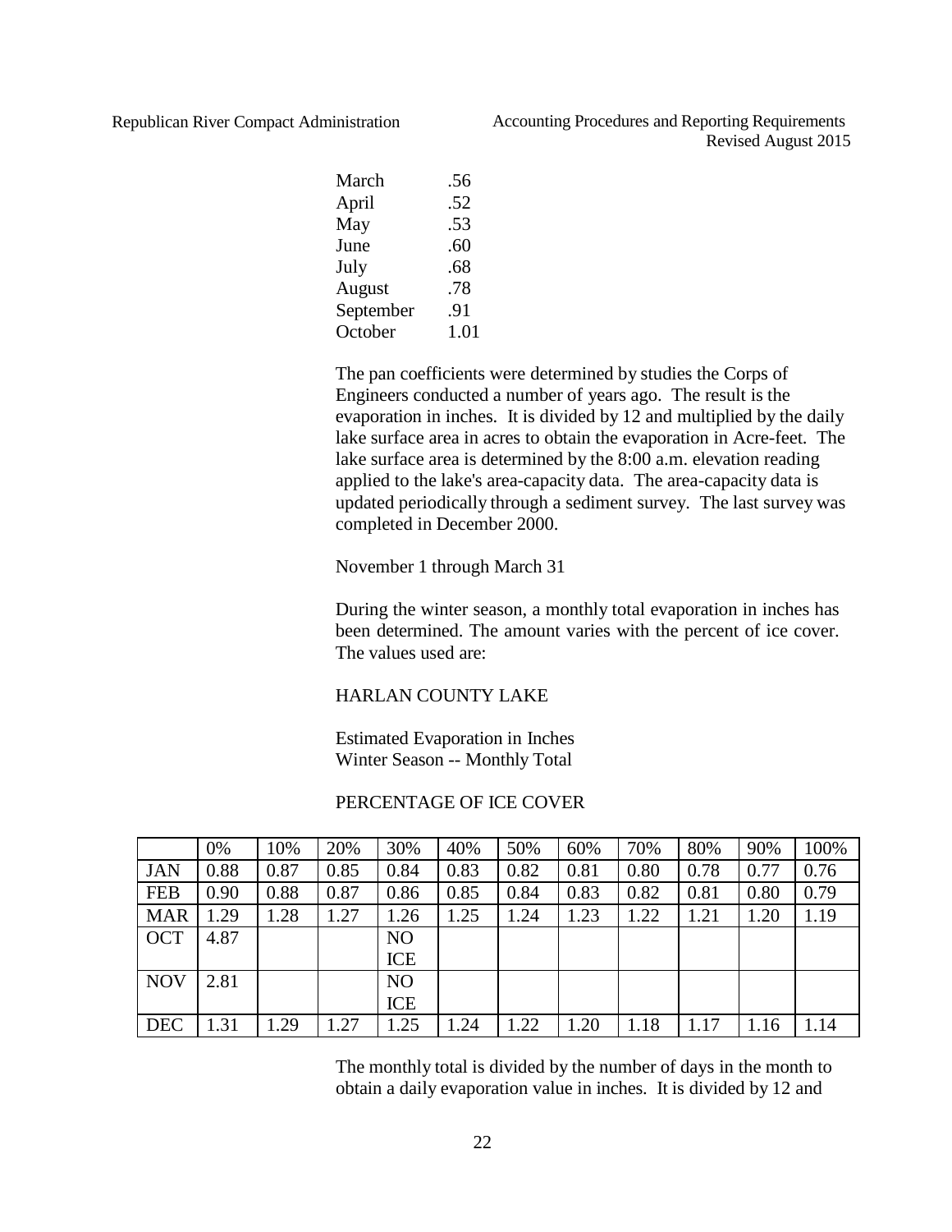| | |
|---|---|
| March | .56 |
| April | .52 |
| May | .53 |
| June | .60 |
| July | .68 |
| August | .78 |
| September | .91 |
| October | 1.01 |

The pan coefficients were determined by studies the Corps of Engineers conducted a number of years ago. The result is the evaporation in inches. It is divided by 12 and multiplied by the daily lake surface area in acres to obtain the evaporation in Acre-feet. The lake surface area is determined by the 8:00 a.m. elevation reading applied to the lake's area-capacity data. The area-capacity data is updated periodically through a sediment survey. The last survey was completed in December 2000.

November 1 through March 31

During the winter season, a monthly total evaporation in inches has been determined. The amount varies with the percent of ice cover. The values used are:

HARLAN COUNTY LAKE

Estimated Evaporation in Inches
Winter Season -- Monthly Total

PERCENTAGE OF ICE COVER

| | 0% | 10% | 20% | 30% | 40% | 50% | 60% | 70% | 80% | 90% | 100% |
|---|---|---|---|---|---|---|---|---|---|---|---|
| JAN | 0.88 | 0.87 | 0.85 | 0.84 | 0.83 | 0.82 | 0.81 | 0.80 | 0.78 | 0.77 | 0.76 |
| FEB | 0.90 | 0.88 | 0.87 | 0.86 | 0.85 | 0.84 | 0.83 | 0.82 | 0.81 | 0.80 | 0.79 |
| MAR | 1.29 | 1.28 | 1.27 | 1.26 | 1.25 | 1.24 | 1.23 | 1.22 | 1.21 | 1.20 | 1.19 |
| OCT | 4.87 | | | NO ICE | | | | | | | |
| NOV | 2.81 | | | NO ICE | | | | | | | |
| DEC | 1.31 | 1.29 | 1.27 | 1.25 | 1.24 | 1.22 | 1.20 | 1.18 | 1.17 | 1.16 | 1.14 |

The monthly total is divided by the number of days in the month to obtain a daily evaporation value in inches. It is divided by 12 and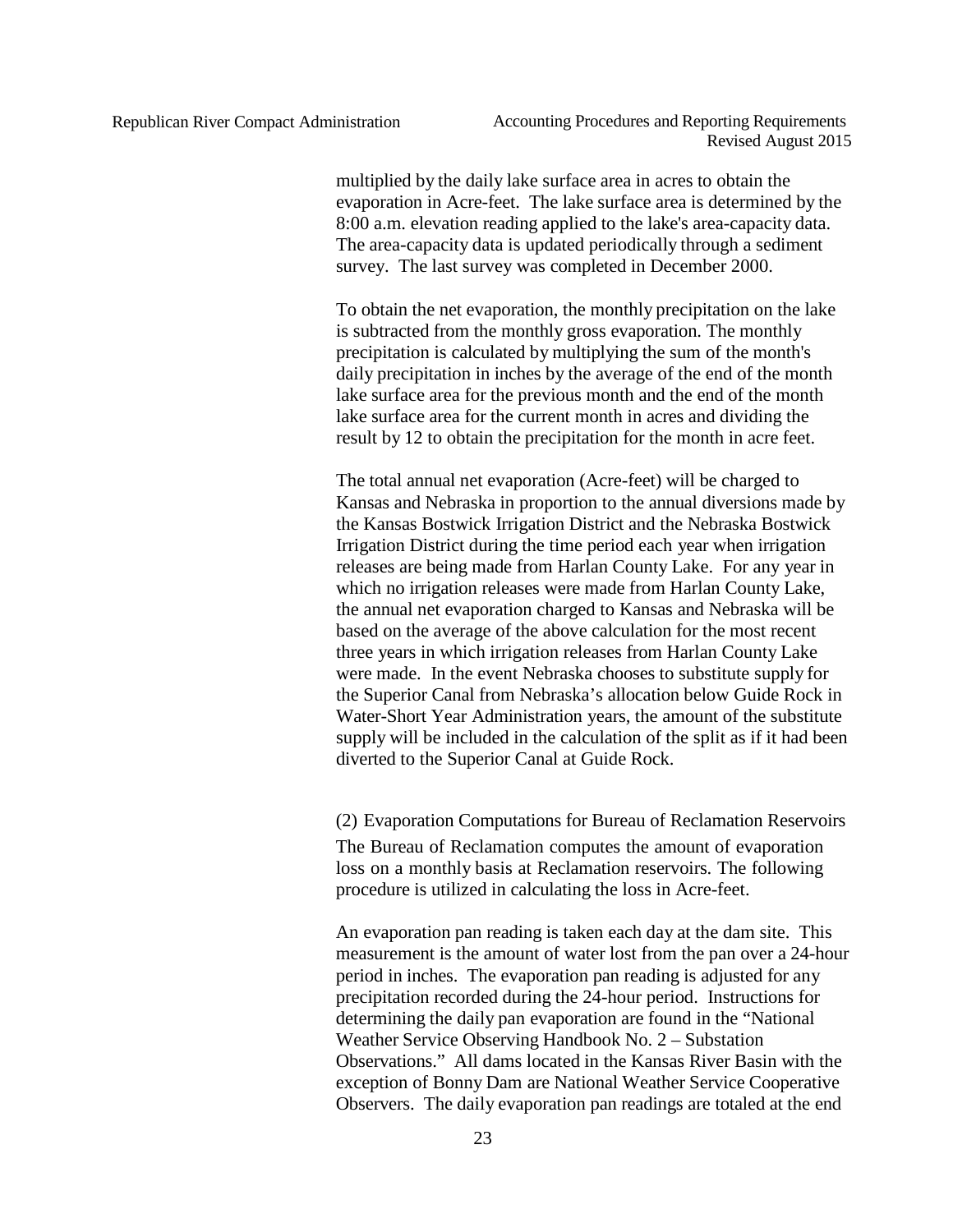multiplied by the daily lake surface area in acres to obtain the evaporation in Acre-feet. The lake surface area is determined by the 8:00 a.m. elevation reading applied to the lake's area-capacity data. The area-capacity data is updated periodically through a sediment survey. The last survey was completed in December 2000.

To obtain the net evaporation, the monthly precipitation on the lake is subtracted from the monthly gross evaporation. The monthly precipitation is calculated by multiplying the sum of the month's daily precipitation in inches by the average of the end of the month lake surface area for the previous month and the end of the month lake surface area for the current month in acres and dividing the result by 12 to obtain the precipitation for the month in acre feet.

The total annual net evaporation (Acre-feet) will be charged to Kansas and Nebraska in proportion to the annual diversions made by the Kansas Bostwick Irrigation District and the Nebraska Bostwick Irrigation District during the time period each year when irrigation releases are being made from Harlan County Lake. For any year in which no irrigation releases were made from Harlan County Lake, the annual net evaporation charged to Kansas and Nebraska will be based on the average of the above calculation for the most recent three years in which irrigation releases from Harlan County Lake were made. In the event Nebraska chooses to substitute supply for the Superior Canal from Nebraska's allocation below Guide Rock in Water-Short Year Administration years, the amount of the substitute supply will be included in the calculation of the split as if it had been diverted to the Superior Canal at Guide Rock.

(2) Evaporation Computations for Bureau of Reclamation Reservoirs

The Bureau of Reclamation computes the amount of evaporation loss on a monthly basis at Reclamation reservoirs. The following procedure is utilized in calculating the loss in Acre-feet.

An evaporation pan reading is taken each day at the dam site. This measurement is the amount of water lost from the pan over a 24-hour period in inches. The evaporation pan reading is adjusted for any precipitation recorded during the 24-hour period. Instructions for determining the daily pan evaporation are found in the "National Weather Service Observing Handbook No. 2 – Substation Observations." All dams located in the Kansas River Basin with the exception of Bonny Dam are National Weather Service Cooperative Observers. The daily evaporation pan readings are totaled at the end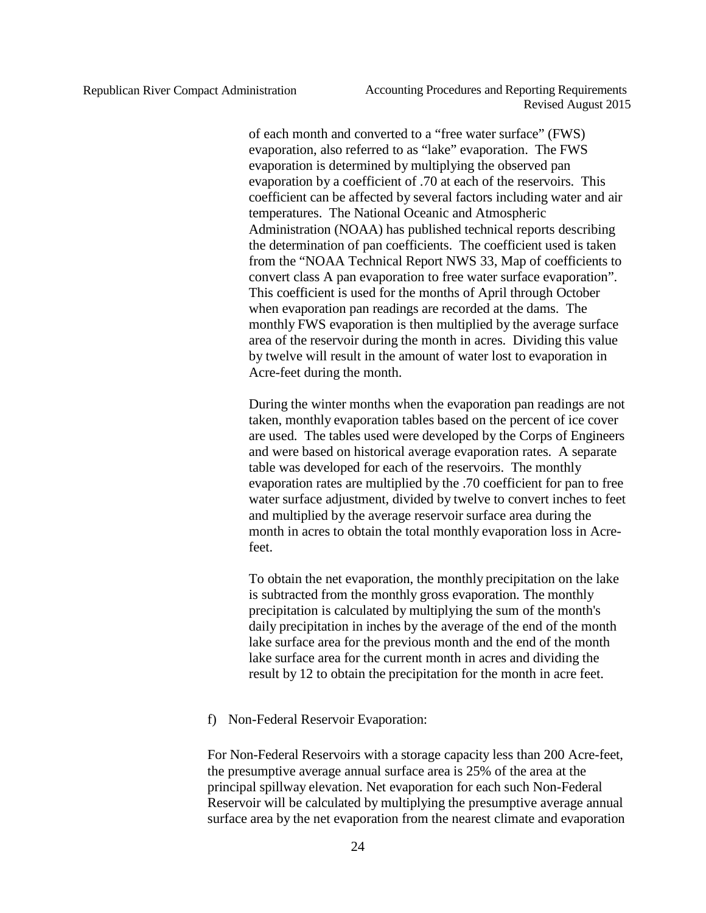of each month and converted to a "free water surface" (FWS) evaporation, also referred to as "lake" evaporation. The FWS evaporation is determined by multiplying the observed pan evaporation by a coefficient of .70 at each of the reservoirs. This coefficient can be affected by several factors including water and air temperatures. The National Oceanic and Atmospheric Administration (NOAA) has published technical reports describing the determination of pan coefficients. The coefficient used is taken from the "NOAA Technical Report NWS 33, Map of coefficients to convert class A pan evaporation to free water surface evaporation". This coefficient is used for the months of April through October when evaporation pan readings are recorded at the dams. The monthly FWS evaporation is then multiplied by the average surface area of the reservoir during the month in acres. Dividing this value by twelve will result in the amount of water lost to evaporation in Acre-feet during the month.

During the winter months when the evaporation pan readings are not taken, monthly evaporation tables based on the percent of ice cover are used. The tables used were developed by the Corps of Engineers and were based on historical average evaporation rates. A separate table was developed for each of the reservoirs. The monthly evaporation rates are multiplied by the .70 coefficient for pan to free water surface adjustment, divided by twelve to convert inches to feet and multiplied by the average reservoir surface area during the month in acres to obtain the total monthly evaporation loss in Acre-feet.

To obtain the net evaporation, the monthly precipitation on the lake is subtracted from the monthly gross evaporation. The monthly precipitation is calculated by multiplying the sum of the month's daily precipitation in inches by the average of the end of the month lake surface area for the previous month and the end of the month lake surface area for the current month in acres and dividing the result by 12 to obtain the precipitation for the month in acre feet.

f) Non-Federal Reservoir Evaporation:

For Non-Federal Reservoirs with a storage capacity less than 200 Acre-feet, the presumptive average annual surface area is 25% of the area at the principal spillway elevation. Net evaporation for each such Non-Federal Reservoir will be calculated by multiplying the presumptive average annual surface area by the net evaporation from the nearest climate and evaporation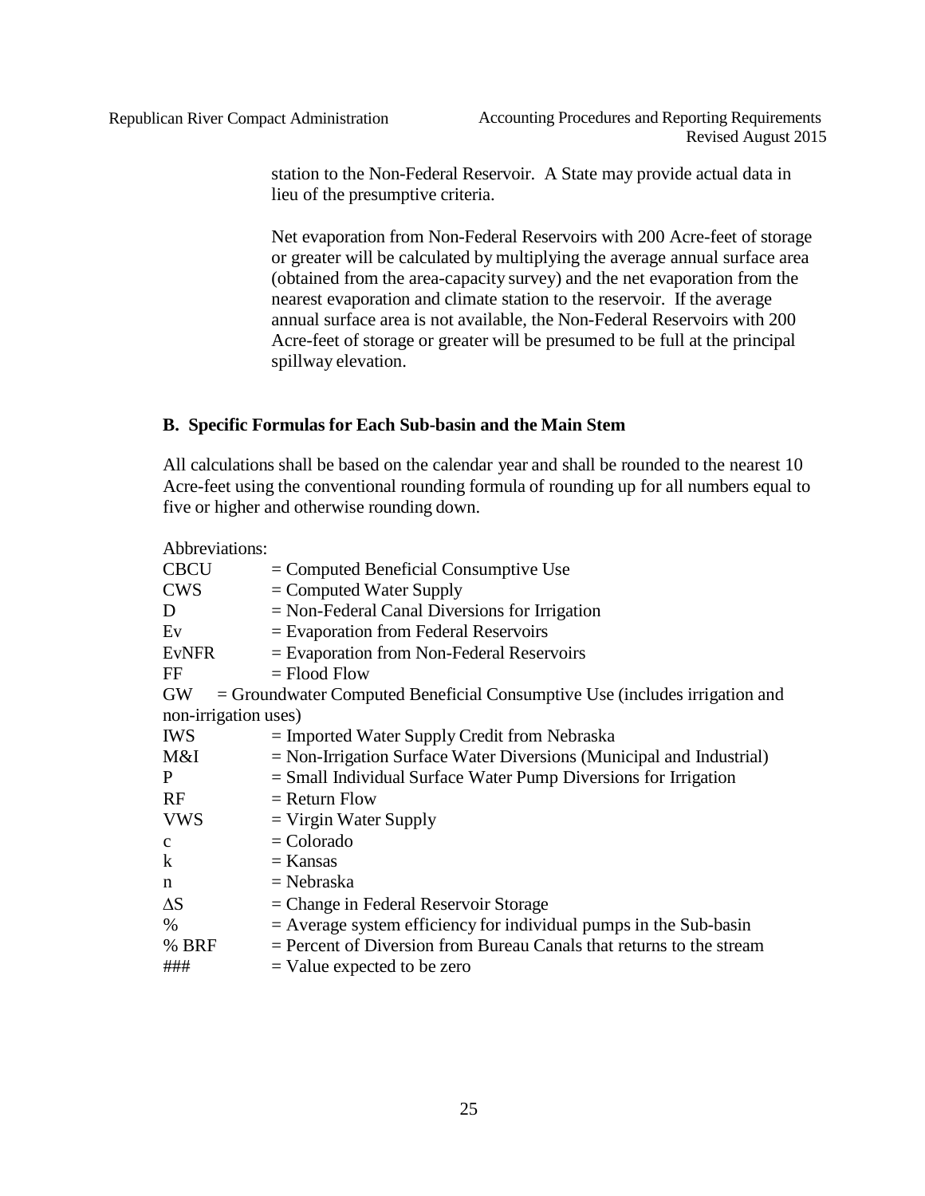station to the Non-Federal Reservoir. A State may provide actual data in lieu of the presumptive criteria.

Net evaporation from Non-Federal Reservoirs with 200 Acre-feet of storage or greater will be calculated by multiplying the average annual surface area (obtained from the area-capacity survey) and the net evaporation from the nearest evaporation and climate station to the reservoir. If the average annual surface area is not available, the Non-Federal Reservoirs with 200 Acre-feet of storage or greater will be presumed to be full at the principal spillway elevation.

### B. Specific Formulas for Each Sub-basin and the Main Stem

All calculations shall be based on the calendar year and shall be rounded to the nearest 10 Acre-feet using the conventional rounding formula of rounding up for all numbers equal to five or higher and otherwise rounding down.

Abbreviations:

| | |
|---|---|
| CBCU | = Computed Beneficial Consumptive Use |
| CWS | = Computed Water Supply |
| D | = Non-Federal Canal Diversions for Irrigation |
| Ev | = Evaporation from Federal Reservoirs |
| EvNFR | = Evaporation from Non-Federal Reservoirs |
| FF | = Flood Flow |
| GW | = Groundwater Computed Beneficial Consumptive Use (includes irrigation and non-irrigation uses) |
| IWS | = Imported Water Supply Credit from Nebraska |
| M&I | = Non-Irrigation Surface Water Diversions (Municipal and Industrial) |
| P | = Small Individual Surface Water Pump Diversions for Irrigation |
| RF | = Return Flow |
| VWS | = Virgin Water Supply |
| c | = Colorado |
| k | = Kansas |
| n | = Nebraska |
| $\Delta S$ | = Change in Federal Reservoir Storage |
| % | = Average system efficiency for individual pumps in the Sub-basin |
| % BRF | = Percent of Diversion from Bureau Canals that returns to the stream |
| ### | = Value expected to be zero |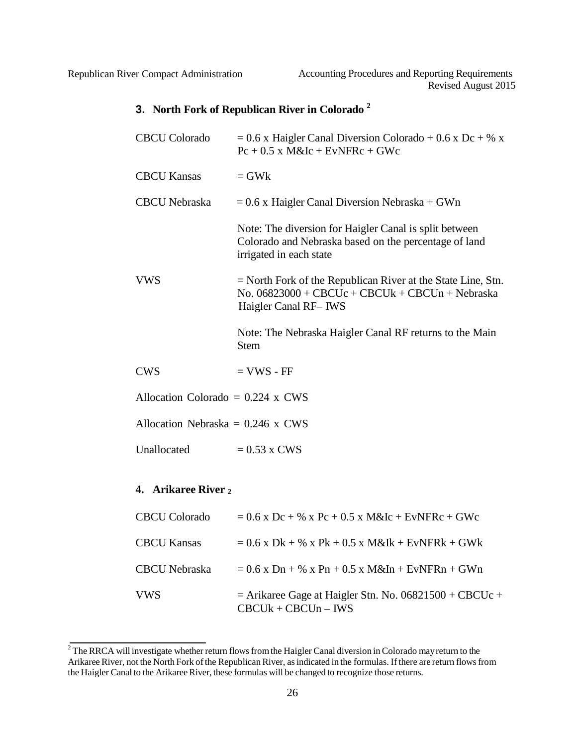### 3. North Fork of Republican River in Colorado [2]

CBCU Colorado = 0.6 x Haigler Canal Diversion Colorado + 0.6 x Dc + % x Pc + 0.5 x M&Ic + EvNFRc + GWc

CBCU Kansas = GWk

CBCU Nebraska = 0.6 x Haigler Canal Diversion Nebraska + GWn

Note: The diversion for Haigler Canal is split between Colorado and Nebraska based on the percentage of land irrigated in each state

VWS = North Fork of the Republican River at the State Line, Stn. No. 06823000 + CBCUc + CBCUk + CBCUn + Nebraska Haigler Canal RF– IWS

Note: The Nebraska Haigler Canal RF returns to the Main Stem

CWS = VWS - FF

Allocation Colorado = 0.224 x CWS

Allocation Nebraska = 0.246 x CWS

Unallocated = 0.53 x CWS

### 4. Arikaree River [2]

CBCU Colorado = 0.6 x Dc + % x Pc + 0.5 x M&Ic + EvNFRc + GWc

CBCU Kansas = 0.6 x Dk + % x Pk + 0.5 x M&Ik + EvNFRk + GWk

CBCU Nebraska = 0.6 x Dn + % x Pn + 0.5 x M&In + EvNFRn + GWn

VWS = Arikaree Gage at Haigler Stn. No. 06821500 + CBCUc + CBCUk + CBCUn – IWS

---

[2] The RRCA will investigate whether return flows from the Haigler Canal diversion in Colorado may return to the Arikaree River, not the North Fork of the Republican River, as indicated in the formulas. If there are return flows from the Haigler Canal to the Arikaree River, these formulas will be changed to recognize those returns.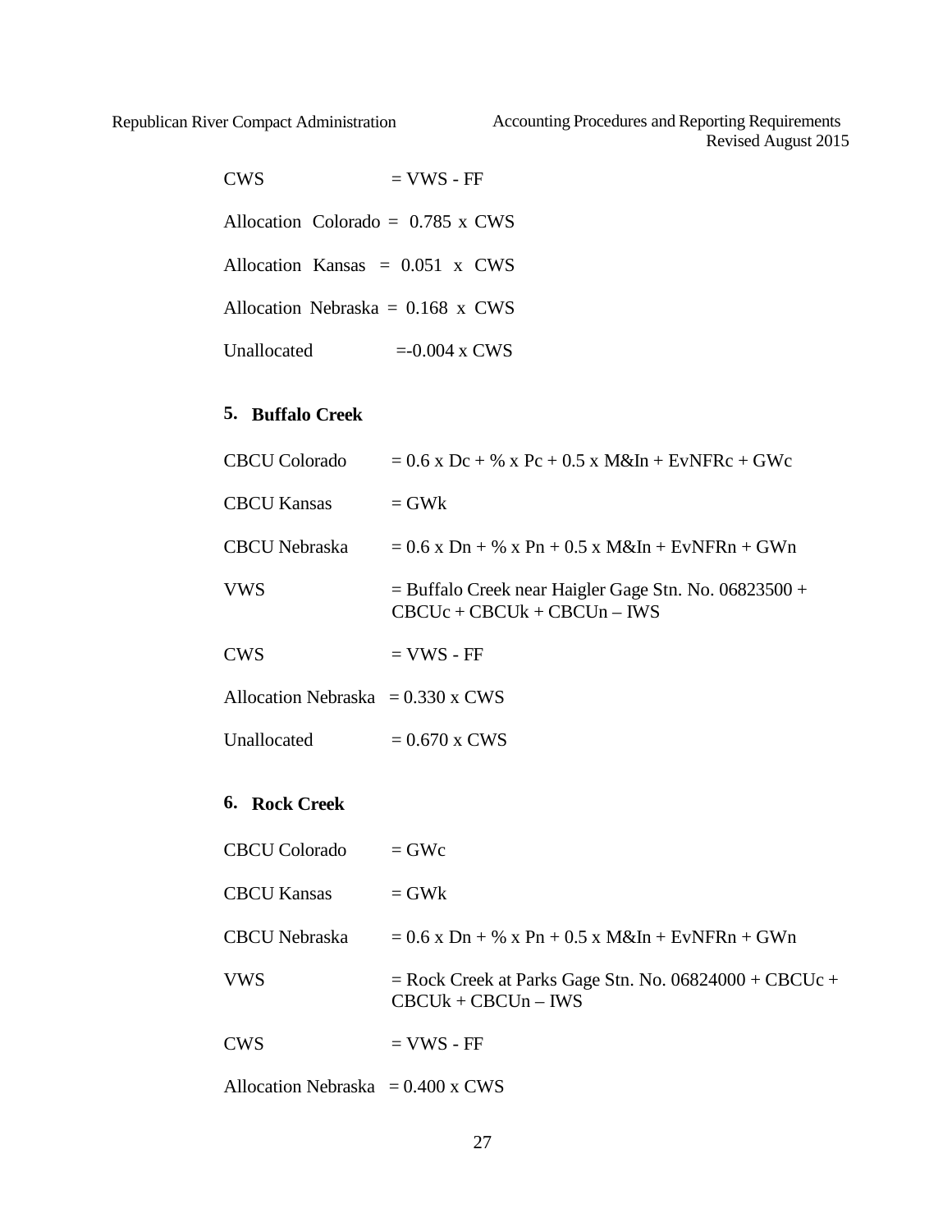CWS = VWS - FF

Allocation Colorado = 0.785 x CWS

Allocation Kansas = 0.051 x CWS

Allocation Nebraska = 0.168 x CWS

Unallocated =-0.004 x CWS

## 5. Buffalo Creek

CBCU Colorado = 0.6 x Dc + % x Pc + 0.5 x M&In + EvNFRc + GWc

CBCU Kansas = GWk

CBCU Nebraska = 0.6 x Dn + % x Pn + 0.5 x M&In + EvNFRn + GWn

VWS = Buffalo Creek near Haigler Gage Stn. No. 06823500 + CBCUc + CBCUk + CBCUn – IWS

CWS = VWS - FF

Allocation Nebraska = 0.330 x CWS

Unallocated = 0.670 x CWS

## 6. Rock Creek

CBCU Colorado = GWc

CBCU Kansas = GWk

CBCU Nebraska = 0.6 x Dn + % x Pn + 0.5 x M&In + EvNFRn + GWn

VWS = Rock Creek at Parks Gage Stn. No. 06824000 + CBCUc + CBCUk + CBCUn – IWS

CWS = VWS - FF

Allocation Nebraska = 0.400 x CWS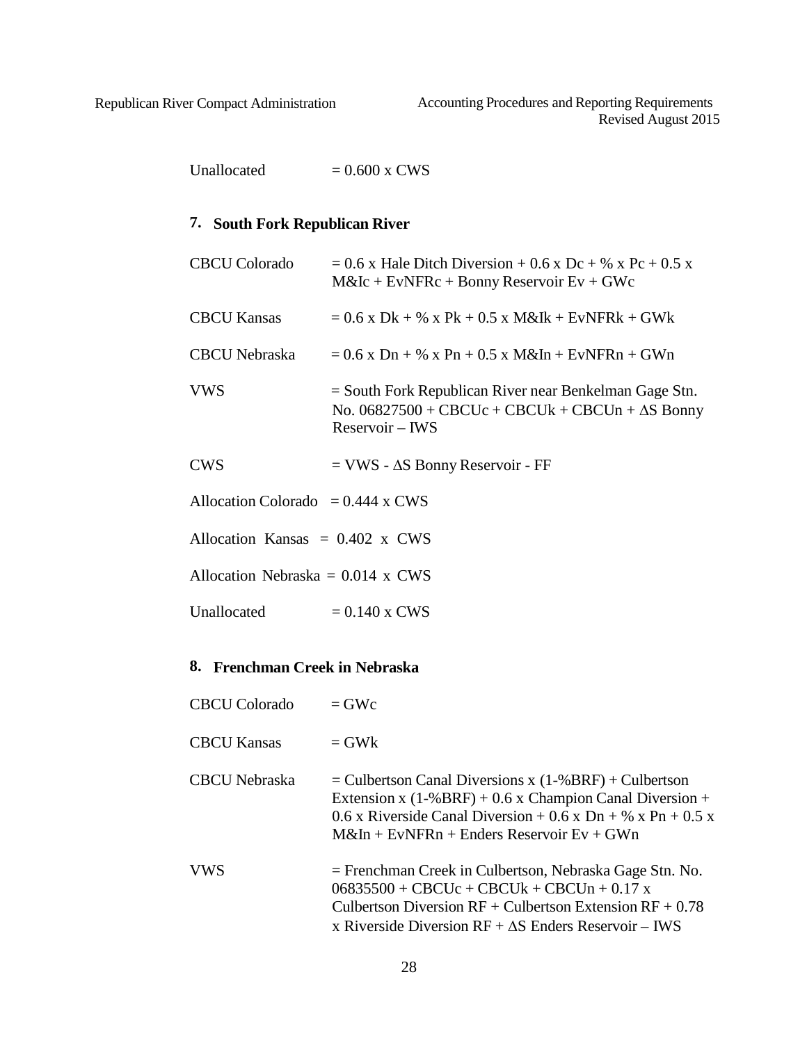Unallocated = 0.600 x CWS

## 7. South Fork Republican River

CBCU Colorado = 0.6 x Hale Ditch Diversion + 0.6 x Dc + % x Pc + 0.5 x M&Ic + EvNFRc + Bonny Reservoir Ev + GWc

CBCU Kansas = 0.6 x Dk + % x Pk + 0.5 x M&Ik + EvNFRk + GWk

CBCU Nebraska = 0.6 x Dn + % x Pn + 0.5 x M&In + EvNFRn + GWn

VWS = South Fork Republican River near Benkelman Gage Stn. No. 06827500 + CBCUc + CBCUk + CBCUn + ΔS Bonny Reservoir – IWS

CWS = VWS - ΔS Bonny Reservoir - FF

Allocation Colorado = 0.444 x CWS

Allocation Kansas = 0.402 x CWS

Allocation Nebraska = 0.014 x CWS

Unallocated = 0.140 x CWS

## 8. Frenchman Creek in Nebraska

CBCU Colorado = GWc

CBCU Kansas = GWk

CBCU Nebraska = Culbertson Canal Diversions x (1-%BRF) + Culbertson Extension x (1-%BRF) + 0.6 x Champion Canal Diversion + 0.6 x Riverside Canal Diversion + 0.6 x Dn + % x Pn + 0.5 x M&In + EvNFRn + Enders Reservoir Ev + GWn

VWS = Frenchman Creek in Culbertson, Nebraska Gage Stn. No. 06835500 + CBCUc + CBCUk + CBCUn + 0.17 x Culbertson Diversion RF + Culbertson Extension RF + 0.78 x Riverside Diversion RF + ΔS Enders Reservoir – IWS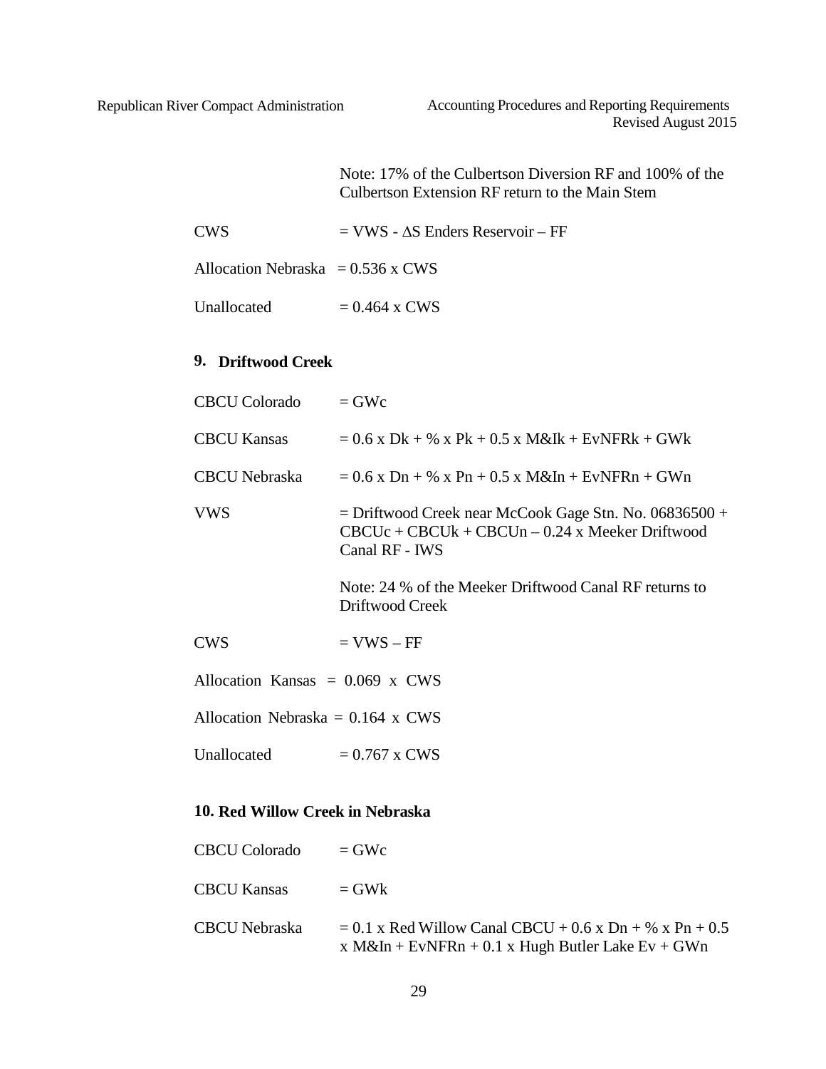Note: 17% of the Culbertson Diversion RF and 100% of the Culbertson Extension RF return to the Main Stem

CWS = VWS - ΔS Enders Reservoir – FF

Allocation Nebraska = 0.536 x CWS

Unallocated = 0.464 x CWS

### 9. Driftwood Creek

CBCU Colorado = GWc

CBCU Kansas = 0.6 x Dk + % x Pk + 0.5 x M&Ik + EvNFRk + GWk

CBCU Nebraska = 0.6 x Dn + % x Pn + 0.5 x M&In + EvNFRn + GWn

VWS = Driftwood Creek near McCook Gage Stn. No. 06836500 + CBCUc + CBCUk + CBCUn – 0.24 x Meeker Driftwood Canal RF - IWS

Note: 24 % of the Meeker Driftwood Canal RF returns to Driftwood Creek

CWS = VWS – FF

Allocation Kansas = 0.069 x CWS

Allocation Nebraska = 0.164 x CWS

Unallocated = 0.767 x CWS

### 10. Red Willow Creek in Nebraska

CBCU Colorado = GWc

CBCU Kansas = GWk

CBCU Nebraska = 0.1 x Red Willow Canal CBCU + 0.6 x Dn + % x Pn + 0.5 x M&In + EvNFRn + 0.1 x Hugh Butler Lake Ev + GWn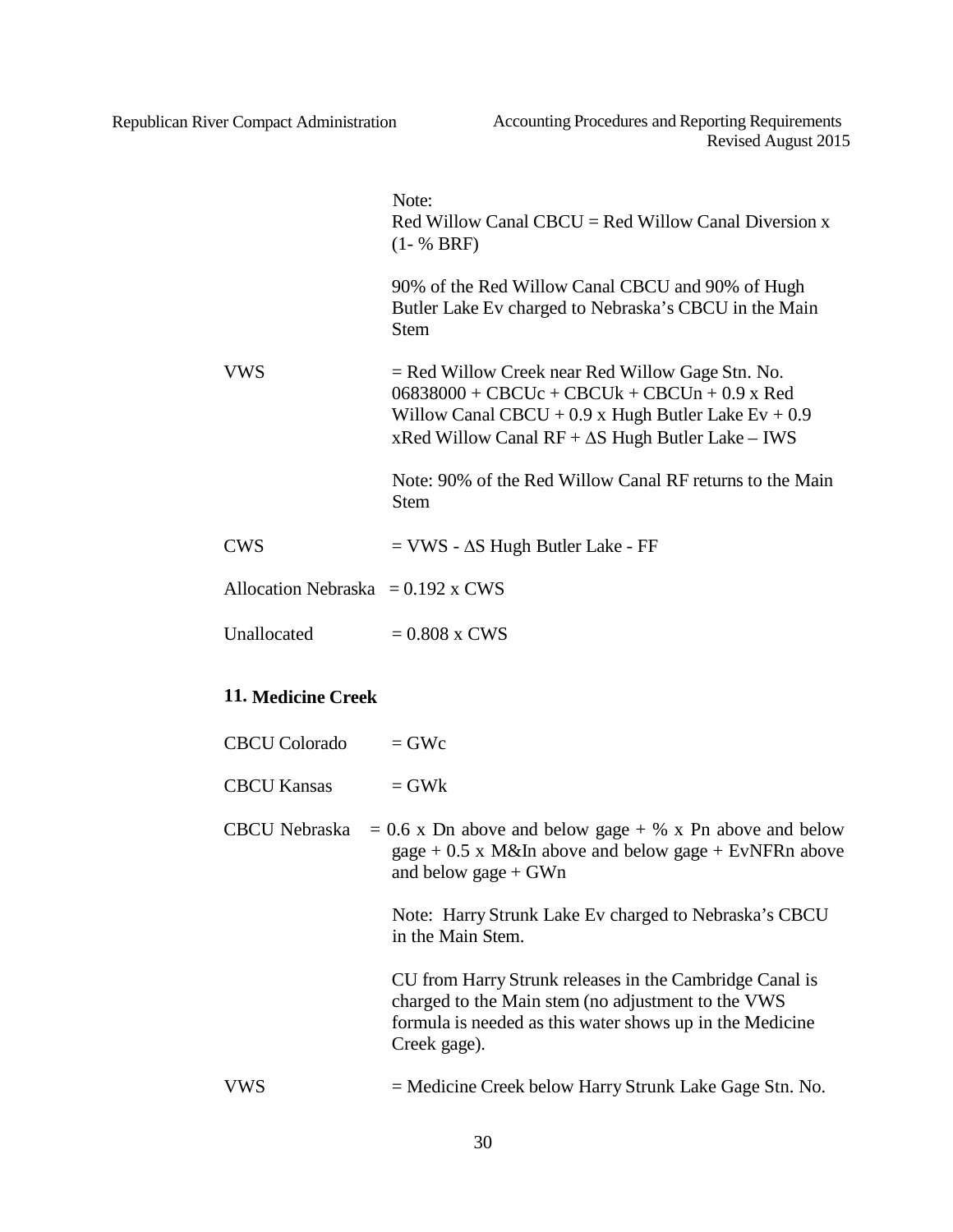Note:
Red Willow Canal CBCU = Red Willow Canal Diversion x (1- % BRF)

90% of the Red Willow Canal CBCU and 90% of Hugh Butler Lake Ev charged to Nebraska's CBCU in the Main Stem

VWS = Red Willow Creek near Red Willow Gage Stn. No. 06838000 + CBCUc + CBCUk + CBCUn + 0.9 x Red Willow Canal CBCU + 0.9 x Hugh Butler Lake Ev + 0.9 xRed Willow Canal RF + ΔS Hugh Butler Lake – IWS

Note: 90% of the Red Willow Canal RF returns to the Main Stem

CWS = VWS - ΔS Hugh Butler Lake - FF

Allocation Nebraska = 0.192 x CWS

Unallocated = 0.808 x CWS

**11. Medicine Creek**

CBCU Colorado = GWc

CBCU Kansas = GWk

CBCU Nebraska = 0.6 x Dn above and below gage + % x Pn above and below gage + 0.5 x M&In above and below gage + EvNFRn above and below gage + GWn

Note: Harry Strunk Lake Ev charged to Nebraska's CBCU in the Main Stem.

CU from Harry Strunk releases in the Cambridge Canal is charged to the Main stem (no adjustment to the VWS formula is needed as this water shows up in the Medicine Creek gage).

VWS = Medicine Creek below Harry Strunk Lake Gage Stn. No.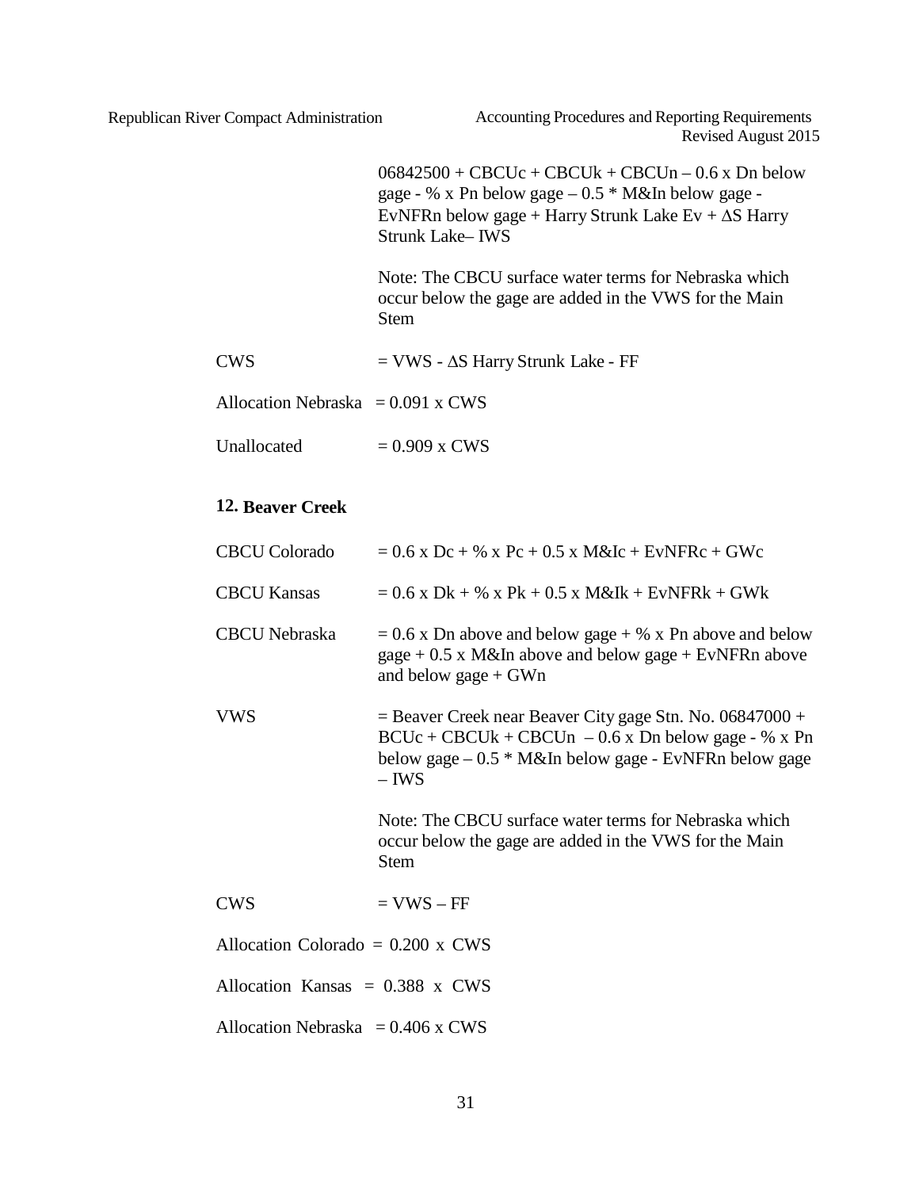06842500 + CBCUc + CBCUk + CBCUn – 0.6 x Dn below gage - % x Pn below gage – 0.5 * M&In below gage - EvNFRn below gage + Harry Strunk Lake Ev + ΔS Harry Strunk Lake– IWS

Note: The CBCU surface water terms for Nebraska which occur below the gage are added in the VWS for the Main Stem

CWS = VWS - ΔS Harry Strunk Lake - FF

Allocation Nebraska = 0.091 x CWS

Unallocated = 0.909 x CWS

## 12. Beaver Creek

CBCU Colorado = 0.6 x Dc + % x Pc + 0.5 x M&Ic + EvNFRc + GWc

CBCU Kansas = 0.6 x Dk + % x Pk + 0.5 x M&Ik + EvNFRk + GWk

CBCU Nebraska = 0.6 x Dn above and below gage + % x Pn above and below gage + 0.5 x M&In above and below gage + EvNFRn above and below gage + GWn

VWS = Beaver Creek near Beaver City gage Stn. No. 06847000 + BCUc + CBCUk + CBCUn – 0.6 x Dn below gage - % x Pn below gage – 0.5 * M&In below gage - EvNFRn below gage – IWS

Note: The CBCU surface water terms for Nebraska which occur below the gage are added in the VWS for the Main Stem

CWS = VWS – FF

Allocation Colorado = 0.200 x CWS

Allocation Kansas = 0.388 x CWS

Allocation Nebraska = 0.406 x CWS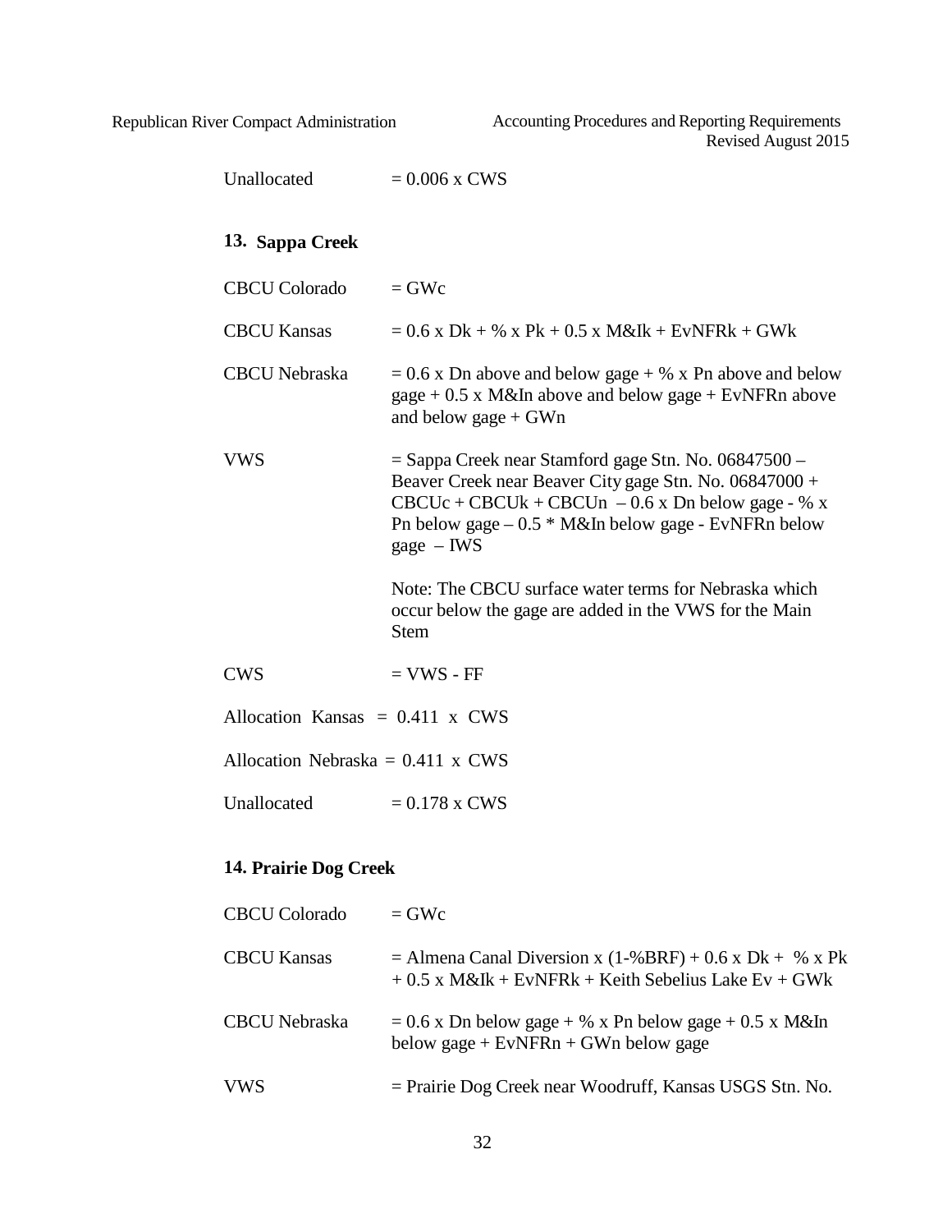Unallocated = 0.006 x CWS

### 13. Sappa Creek

CBCU Colorado = GWc

CBCU Kansas = 0.6 x Dk + % x Pk + 0.5 x M&Ik + EvNFRk + GWk

CBCU Nebraska = 0.6 x Dn above and below gage + % x Pn above and below gage + 0.5 x M&In above and below gage + EvNFRn above and below gage + GWn

VWS = Sappa Creek near Stamford gage Stn. No. 06847500 – Beaver Creek near Beaver City gage Stn. No. 06847000 + CBCUc + CBCUk + CBCUn – 0.6 x Dn below gage - % x Pn below gage – 0.5 * M&In below gage - EvNFRn below gage – IWS

Note: The CBCU surface water terms for Nebraska which occur below the gage are added in the VWS for the Main Stem

CWS = VWS - FF

Allocation Kansas = 0.411 x CWS

Allocation Nebraska = 0.411 x CWS

Unallocated = 0.178 x CWS

### 14. Prairie Dog Creek

CBCU Colorado = GWc

CBCU Kansas = Almena Canal Diversion x (1-%BRF) + 0.6 x Dk + % x Pk + 0.5 x M&Ik + EvNFRk + Keith Sebelius Lake Ev + GWk

CBCU Nebraska = 0.6 x Dn below gage + % x Pn below gage + 0.5 x M&In below gage + EvNFRn + GWn below gage

VWS = Prairie Dog Creek near Woodruff, Kansas USGS Stn. No.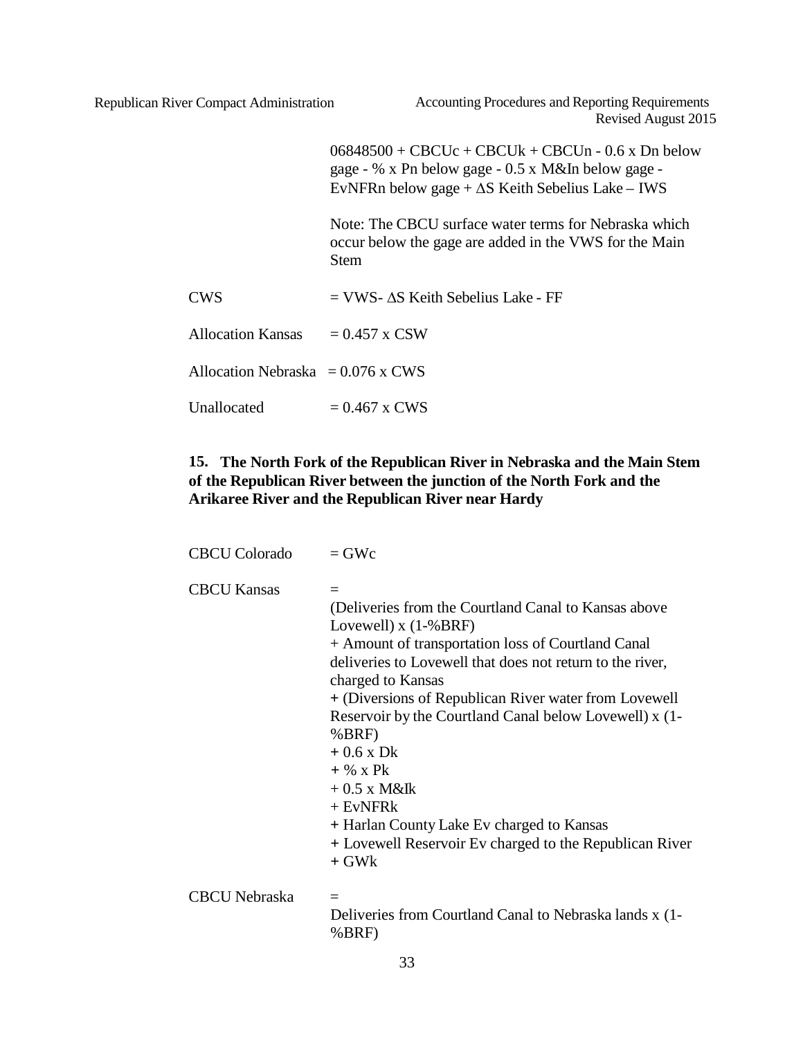06848500 + CBCUc + CBCUk + CBCUn - 0.6 x Dn below gage - % x Pn below gage - 0.5 x M&In below gage - EvNFRn below gage + ΔS Keith Sebelius Lake – IWS

Note: The CBCU surface water terms for Nebraska which occur below the gage are added in the VWS for the Main Stem

CWS = VWS- ΔS Keith Sebelius Lake - FF

Allocation Kansas = 0.457 x CSW

Allocation Nebraska = 0.076 x CWS

Unallocated = 0.467 x CWS

## 15. The North Fork of the Republican River in Nebraska and the Main Stem of the Republican River between the junction of the North Fork and the Arikaree River and the Republican River near Hardy

CBCU Colorado = GWc

CBCU Kansas =
(Deliveries from the Courtland Canal to Kansas above Lovewell) x (1-%BRF)
+ Amount of transportation loss of Courtland Canal deliveries to Lovewell that does not return to the river, charged to Kansas
+ (Diversions of Republican River water from Lovewell Reservoir by the Courtland Canal below Lovewell) x (1-%BRF)
+ 0.6 x Dk
+ % x Pk
+ 0.5 x M&Ik
+ EvNFRk
+ Harlan County Lake Ev charged to Kansas
+ Lovewell Reservoir Ev charged to the Republican River
+ GWk

CBCU Nebraska =
Deliveries from Courtland Canal to Nebraska lands x (1-%BRF)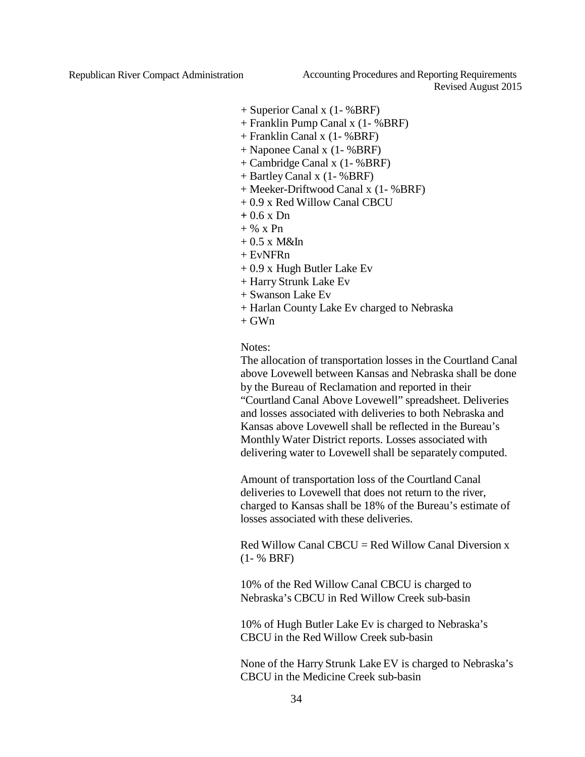+ Superior Canal x (1- %BRF)  
+ Franklin Pump Canal x (1- %BRF)  
+ Franklin Canal x (1- %BRF)  
+ Naponee Canal x (1- %BRF)  
+ Cambridge Canal x (1- %BRF)  
+ Bartley Canal x (1- %BRF)  
+ Meeker-Driftwood Canal x (1- %BRF)  
+ 0.9 x Red Willow Canal CBCU  
+ 0.6 x Dn  
+ % x Pn  
+ 0.5 x M&In  
+ EvNFRn  
+ 0.9 x Hugh Butler Lake Ev  
+ Harry Strunk Lake Ev  
+ Swanson Lake Ev  
+ Harlan County Lake Ev charged to Nebraska  
+ GWn

Notes:

The allocation of transportation losses in the Courtland Canal above Lovewell between Kansas and Nebraska shall be done by the Bureau of Reclamation and reported in their "Courtland Canal Above Lovewell" spreadsheet. Deliveries and losses associated with deliveries to both Nebraska and Kansas above Lovewell shall be reflected in the Bureau's Monthly Water District reports. Losses associated with delivering water to Lovewell shall be separately computed.

Amount of transportation loss of the Courtland Canal deliveries to Lovewell that does not return to the river, charged to Kansas shall be 18% of the Bureau's estimate of losses associated with these deliveries.

Red Willow Canal CBCU = Red Willow Canal Diversion x (1- % BRF)

10% of the Red Willow Canal CBCU is charged to Nebraska's CBCU in Red Willow Creek sub-basin

10% of Hugh Butler Lake Ev is charged to Nebraska's CBCU in the Red Willow Creek sub-basin

None of the Harry Strunk Lake EV is charged to Nebraska's CBCU in the Medicine Creek sub-basin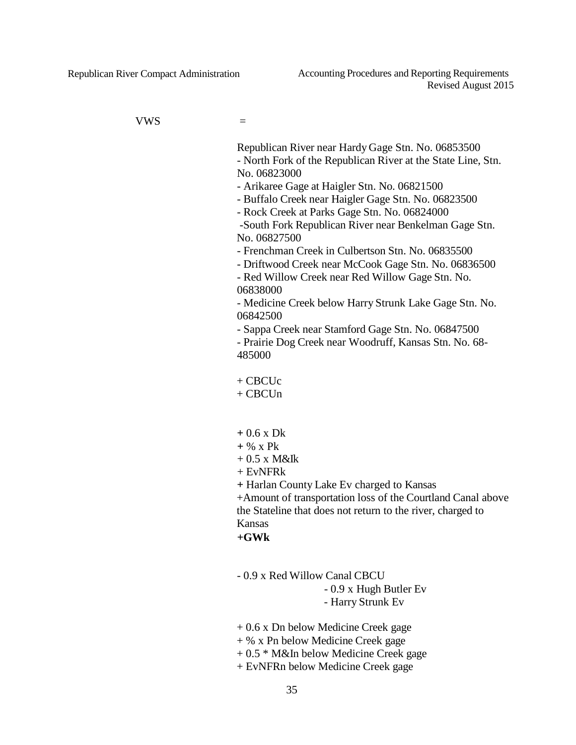VWS =

Republican River near Hardy Gage Stn. No. 06853500
- North Fork of the Republican River at the State Line, Stn. No. 06823000
- Arikaree Gage at Haigler Stn. No. 06821500
- Buffalo Creek near Haigler Gage Stn. No. 06823500
- Rock Creek at Parks Gage Stn. No. 06824000
-South Fork Republican River near Benkelman Gage Stn. No. 06827500
- Frenchman Creek in Culbertson Stn. No. 06835500
- Driftwood Creek near McCook Gage Stn. No. 06836500
- Red Willow Creek near Red Willow Gage Stn. No. 06838000
- Medicine Creek below Harry Strunk Lake Gage Stn. No. 06842500
- Sappa Creek near Stamford Gage Stn. No. 06847500
- Prairie Dog Creek near Woodruff, Kansas Stn. No. 68-485000

+ CBCUc
+ CBCUn

+ 0.6 x Dk
+ % x Pk
+ 0.5 x M&Ik
+ EvNFRk
+ Harlan County Lake Ev charged to Kansas
+Amount of transportation loss of the Courtland Canal above the Stateline that does not return to the river, charged to Kansas
**+GWk**

- 0.9 x Red Willow Canal CBCU
  - 0.9 x Hugh Butler Ev
  - Harry Strunk Ev

+ 0.6 x Dn below Medicine Creek gage
+ % x Pn below Medicine Creek gage
+ 0.5 * M&In below Medicine Creek gage
+ EvNFRn below Medicine Creek gage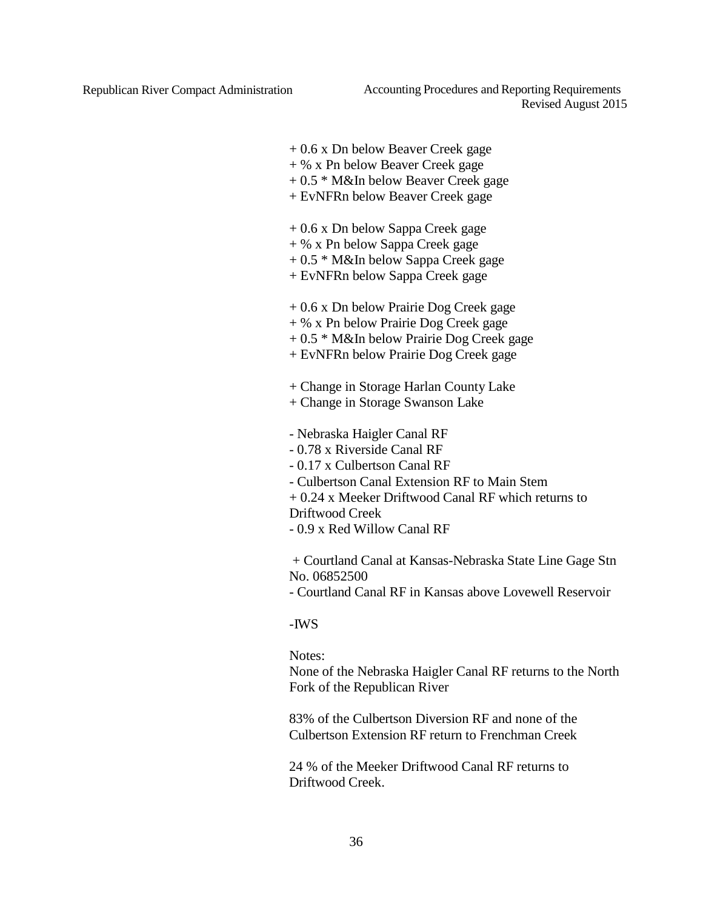+ 0.6 x Dn below Beaver Creek gage
+ % x Pn below Beaver Creek gage
+ 0.5 * M&In below Beaver Creek gage
+ EvNFRn below Beaver Creek gage

+ 0.6 x Dn below Sappa Creek gage
+ % x Pn below Sappa Creek gage
+ 0.5 * M&In below Sappa Creek gage
+ EvNFRn below Sappa Creek gage

+ 0.6 x Dn below Prairie Dog Creek gage
+ % x Pn below Prairie Dog Creek gage
+ 0.5 * M&In below Prairie Dog Creek gage
+ EvNFRn below Prairie Dog Creek gage

+ Change in Storage Harlan County Lake
+ Change in Storage Swanson Lake

- Nebraska Haigler Canal RF
- 0.78 x Riverside Canal RF
- 0.17 x Culbertson Canal RF
- Culbertson Canal Extension RF to Main Stem
+ 0.24 x Meeker Driftwood Canal RF which returns to Driftwood Creek
- 0.9 x Red Willow Canal RF

+ Courtland Canal at Kansas-Nebraska State Line Gage Stn No. 06852500
- Courtland Canal RF in Kansas above Lovewell Reservoir

-IWS

Notes:
None of the Nebraska Haigler Canal RF returns to the North Fork of the Republican River

83% of the Culbertson Diversion RF and none of the Culbertson Extension RF return to Frenchman Creek

24 % of the Meeker Driftwood Canal RF returns to Driftwood Creek.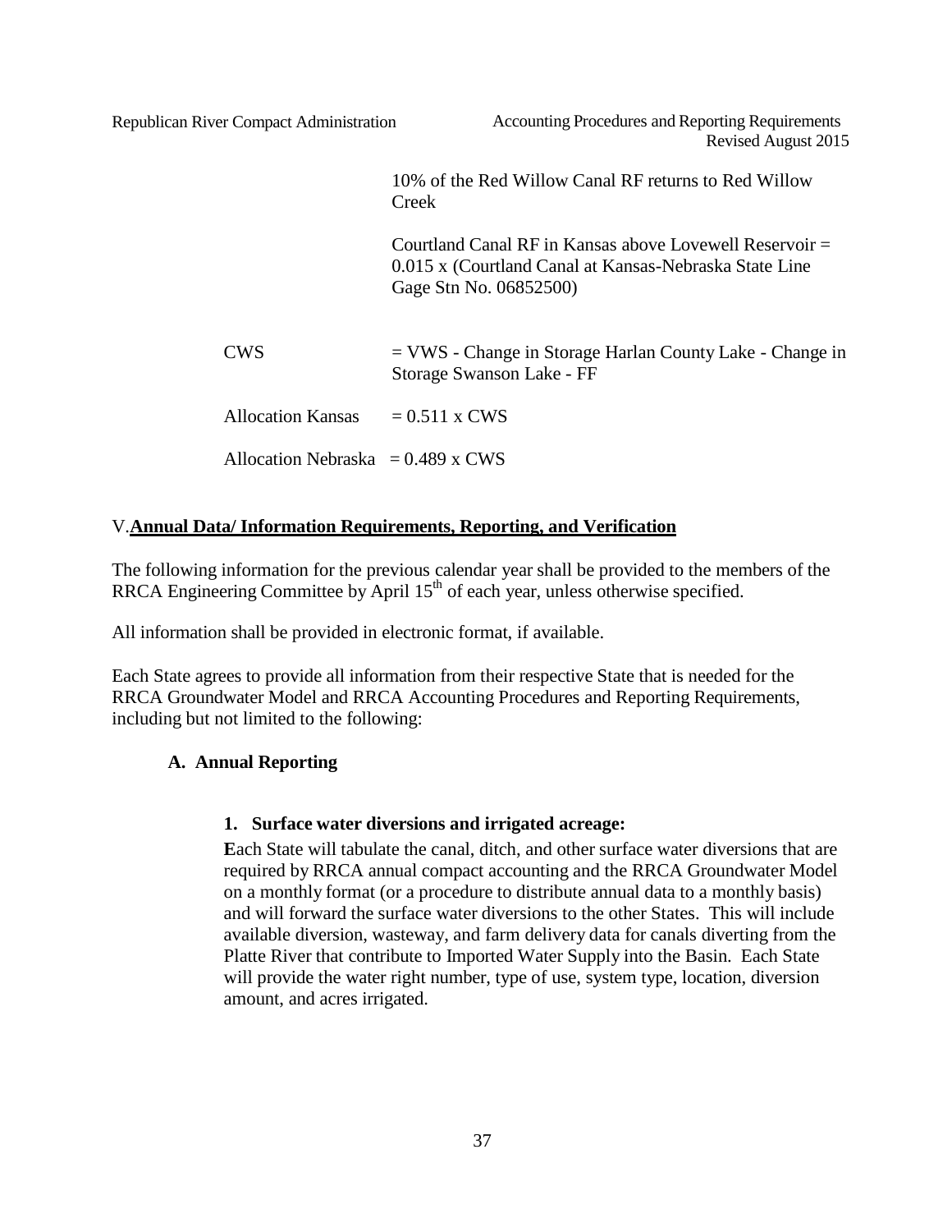10% of the Red Willow Canal RF returns to Red Willow Creek

Courtland Canal RF in Kansas above Lovewell Reservoir = 0.015 x (Courtland Canal at Kansas-Nebraska State Line Gage Stn No. 06852500)

CWS = VWS - Change in Storage Harlan County Lake - Change in Storage Swanson Lake - FF

Allocation Kansas = 0.511 x CWS

Allocation Nebraska = 0.489 x CWS

## V. Annual Data/ Information Requirements, Reporting, and Verification

The following information for the previous calendar year shall be provided to the members of the RRCA Engineering Committee by April 15th of each year, unless otherwise specified.

All information shall be provided in electronic format, if available.

Each State agrees to provide all information from their respective State that is needed for the RRCA Groundwater Model and RRCA Accounting Procedures and Reporting Requirements, including but not limited to the following:

### A. Annual Reporting

#### 1. Surface water diversions and irrigated acreage:

Each State will tabulate the canal, ditch, and other surface water diversions that are required by RRCA annual compact accounting and the RRCA Groundwater Model on a monthly format (or a procedure to distribute annual data to a monthly basis) and will forward the surface water diversions to the other States. This will include available diversion, wasteway, and farm delivery data for canals diverting from the Platte River that contribute to Imported Water Supply into the Basin. Each State will provide the water right number, type of use, system type, location, diversion amount, and acres irrigated.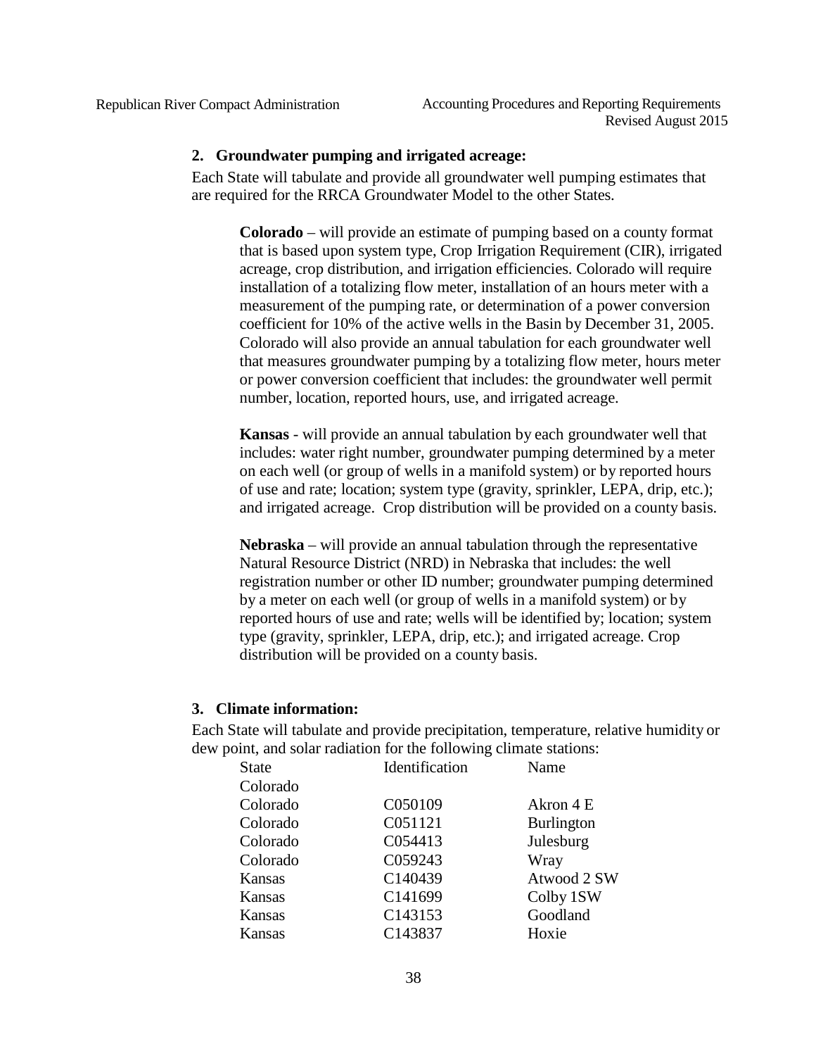## 2. Groundwater pumping and irrigated acreage:

Each State will tabulate and provide all groundwater well pumping estimates that are required for the RRCA Groundwater Model to the other States.

**Colorado** – will provide an estimate of pumping based on a county format that is based upon system type, Crop Irrigation Requirement (CIR), irrigated acreage, crop distribution, and irrigation efficiencies. Colorado will require installation of a totalizing flow meter, installation of an hours meter with a measurement of the pumping rate, or determination of a power conversion coefficient for 10% of the active wells in the Basin by December 31, 2005. Colorado will also provide an annual tabulation for each groundwater well that measures groundwater pumping by a totalizing flow meter, hours meter or power conversion coefficient that includes: the groundwater well permit number, location, reported hours, use, and irrigated acreage.

**Kansas** - will provide an annual tabulation by each groundwater well that includes: water right number, groundwater pumping determined by a meter on each well (or group of wells in a manifold system) or by reported hours of use and rate; location; system type (gravity, sprinkler, LEPA, drip, etc.); and irrigated acreage. Crop distribution will be provided on a county basis.

**Nebraska** – will provide an annual tabulation through the representative Natural Resource District (NRD) in Nebraska that includes: the well registration number or other ID number; groundwater pumping determined by a meter on each well (or group of wells in a manifold system) or by reported hours of use and rate; wells will be identified by; location; system type (gravity, sprinkler, LEPA, drip, etc.); and irrigated acreage. Crop distribution will be provided on a county basis.

## 3. Climate information:

Each State will tabulate and provide precipitation, temperature, relative humidity or dew point, and solar radiation for the following climate stations:

| State | Identification | Name |
|---|---|---|
| Colorado | | |
| Colorado | C050109 | Akron 4 E |
| Colorado | C051121 | Burlington |
| Colorado | C054413 | Julesburg |
| Colorado | C059243 | Wray |
| Kansas | C140439 | Atwood 2 SW |
| Kansas | C141699 | Colby 1SW |
| Kansas | C143153 | Goodland |
| Kansas | C143837 | Hoxie |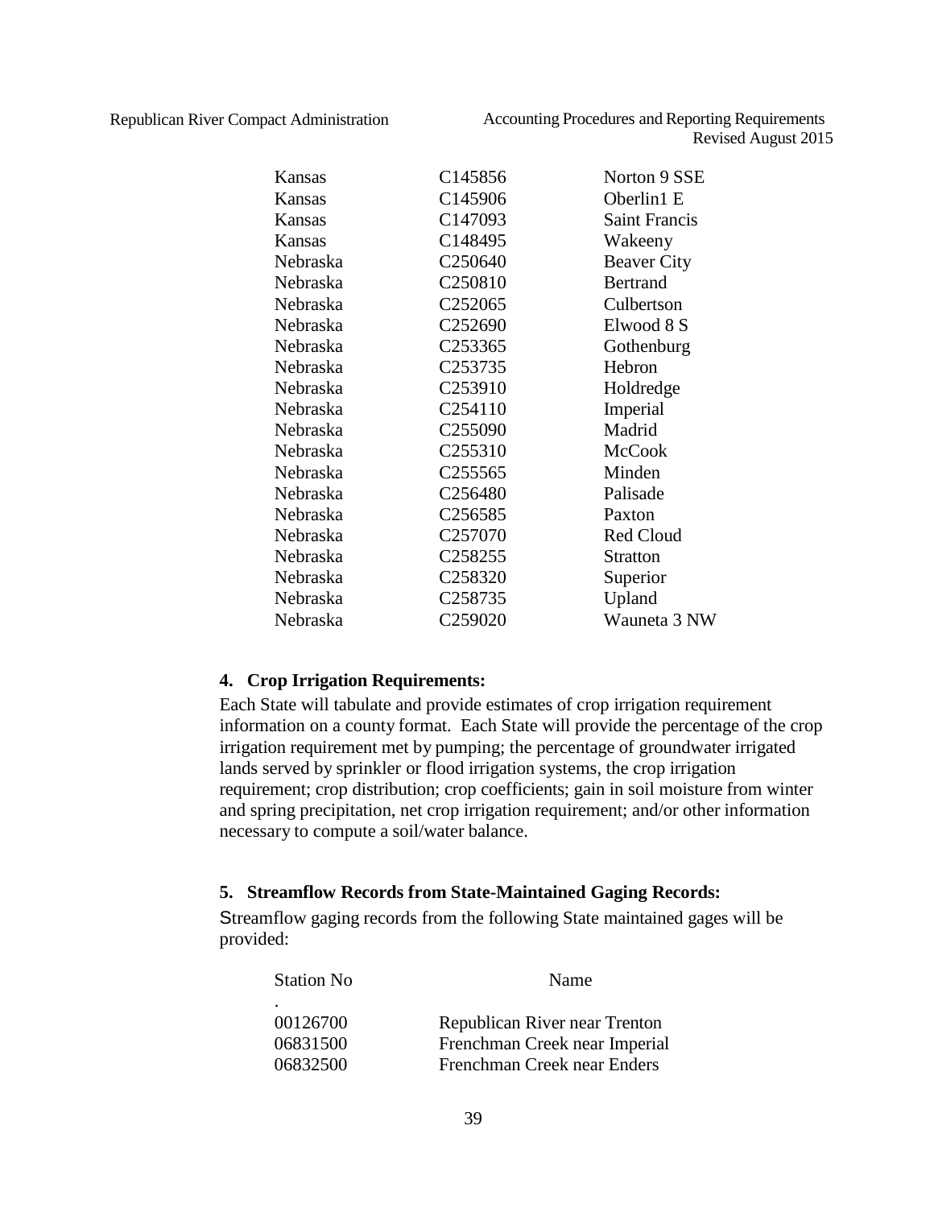| | | |
|---|---|---|
| Kansas | C145856 | Norton 9 SSE |
| Kansas | C145906 | Oberlin1 E |
| Kansas | C147093 | Saint Francis |
| Kansas | C148495 | Wakeeny |
| Nebraska | C250640 | Beaver City |
| Nebraska | C250810 | Bertrand |
| Nebraska | C252065 | Culbertson |
| Nebraska | C252690 | Elwood 8 S |
| Nebraska | C253365 | Gothenburg |
| Nebraska | C253735 | Hebron |
| Nebraska | C253910 | Holdredge |
| Nebraska | C254110 | Imperial |
| Nebraska | C255090 | Madrid |
| Nebraska | C255310 | McCook |
| Nebraska | C255565 | Minden |
| Nebraska | C256480 | Palisade |
| Nebraska | C256585 | Paxton |
| Nebraska | C257070 | Red Cloud |
| Nebraska | C258255 | Stratton |
| Nebraska | C258320 | Superior |
| Nebraska | C258735 | Upland |
| Nebraska | C259020 | Wauneta 3 NW |

**4. Crop Irrigation Requirements:**

Each State will tabulate and provide estimates of crop irrigation requirement information on a county format. Each State will provide the percentage of the crop irrigation requirement met by pumping; the percentage of groundwater irrigated lands served by sprinkler or flood irrigation systems, the crop irrigation requirement; crop distribution; crop coefficients; gain in soil moisture from winter and spring precipitation, net crop irrigation requirement; and/or other information necessary to compute a soil/water balance.

**5. Streamflow Records from State-Maintained Gaging Records:**

Streamflow gaging records from the following State maintained gages will be provided:

| Station No. | Name |
|---|---|
| 00126700 | Republican River near Trenton |
| 06831500 | Frenchman Creek near Imperial |
| 06832500 | Frenchman Creek near Enders |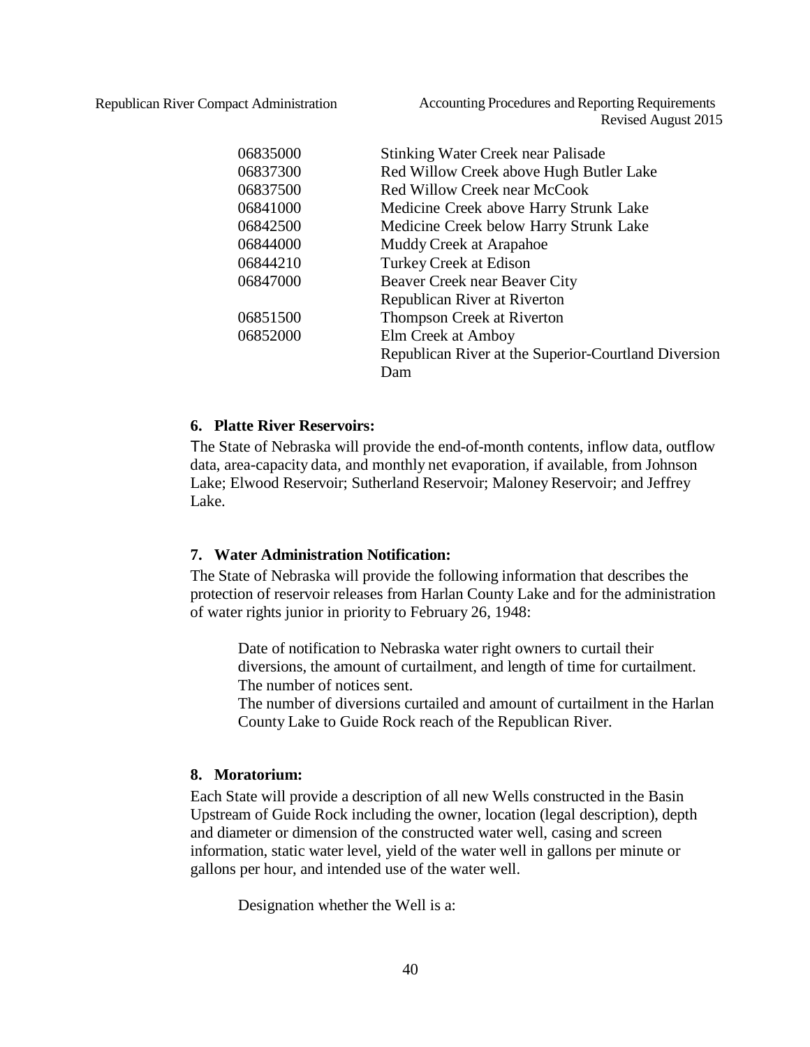| | |
|---|---|
| 06835000 | Stinking Water Creek near Palisade |
| 06837300 | Red Willow Creek above Hugh Butler Lake |
| 06837500 | Red Willow Creek near McCook |
| 06841000 | Medicine Creek above Harry Strunk Lake |
| 06842500 | Medicine Creek below Harry Strunk Lake |
| 06844000 | Muddy Creek at Arapahoe |
| 06844210 | Turkey Creek at Edison |
| 06847000 | Beaver Creek near Beaver City |
| | Republican River at Riverton |
| 06851500 | Thompson Creek at Riverton |
| 06852000 | Elm Creek at Amboy |
| | Republican River at the Superior-Courtland Diversion Dam |

#### 6. Platte River Reservoirs:

The State of Nebraska will provide the end-of-month contents, inflow data, outflow data, area-capacity data, and monthly net evaporation, if available, from Johnson Lake; Elwood Reservoir; Sutherland Reservoir; Maloney Reservoir; and Jeffrey Lake.

#### 7. Water Administration Notification:

The State of Nebraska will provide the following information that describes the protection of reservoir releases from Harlan County Lake and for the administration of water rights junior in priority to February 26, 1948:

> Date of notification to Nebraska water right owners to curtail their diversions, the amount of curtailment, and length of time for curtailment.
> The number of notices sent.
> The number of diversions curtailed and amount of curtailment in the Harlan County Lake to Guide Rock reach of the Republican River.

#### 8. Moratorium:

Each State will provide a description of all new Wells constructed in the Basin Upstream of Guide Rock including the owner, location (legal description), depth and diameter or dimension of the constructed water well, casing and screen information, static water level, yield of the water well in gallons per minute or gallons per hour, and intended use of the water well.

> Designation whether the Well is a: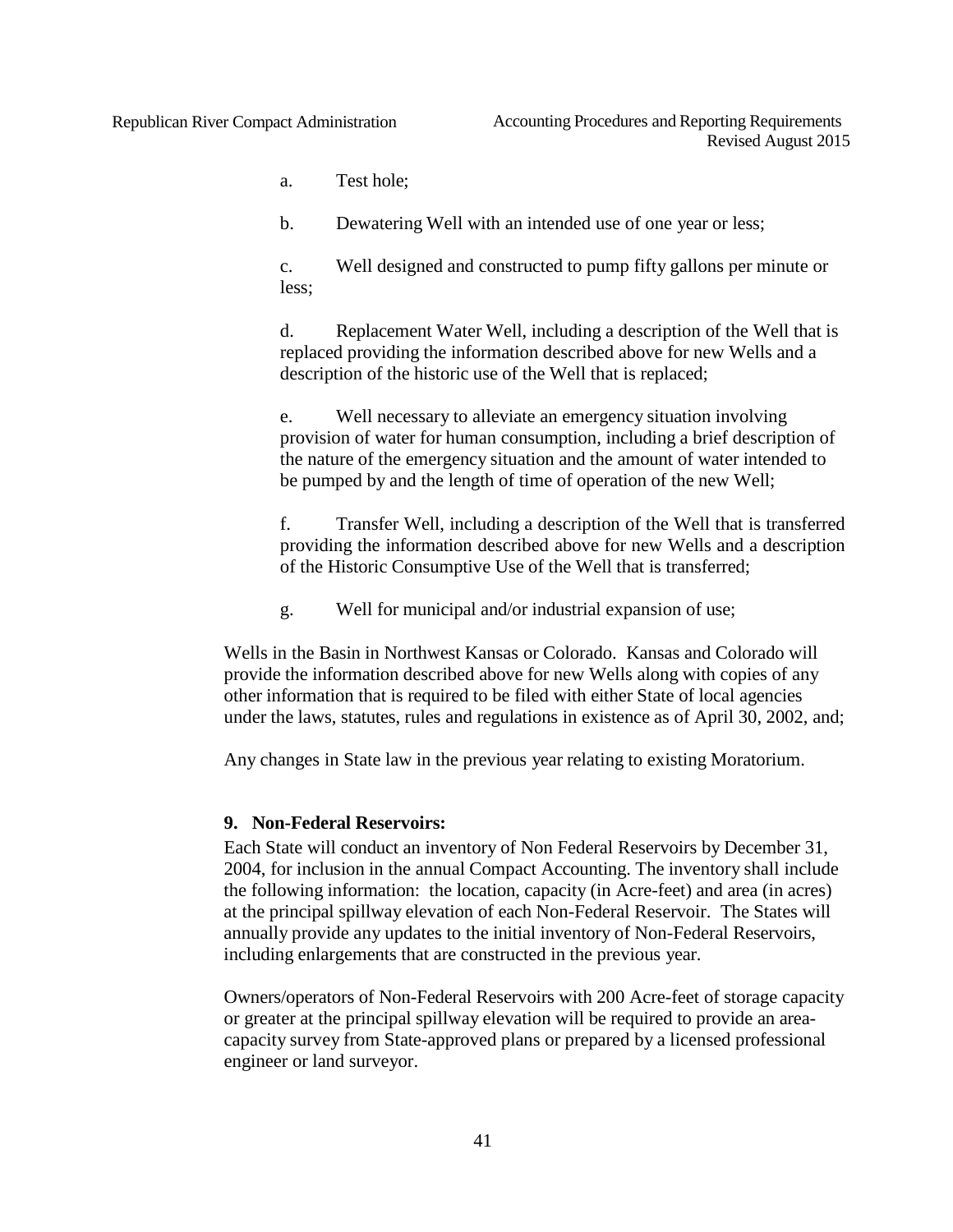a. Test hole;

b. Dewatering Well with an intended use of one year or less;

c. Well designed and constructed to pump fifty gallons per minute or less;

d. Replacement Water Well, including a description of the Well that is replaced providing the information described above for new Wells and a description of the historic use of the Well that is replaced;

e. Well necessary to alleviate an emergency situation involving provision of water for human consumption, including a brief description of the nature of the emergency situation and the amount of water intended to be pumped by and the length of time of operation of the new Well;

f. Transfer Well, including a description of the Well that is transferred providing the information described above for new Wells and a description of the Historic Consumptive Use of the Well that is transferred;

g. Well for municipal and/or industrial expansion of use;

Wells in the Basin in Northwest Kansas or Colorado. Kansas and Colorado will provide the information described above for new Wells along with copies of any other information that is required to be filed with either State of local agencies under the laws, statutes, rules and regulations in existence as of April 30, 2002, and;

Any changes in State law in the previous year relating to existing Moratorium.

**9. Non-Federal Reservoirs:**

Each State will conduct an inventory of Non Federal Reservoirs by December 31, 2004, for inclusion in the annual Compact Accounting. The inventory shall include the following information: the location, capacity (in Acre-feet) and area (in acres) at the principal spillway elevation of each Non-Federal Reservoir. The States will annually provide any updates to the initial inventory of Non-Federal Reservoirs, including enlargements that are constructed in the previous year.

Owners/operators of Non-Federal Reservoirs with 200 Acre-feet of storage capacity or greater at the principal spillway elevation will be required to provide an area-capacity survey from State-approved plans or prepared by a licensed professional engineer or land surveyor.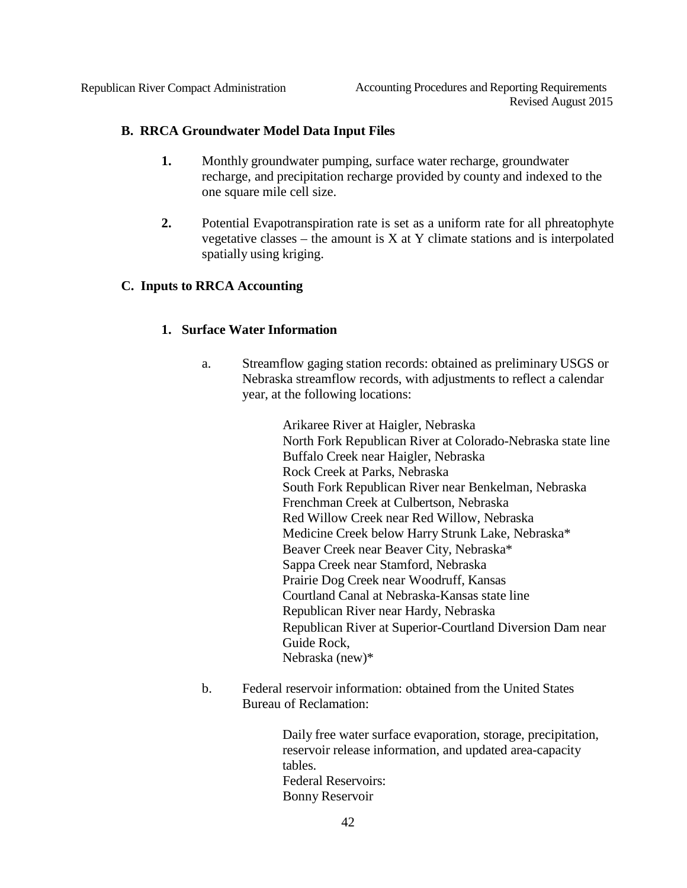## B. RRCA Groundwater Model Data Input Files

1. Monthly groundwater pumping, surface water recharge, groundwater recharge, and precipitation recharge provided by county and indexed to the one square mile cell size.

2. Potential Evapotranspiration rate is set as a uniform rate for all phreatophyte vegetative classes – the amount is X at Y climate stations and is interpolated spatially using kriging.

## C. Inputs to RRCA Accounting

### 1. Surface Water Information

a. Streamflow gaging station records: obtained as preliminary USGS or Nebraska streamflow records, with adjustments to reflect a calendar year, at the following locations:

   Arikaree River at Haigler, Nebraska
   North Fork Republican River at Colorado-Nebraska state line
   Buffalo Creek near Haigler, Nebraska
   Rock Creek at Parks, Nebraska
   South Fork Republican River near Benkelman, Nebraska
   Frenchman Creek at Culbertson, Nebraska
   Red Willow Creek near Red Willow, Nebraska
   Medicine Creek below Harry Strunk Lake, Nebraska*
   Beaver Creek near Beaver City, Nebraska*
   Sappa Creek near Stamford, Nebraska
   Prairie Dog Creek near Woodruff, Kansas
   Courtland Canal at Nebraska-Kansas state line
   Republican River near Hardy, Nebraska
   Republican River at Superior-Courtland Diversion Dam near Guide Rock,
   Nebraska (new)*

b. Federal reservoir information: obtained from the United States Bureau of Reclamation:

   Daily free water surface evaporation, storage, precipitation, reservoir release information, and updated area-capacity tables.
   Federal Reservoirs:
   Bonny Reservoir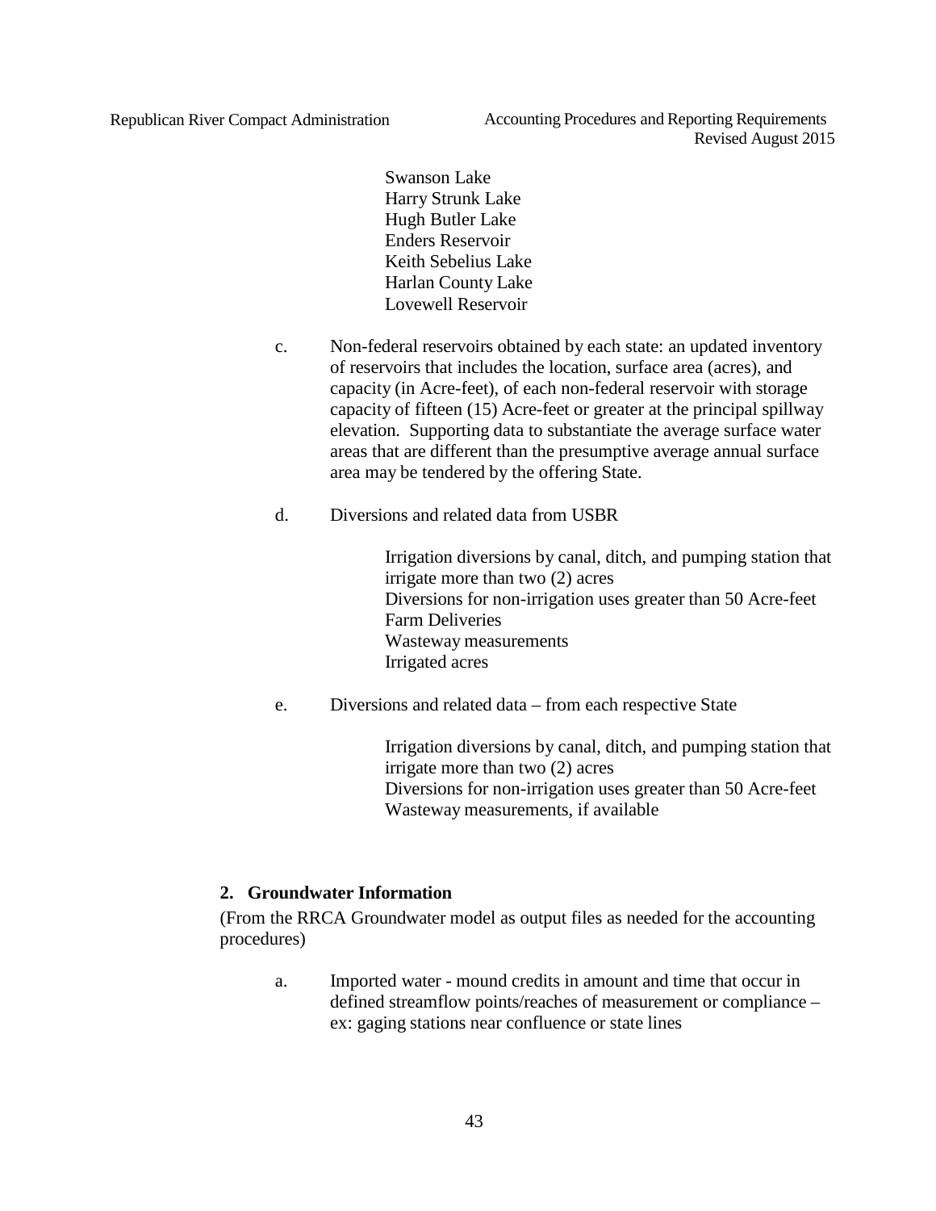Swanson Lake  
Harry Strunk Lake  
Hugh Butler Lake  
Enders Reservoir  
Keith Sebelius Lake  
Harlan County Lake  
Lovewell Reservoir

c. Non-federal reservoirs obtained by each state: an updated inventory of reservoirs that includes the location, surface area (acres), and capacity (in Acre-feet), of each non-federal reservoir with storage capacity of fifteen (15) Acre-feet or greater at the principal spillway elevation. Supporting data to substantiate the average surface water areas that are different than the presumptive average annual surface area may be tendered by the offering State.

d. Diversions and related data from USBR

   Irrigation diversions by canal, ditch, and pumping station that irrigate more than two (2) acres  
   Diversions for non-irrigation uses greater than 50 Acre-feet  
   Farm Deliveries  
   Wasteway measurements  
   Irrigated acres

e. Diversions and related data – from each respective State

   Irrigation diversions by canal, ditch, and pumping station that irrigate more than two (2) acres  
   Diversions for non-irrigation uses greater than 50 Acre-feet  
   Wasteway measurements, if available

## 2. Groundwater Information

(From the RRCA Groundwater model as output files as needed for the accounting procedures)

a. Imported water - mound credits in amount and time that occur in defined streamflow points/reaches of measurement or compliance – ex: gaging stations near confluence or state lines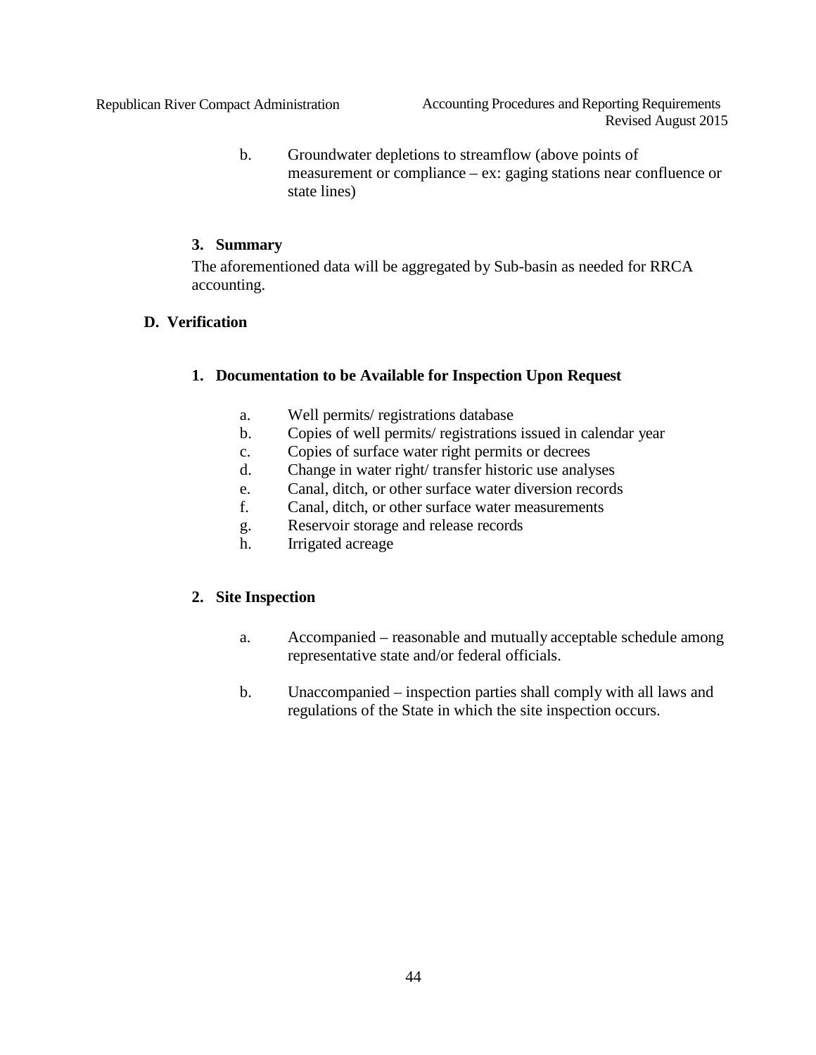b. Groundwater depletions to streamflow (above points of measurement or compliance – ex: gaging stations near confluence or state lines)

### 3. Summary

The aforementioned data will be aggregated by Sub-basin as needed for RRCA accounting.

## D. Verification

### 1. Documentation to be Available for Inspection Upon Request

a. Well permits/ registrations database
b. Copies of well permits/ registrations issued in calendar year
c. Copies of surface water right permits or decrees
d. Change in water right/ transfer historic use analyses
e. Canal, ditch, or other surface water diversion records
f. Canal, ditch, or other surface water measurements
g. Reservoir storage and release records
h. Irrigated acreage

### 2. Site Inspection

a. Accompanied – reasonable and mutually acceptable schedule among representative state and/or federal officials.

b. Unaccompanied – inspection parties shall comply with all laws and regulations of the State in which the site inspection occurs.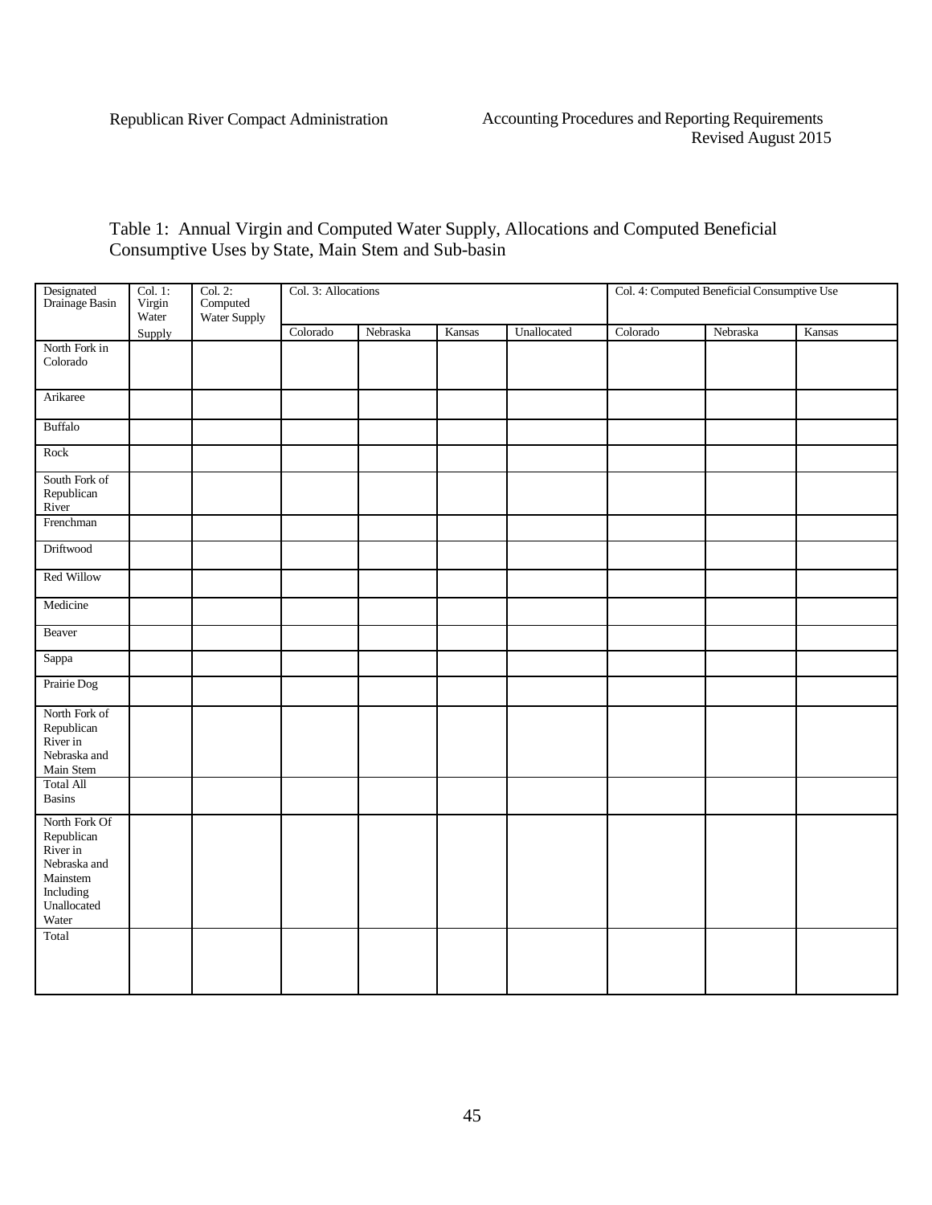Table 1: Annual Virgin and Computed Water Supply, Allocations and Computed Beneficial Consumptive Uses by State, Main Stem and Sub-basin

| Designated Drainage Basin | Col. 1: Virgin Water Supply | Col. 2: Computed Water Supply | Col. 3: Allocations | | | | Col. 4: Computed Beneficial Consumptive Use | | |
|---|---|---|---|---|---|---|---|---|---|
| | | | Colorado | Nebraska | Kansas | Unallocated | Colorado | Nebraska | Kansas |
| North Fork in Colorado | | | | | | | | | |
| Arikaree | | | | | | | | | |
| Buffalo | | | | | | | | | |
| Rock | | | | | | | | | |
| South Fork of Republican River | | | | | | | | | |
| Frenchman | | | | | | | | | |
| Driftwood | | | | | | | | | |
| Red Willow | | | | | | | | | |
| Medicine | | | | | | | | | |
| Beaver | | | | | | | | | |
| Sappa | | | | | | | | | |
| Prairie Dog | | | | | | | | | |
| North Fork of Republican River in Nebraska and Main Stem | | | | | | | | | |
| Total All Basins | | | | | | | | | |
| North Fork Of Republican River in Nebraska and Mainstem Including Unallocated Water | | | | | | | | | |
| Total | | | | | | | | | |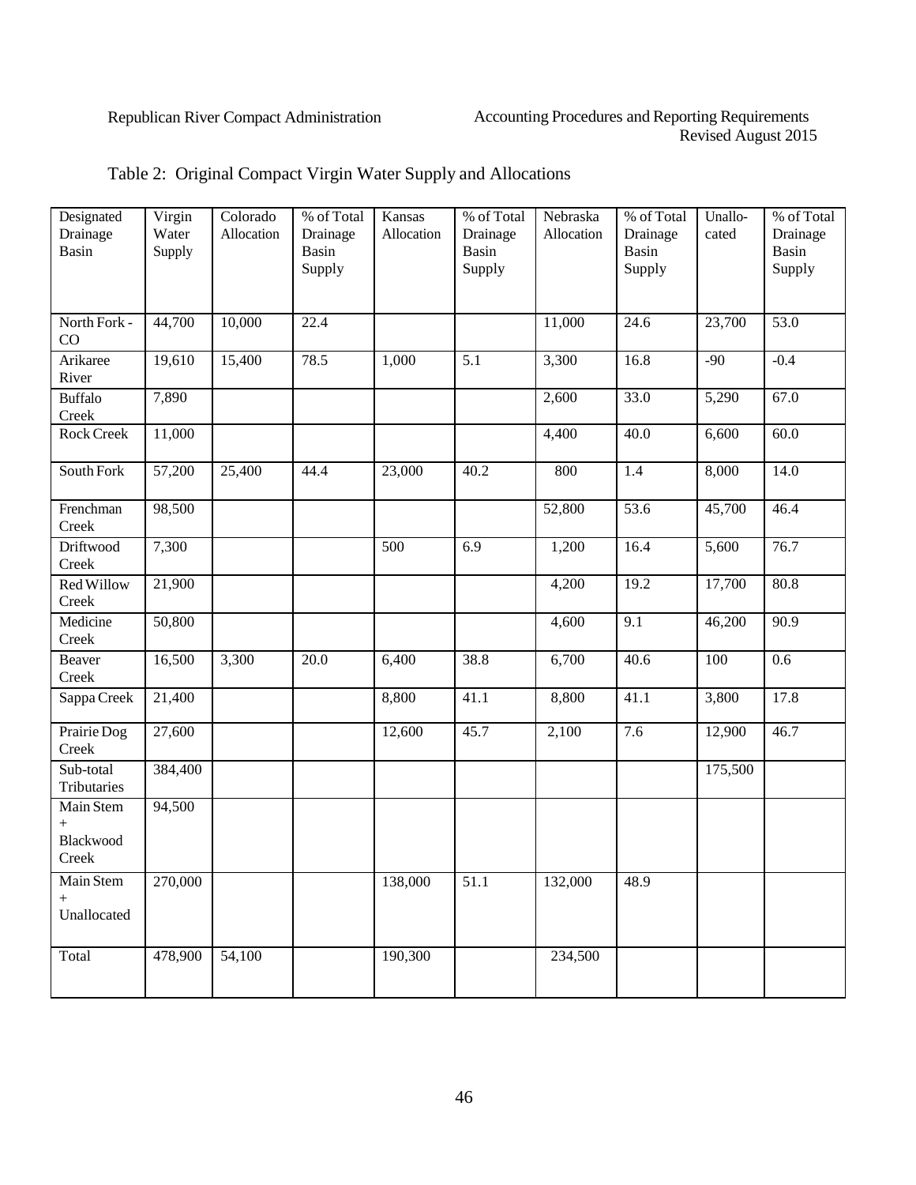Table 2: Original Compact Virgin Water Supply and Allocations

| Designated Drainage Basin | Virgin Water Supply | Colorado Allocation | % of Total Drainage Basin Supply | Kansas Allocation | % of Total Drainage Basin Supply | Nebraska Allocation | % of Total Drainage Basin Supply | Unallo-cated | % of Total Drainage Basin Supply |
|---|---|---|---|---|---|---|---|---|---|
| North Fork - CO | 44,700 | 10,000 | 22.4 | | | 11,000 | 24.6 | 23,700 | 53.0 |
| Arikaree River | 19,610 | 15,400 | 78.5 | 1,000 | 5.1 | 3,300 | 16.8 | -90 | -0.4 |
| Buffalo Creek | 7,890 | | | | | 2,600 | 33.0 | 5,290 | 67.0 |
| Rock Creek | 11,000 | | | | | 4,400 | 40.0 | 6,600 | 60.0 |
| South Fork | 57,200 | 25,400 | 44.4 | 23,000 | 40.2 | 800 | 1.4 | 8,000 | 14.0 |
| Frenchman Creek | 98,500 | | | | | 52,800 | 53.6 | 45,700 | 46.4 |
| Driftwood Creek | 7,300 | | | 500 | 6.9 | 1,200 | 16.4 | 5,600 | 76.7 |
| Red Willow Creek | 21,900 | | | | | 4,200 | 19.2 | 17,700 | 80.8 |
| Medicine Creek | 50,800 | | | | | 4,600 | 9.1 | 46,200 | 90.9 |
| Beaver Creek | 16,500 | 3,300 | 20.0 | 6,400 | 38.8 | 6,700 | 40.6 | 100 | 0.6 |
| Sappa Creek | 21,400 | | | 8,800 | 41.1 | 8,800 | 41.1 | 3,800 | 17.8 |
| Prairie Dog Creek | 27,600 | | | 12,600 | 45.7 | 2,100 | 7.6 | 12,900 | 46.7 |
| Sub-total Tributaries | 384,400 | | | | | | | 175,500 | |
| Main Stem + Blackwood Creek | 94,500 | | | | | | | | |
| Main Stem + Unallocated | 270,000 | | | 138,000 | 51.1 | 132,000 | 48.9 | | |
| Total | 478,900 | 54,100 | | 190,300 | | 234,500 | | | |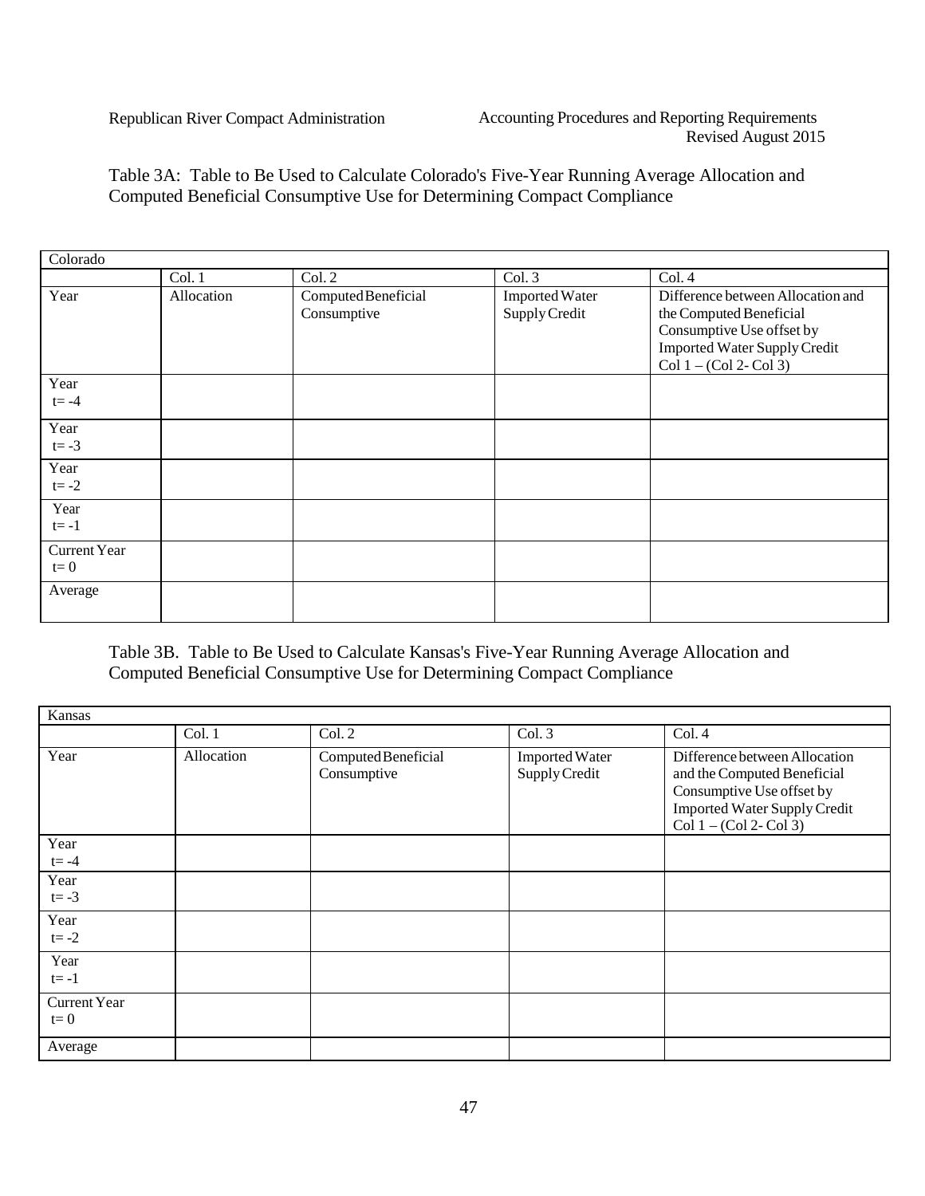Table 3A: Table to Be Used to Calculate Colorado's Five-Year Running Average Allocation and Computed Beneficial Consumptive Use for Determining Compact Compliance

| Colorado | | | | |
|---|---|---|---|---|
| | Col. 1 | Col. 2 | Col. 3 | Col. 4 |
| Year | Allocation | Computed Beneficial Consumptive | Imported Water Supply Credit | Difference between Allocation and the Computed Beneficial Consumptive Use offset by Imported Water Supply Credit Col 1 – (Col 2- Col 3) |
| Year t= -4 | | | | |
| Year t= -3 | | | | |
| Year t= -2 | | | | |
| Year t= -1 | | | | |
| Current Year t= 0 | | | | |
| Average | | | | |

Table 3B. Table to Be Used to Calculate Kansas's Five-Year Running Average Allocation and Computed Beneficial Consumptive Use for Determining Compact Compliance

| Kansas | | | | |
|---|---|---|---|---|
| | Col. 1 | Col. 2 | Col. 3 | Col. 4 |
| Year | Allocation | Computed Beneficial Consumptive | Imported Water Supply Credit | Difference between Allocation and the Computed Beneficial Consumptive Use offset by Imported Water Supply Credit Col 1 – (Col 2- Col 3) |
| Year t= -4 | | | | |
| Year t= -3 | | | | |
| Year t= -2 | | | | |
| Year t= -1 | | | | |
| Current Year t= 0 | | | | |
| Average | | | | |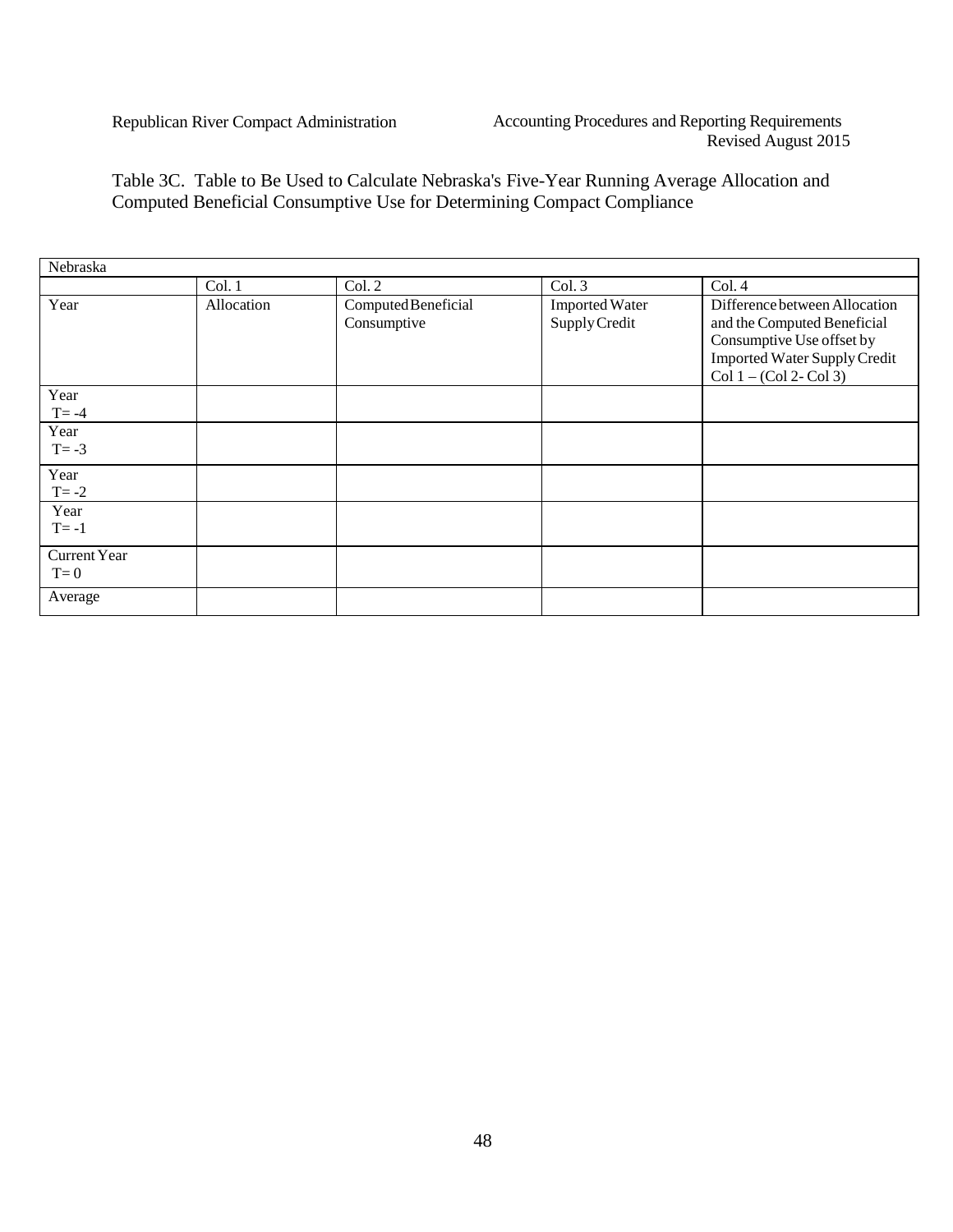Table 3C. Table to Be Used to Calculate Nebraska's Five-Year Running Average Allocation and Computed Beneficial Consumptive Use for Determining Compact Compliance

| Nebraska | | | | |
|---|---|---|---|---|
| | Col. 1 | Col. 2 | Col. 3 | Col. 4 |
| Year | Allocation | Computed Beneficial Consumptive | Imported Water Supply Credit | Difference between Allocation and the Computed Beneficial Consumptive Use offset by Imported Water Supply Credit Col 1 – (Col 2- Col 3) |
| Year T= -4 | | | | |
| Year T= -3 | | | | |
| Year T= -2 | | | | |
| Year T= -1 | | | | |
| Current Year T= 0 | | | | |
| Average | | | | |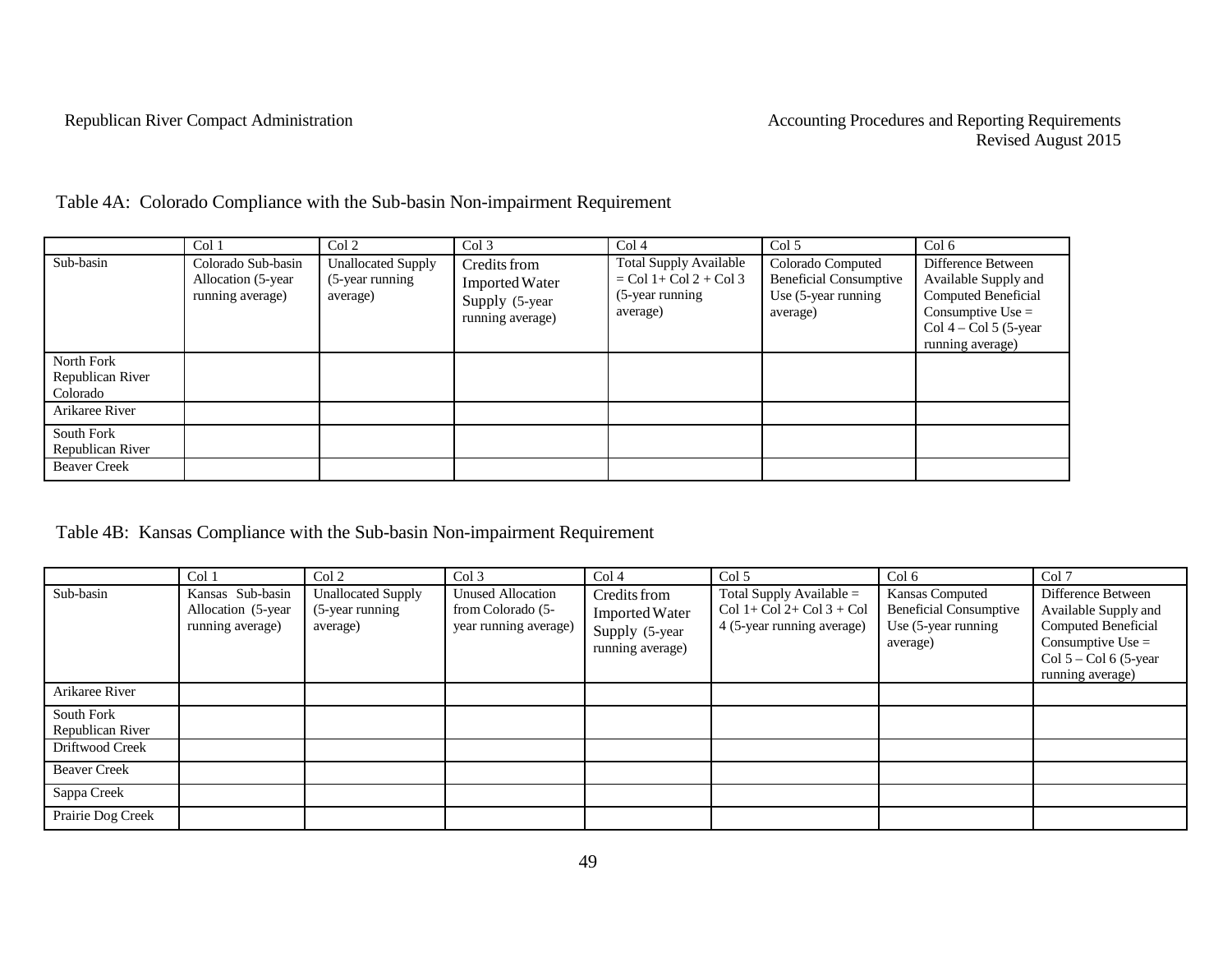Table 4A: Colorado Compliance with the Sub-basin Non-impairment Requirement

| | Col 1 | Col 2 | Col 3 | Col 4 | Col 5 | Col 6 |
|---|---|---|---|---|---|---|
| Sub-basin | Colorado Sub-basin Allocation (5-year running average) | Unallocated Supply (5-year running average) | Credits from Imported Water Supply (5-year running average) | Total Supply Available = Col 1+ Col 2 + Col 3 (5-year running average) | Colorado Computed Beneficial Consumptive Use (5-year running average) | Difference Between Available Supply and Computed Beneficial Consumptive Use = Col 4 – Col 5 (5-year running average) |
| North Fork Republican River Colorado | | | | | | |
| Arikaree River | | | | | | |
| South Fork Republican River | | | | | | |
| Beaver Creek | | | | | | |

Table 4B: Kansas Compliance with the Sub-basin Non-impairment Requirement

| | Col 1 | Col 2 | Col 3 | Col 4 | Col 5 | Col 6 | Col 7 |
|---|---|---|---|---|---|---|---|
| Sub-basin | Kansas Sub-basin Allocation (5-year running average) | Unallocated Supply (5-year running average) | Unused Allocation from Colorado (5-year running average) | Credits from Imported Water Supply (5-year running average) | Total Supply Available = Col 1+ Col 2+ Col 3 + Col 4 (5-year running average) | Kansas Computed Beneficial Consumptive Use (5-year running average) | Difference Between Available Supply and Computed Beneficial Consumptive Use = Col 5 – Col 6 (5-year running average) |
| Arikaree River | | | | | | | |
| South Fork Republican River | | | | | | | |
| Driftwood Creek | | | | | | | |
| Beaver Creek | | | | | | | |
| Sappa Creek | | | | | | | |
| Prairie Dog Creek | | | | | | | |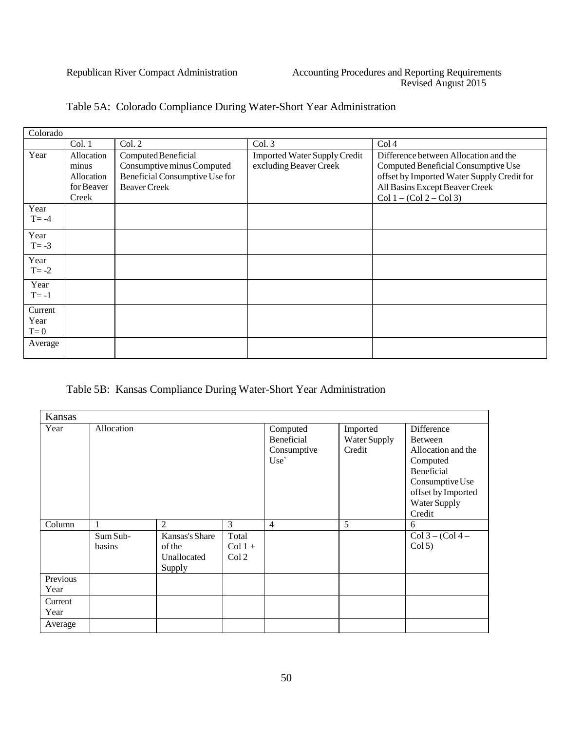## Table 5A: Colorado Compliance During Water-Short Year Administration

| Colorado | | | | |
|---|---|---|---|---|
| | Col. 1 | Col. 2 | Col. 3 | Col 4 |
| Year | Allocation minus Allocation for Beaver Creek | Computed Beneficial Consumptive minus Computed Beneficial Consumptive Use for Beaver Creek | Imported Water Supply Credit excluding Beaver Creek | Difference between Allocation and the Computed Beneficial Consumptive Use offset by Imported Water Supply Credit for All Basins Except Beaver Creek Col 1 – (Col 2 – Col 3) |
| Year T= -4 | | | | |
| Year T= -3 | | | | |
| Year T= -2 | | | | |
| Year T= -1 | | | | |
| Current Year T= 0 | | | | |
| Average | | | | |

## Table 5B: Kansas Compliance During Water-Short Year Administration

| Kansas | | | | | | |
|---|---|---|---|---|---|---|
| Year | Allocation | | | Computed Beneficial Consumptive Use` | Imported Water Supply Credit | Difference Between Allocation and the Computed Beneficial Consumptive Use offset by Imported Water Supply Credit |
| Column | 1 | 2 | 3 | 4 | 5 | 6 |
| | Sum Sub-basins | Kansas's Share of the Unallocated Supply | Total Col 1 + Col 2 | | | Col 3 – (Col 4 – Col 5) |
| Previous Year | | | | | | |
| Current Year | | | | | | |
| Average | | | | | | |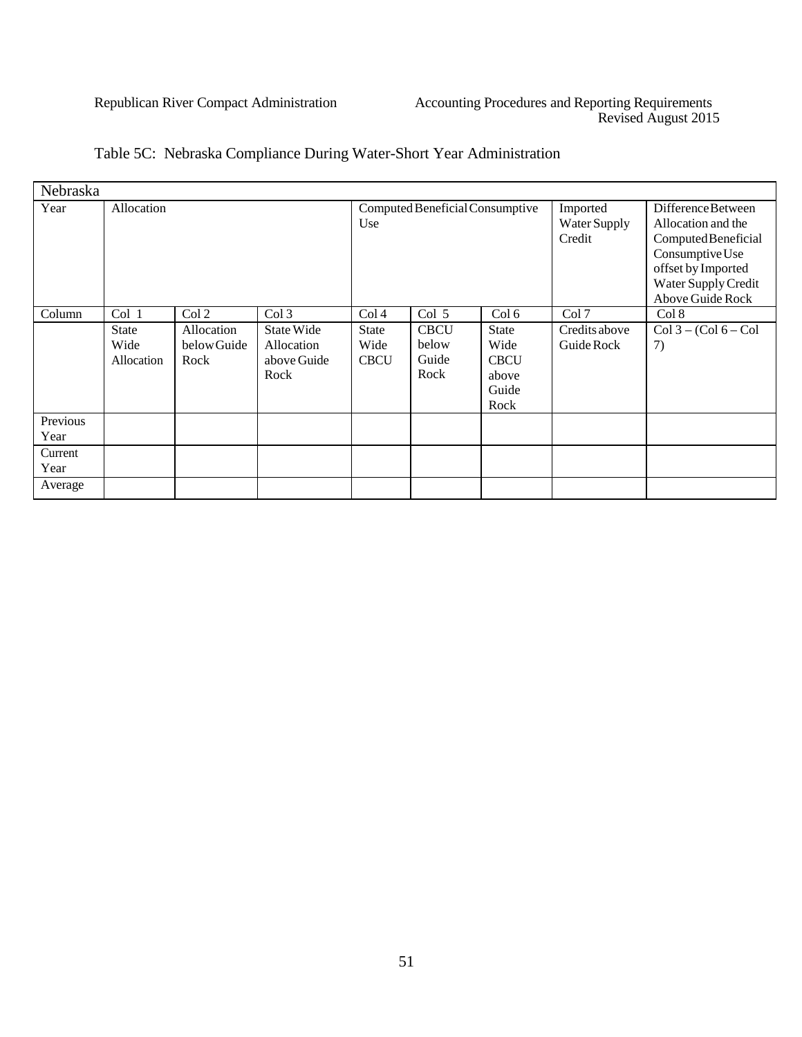Table 5C: Nebraska Compliance During Water-Short Year Administration

| Nebraska | | | | | | | | |
|---|---|---|---|---|---|---|---|---|
| Year | Allocation | | | Computed Beneficial Consumptive Use | | | Imported Water Supply Credit | Difference Between Allocation and the Computed Beneficial Consumptive Use offset by Imported Water Supply Credit Above Guide Rock |
| Column | Col 1 | Col 2 | Col 3 | Col 4 | Col 5 | Col 6 | Col 7 | Col 8 |
| | State Wide Allocation | Allocation below Guide Rock | State Wide Allocation above Guide Rock | State Wide CBCU | CBCU below Guide Rock | State Wide CBCU above Guide Rock | Credits above Guide Rock | Col 3 – (Col 6 – Col 7) |
| Previous Year | | | | | | | | |
| Current Year | | | | | | | | |
| Average | | | | | | | | |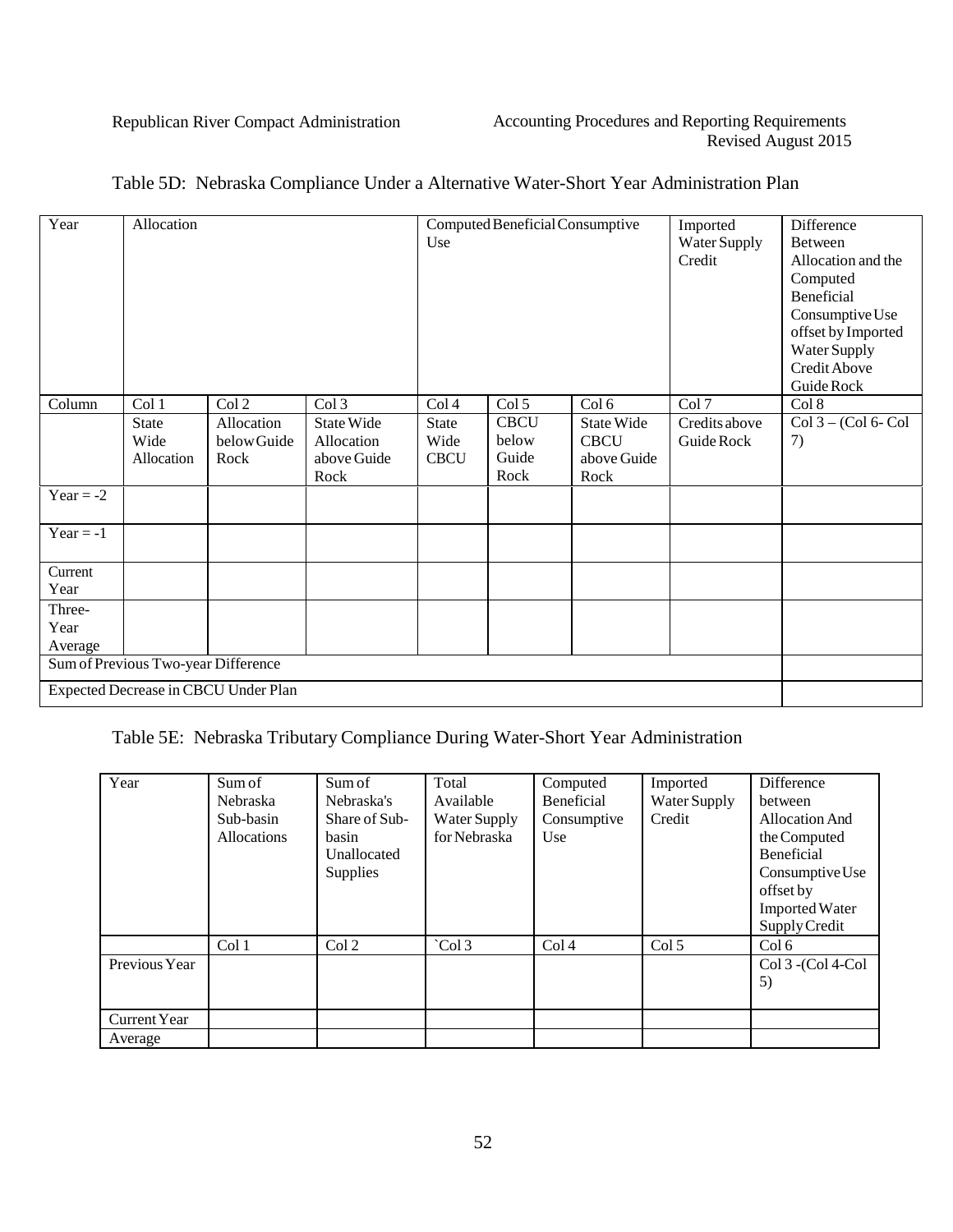Table 5D: Nebraska Compliance Under a Alternative Water-Short Year Administration Plan

| Year | Allocation | | | Computed Beneficial Consumptive Use | | | Imported Water Supply Credit | Difference Between Allocation and the Computed Beneficial Consumptive Use offset by Imported Water Supply Credit Above Guide Rock |
|---|---|---|---|---|---|---|---|---|
| Column | Col 1 | Col 2 | Col 3 | Col 4 | Col 5 | Col 6 | Col 7 | Col 8 |
| | State Wide Allocation | Allocation below Guide Rock | State Wide Allocation above Guide Rock | State Wide CBCU | CBCU below Guide Rock | State Wide CBCU above Guide Rock | Credits above Guide Rock | Col 3 – (Col 6- Col 7) |
| Year = -2 | | | | | | | | |
| Year = -1 | | | | | | | | |
| Current Year | | | | | | | | |
| Three-Year Average | | | | | | | | |
| Sum of Previous Two-year Difference | | | | | | | | |
| Expected Decrease in CBCU Under Plan | | | | | | | | |

Table 5E: Nebraska Tributary Compliance During Water-Short Year Administration

| Year | Sum of Nebraska Sub-basin Allocations | Sum of Nebraska's Share of Sub-basin Unallocated Supplies | Total Available Water Supply for Nebraska | Computed Beneficial Consumptive Use | Imported Water Supply Credit | Difference between Allocation And the Computed Beneficial Consumptive Use offset by Imported Water Supply Credit |
|---|---|---|---|---|---|---|
| | Col 1 | Col 2 | `Col 3 | Col 4 | Col 5 | Col 6 |
| Previous Year | | | | | | Col 3 -(Col 4-Col 5) |
| Current Year | | | | | | |
| Average | | | | | | |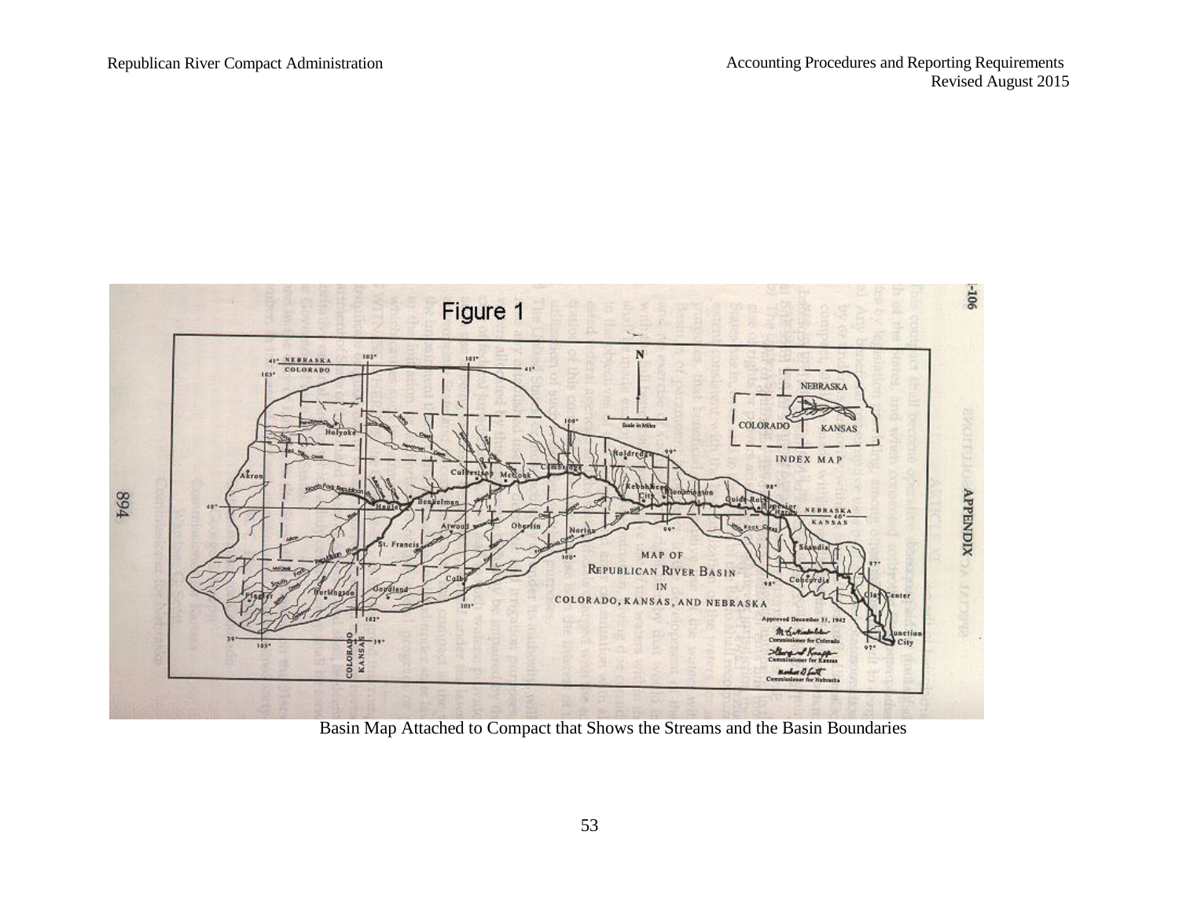Figure 1

Basin Map Attached to Compact that Shows the Streams and the Basin Boundaries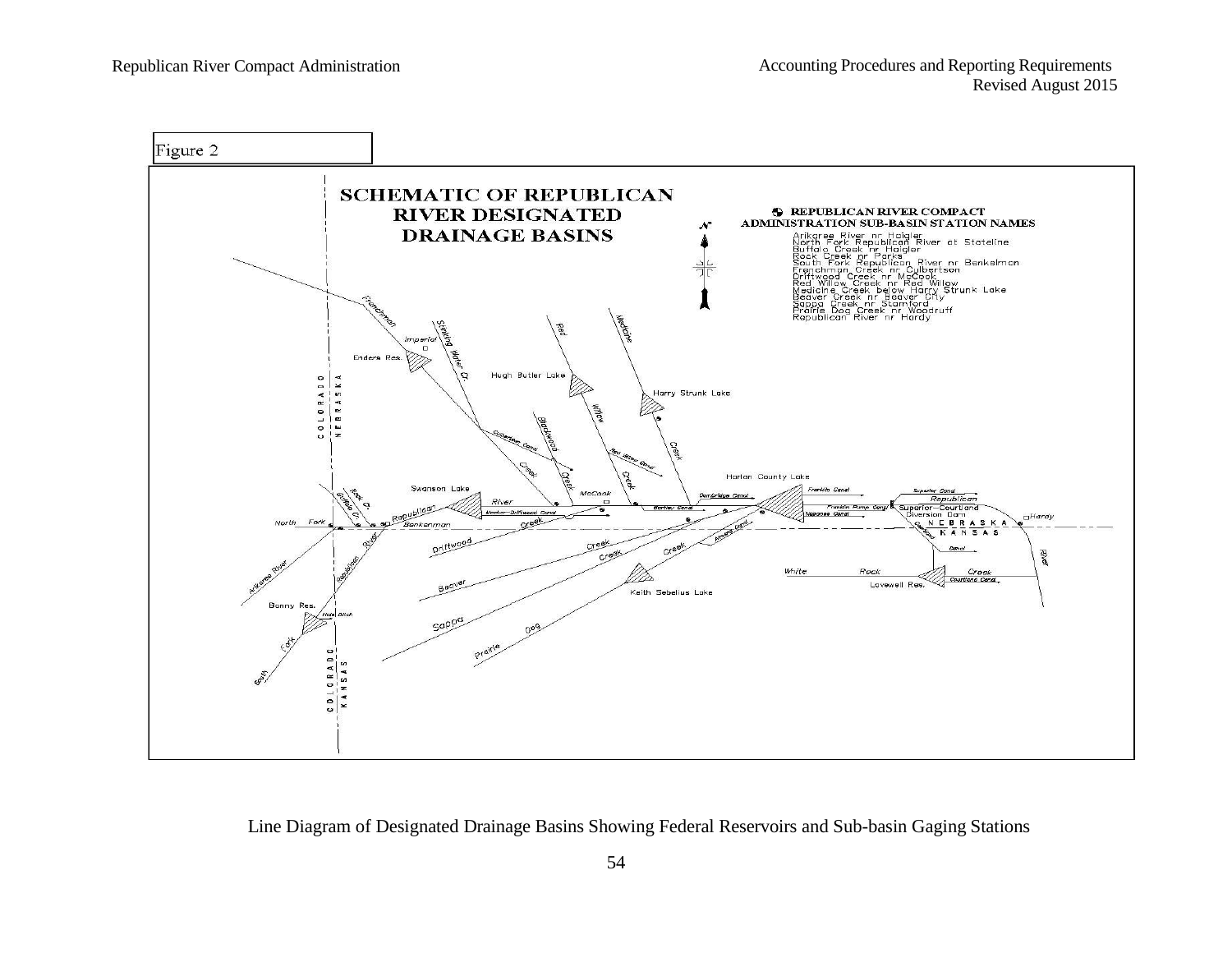Figure 2

# SCHEMATIC OF REPUBLICAN RIVER DESIGNATED DRAINAGE BASINS

**REPUBLICAN RIVER COMPACT ADMINISTRATION SUB-BASIN STATION NAMES**

Arikaree River nr Haigler
North Fork Republican River at Stateline
Buffalo Creek nr Haigler
Rock Creek nr Parks
South Fork Republican River nr Benkelman
Frenchman Creek nr Culbertson
Driftwood Creek nr McCook
Red Willow Creek nr Red Willow
Medicine Creek below Harry Strunk Lake
Beaver Creek nr Beaver City
Sappa Creek nr Stamford
Prairie Dog Creek nr Woodruff
Republican River nr Hardy

Line Diagram of Designated Drainage Basins Showing Federal Reservoirs and Sub-basin Gaging Stations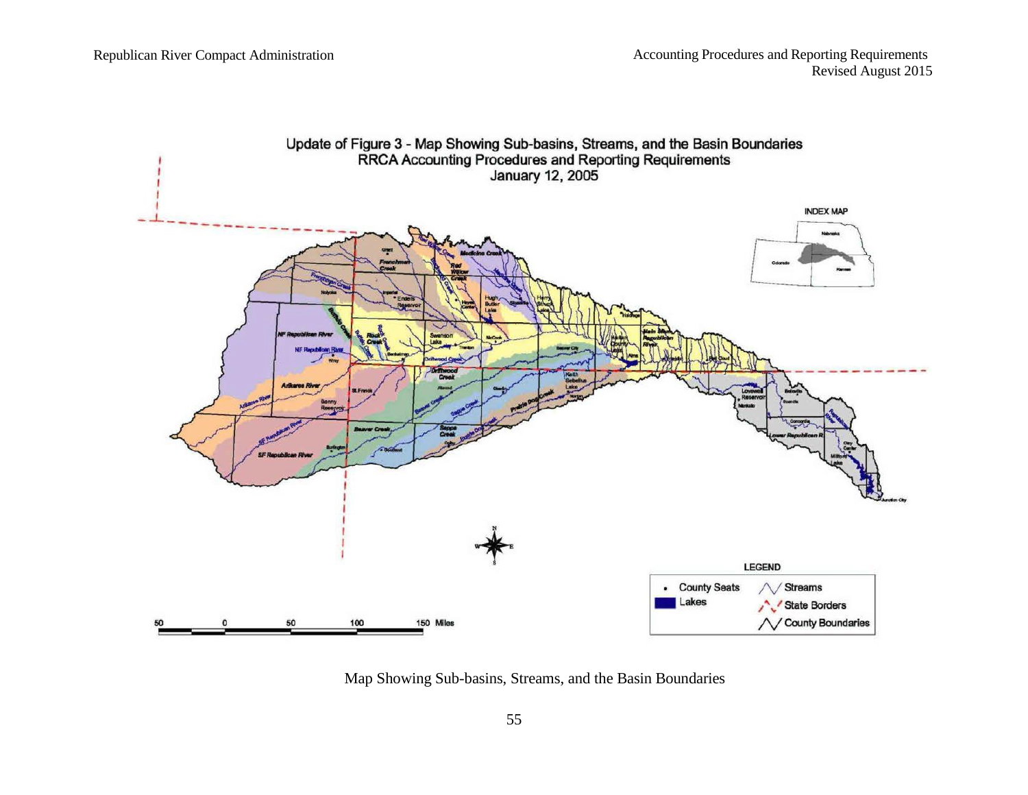Update of Figure 3 - Map Showing Sub-basins, Streams, and the Basin Boundaries
RRCA Accounting Procedures and Reporting Requirements
January 12, 2005

Map Showing Sub-basins, Streams, and the Basin Boundaries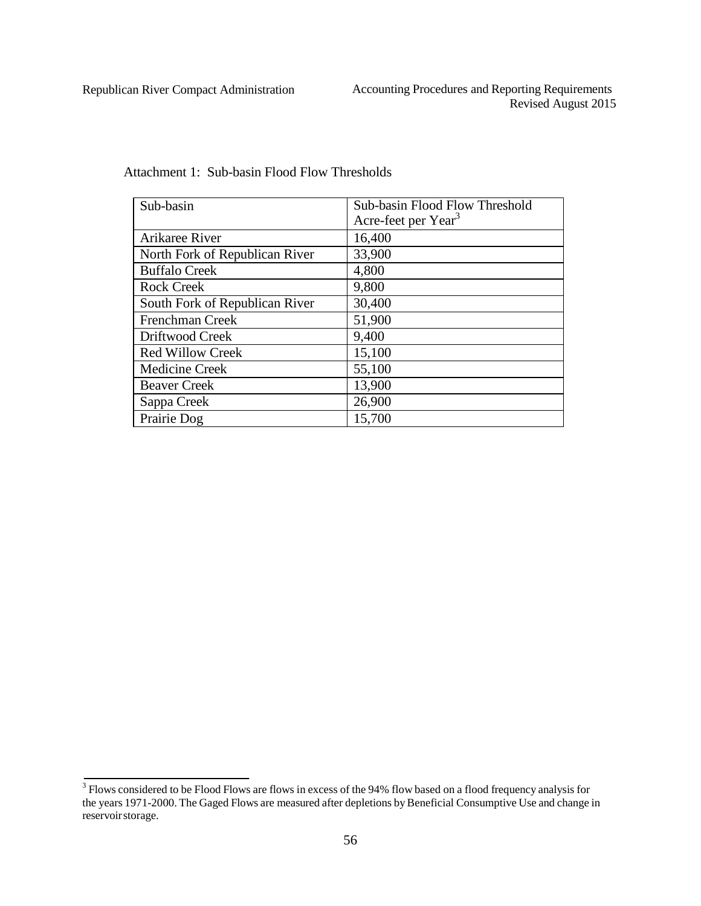Attachment 1: Sub-basin Flood Flow Thresholds

| Sub-basin | Sub-basin Flood Flow Threshold Acre-feet per Year[3] |
|---|---|
| Arikaree River | 16,400 |
| North Fork of Republican River | 33,900 |
| Buffalo Creek | 4,800 |
| Rock Creek | 9,800 |
| South Fork of Republican River | 30,400 |
| Frenchman Creek | 51,900 |
| Driftwood Creek | 9,400 |
| Red Willow Creek | 15,100 |
| Medicine Creek | 55,100 |
| Beaver Creek | 13,900 |
| Sappa Creek | 26,900 |
| Prairie Dog | 15,700 |

[3] Flows considered to be Flood Flows are flows in excess of the 94% flow based on a flood frequency analysis for the years 1971-2000. The Gaged Flows are measured after depletions by Beneficial Consumptive Use and change in reservoir storage.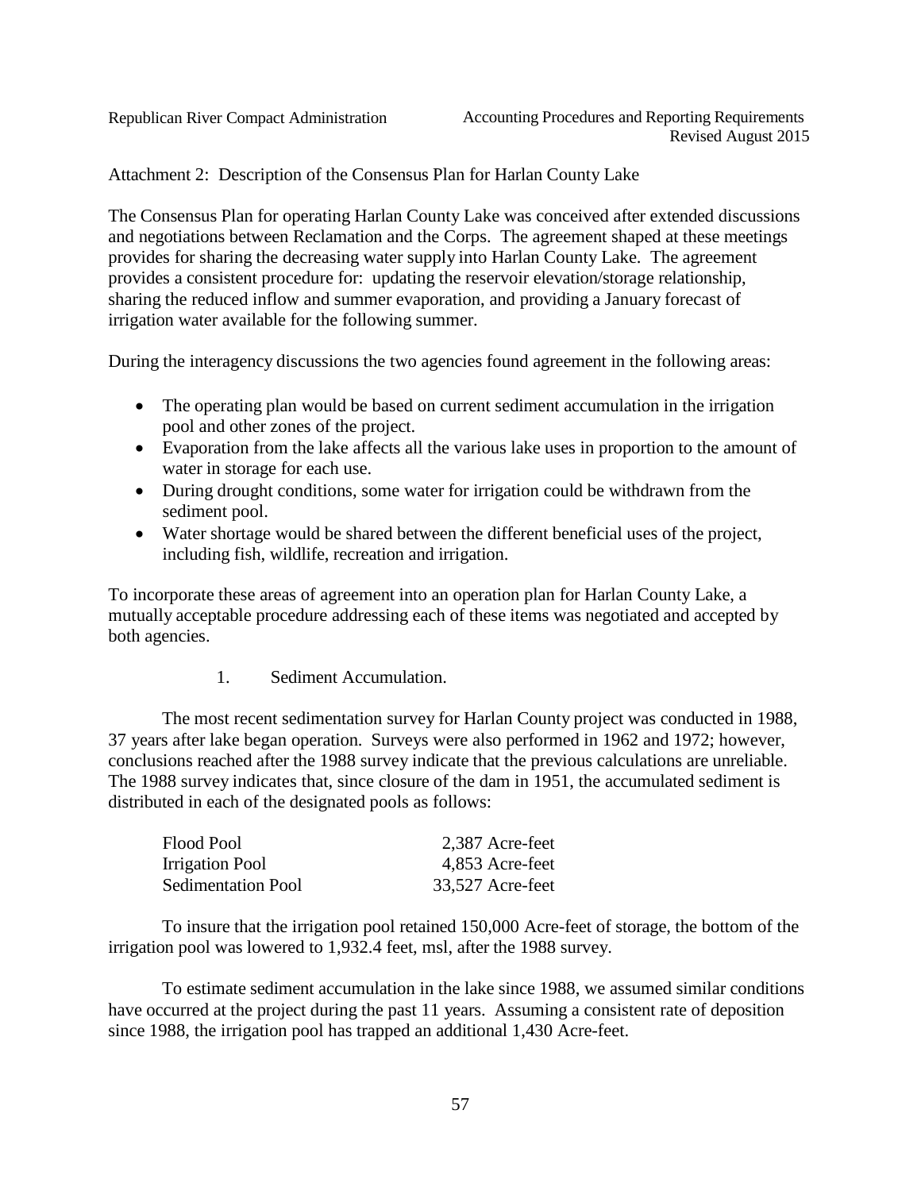Attachment 2: Description of the Consensus Plan for Harlan County Lake

The Consensus Plan for operating Harlan County Lake was conceived after extended discussions and negotiations between Reclamation and the Corps. The agreement shaped at these meetings provides for sharing the decreasing water supply into Harlan County Lake. The agreement provides a consistent procedure for: updating the reservoir elevation/storage relationship, sharing the reduced inflow and summer evaporation, and providing a January forecast of irrigation water available for the following summer.

During the interagency discussions the two agencies found agreement in the following areas:

- The operating plan would be based on current sediment accumulation in the irrigation pool and other zones of the project.
- Evaporation from the lake affects all the various lake uses in proportion to the amount of water in storage for each use.
- During drought conditions, some water for irrigation could be withdrawn from the sediment pool.
- Water shortage would be shared between the different beneficial uses of the project, including fish, wildlife, recreation and irrigation.

To incorporate these areas of agreement into an operation plan for Harlan County Lake, a mutually acceptable procedure addressing each of these items was negotiated and accepted by both agencies.

1. Sediment Accumulation.

The most recent sedimentation survey for Harlan County project was conducted in 1988, 37 years after lake began operation. Surveys were also performed in 1962 and 1972; however, conclusions reached after the 1988 survey indicate that the previous calculations are unreliable. The 1988 survey indicates that, since closure of the dam in 1951, the accumulated sediment is distributed in each of the designated pools as follows:

| | |
|---|---|
| Flood Pool | 2,387 Acre-feet |
| Irrigation Pool | 4,853 Acre-feet |
| Sedimentation Pool | 33,527 Acre-feet |

To insure that the irrigation pool retained 150,000 Acre-feet of storage, the bottom of the irrigation pool was lowered to 1,932.4 feet, msl, after the 1988 survey.

To estimate sediment accumulation in the lake since 1988, we assumed similar conditions have occurred at the project during the past 11 years. Assuming a consistent rate of deposition since 1988, the irrigation pool has trapped an additional 1,430 Acre-feet.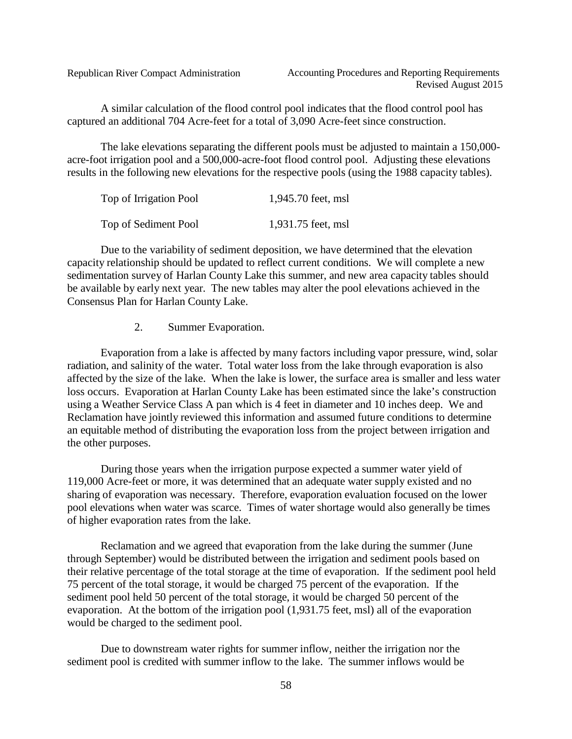A similar calculation of the flood control pool indicates that the flood control pool has captured an additional 704 Acre-feet for a total of 3,090 Acre-feet since construction.

The lake elevations separating the different pools must be adjusted to maintain a 150,000-acre-foot irrigation pool and a 500,000-acre-foot flood control pool. Adjusting these elevations results in the following new elevations for the respective pools (using the 1988 capacity tables).

| | |
|---|---|
| Top of Irrigation Pool | 1,945.70 feet, msl |
| Top of Sediment Pool | 1,931.75 feet, msl |

Due to the variability of sediment deposition, we have determined that the elevation capacity relationship should be updated to reflect current conditions. We will complete a new sedimentation survey of Harlan County Lake this summer, and new area capacity tables should be available by early next year. The new tables may alter the pool elevations achieved in the Consensus Plan for Harlan County Lake.

2. Summer Evaporation.

Evaporation from a lake is affected by many factors including vapor pressure, wind, solar radiation, and salinity of the water. Total water loss from the lake through evaporation is also affected by the size of the lake. When the lake is lower, the surface area is smaller and less water loss occurs. Evaporation at Harlan County Lake has been estimated since the lake's construction using a Weather Service Class A pan which is 4 feet in diameter and 10 inches deep. We and Reclamation have jointly reviewed this information and assumed future conditions to determine an equitable method of distributing the evaporation loss from the project between irrigation and the other purposes.

During those years when the irrigation purpose expected a summer water yield of 119,000 Acre-feet or more, it was determined that an adequate water supply existed and no sharing of evaporation was necessary. Therefore, evaporation evaluation focused on the lower pool elevations when water was scarce. Times of water shortage would also generally be times of higher evaporation rates from the lake.

Reclamation and we agreed that evaporation from the lake during the summer (June through September) would be distributed between the irrigation and sediment pools based on their relative percentage of the total storage at the time of evaporation. If the sediment pool held 75 percent of the total storage, it would be charged 75 percent of the evaporation. If the sediment pool held 50 percent of the total storage, it would be charged 50 percent of the evaporation. At the bottom of the irrigation pool (1,931.75 feet, msl) all of the evaporation would be charged to the sediment pool.

Due to downstream water rights for summer inflow, neither the irrigation nor the sediment pool is credited with summer inflow to the lake. The summer inflows would be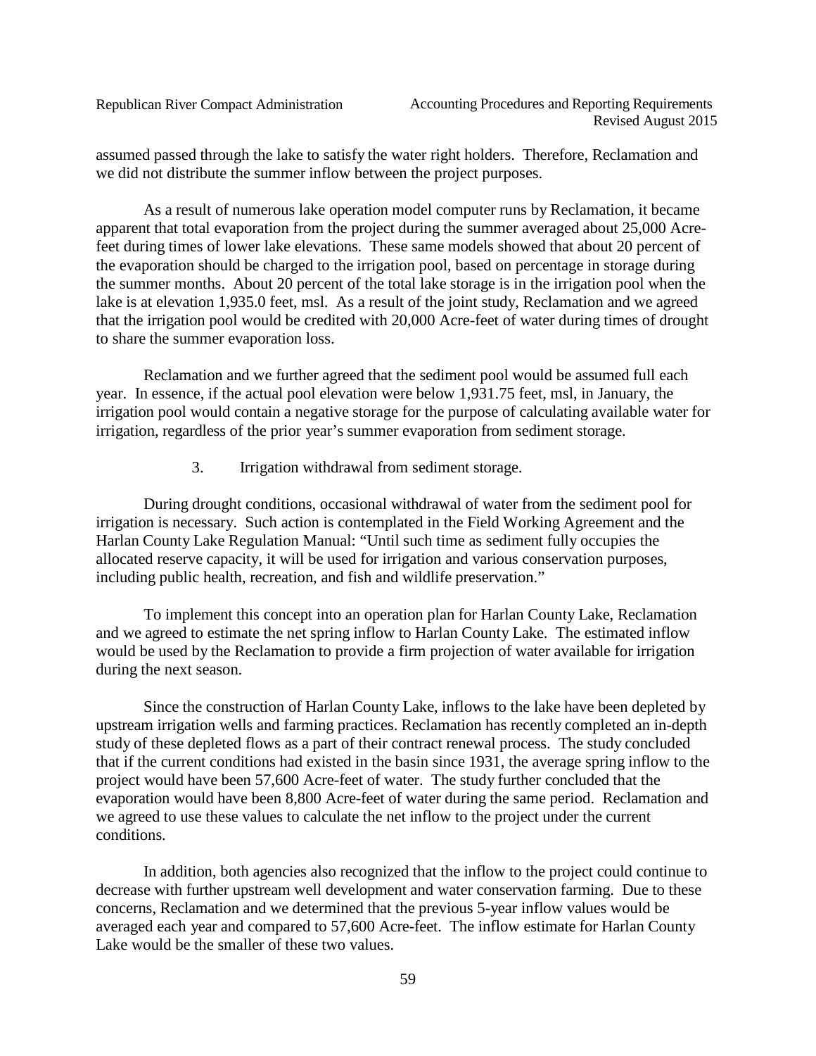assumed passed through the lake to satisfy the water right holders. Therefore, Reclamation and we did not distribute the summer inflow between the project purposes.

As a result of numerous lake operation model computer runs by Reclamation, it became apparent that total evaporation from the project during the summer averaged about 25,000 Acre-feet during times of lower lake elevations. These same models showed that about 20 percent of the evaporation should be charged to the irrigation pool, based on percentage in storage during the summer months. About 20 percent of the total lake storage is in the irrigation pool when the lake is at elevation 1,935.0 feet, msl. As a result of the joint study, Reclamation and we agreed that the irrigation pool would be credited with 20,000 Acre-feet of water during times of drought to share the summer evaporation loss.

Reclamation and we further agreed that the sediment pool would be assumed full each year. In essence, if the actual pool elevation were below 1,931.75 feet, msl, in January, the irrigation pool would contain a negative storage for the purpose of calculating available water for irrigation, regardless of the prior year's summer evaporation from sediment storage.

3. Irrigation withdrawal from sediment storage.

During drought conditions, occasional withdrawal of water from the sediment pool for irrigation is necessary. Such action is contemplated in the Field Working Agreement and the Harlan County Lake Regulation Manual: "Until such time as sediment fully occupies the allocated reserve capacity, it will be used for irrigation and various conservation purposes, including public health, recreation, and fish and wildlife preservation."

To implement this concept into an operation plan for Harlan County Lake, Reclamation and we agreed to estimate the net spring inflow to Harlan County Lake. The estimated inflow would be used by the Reclamation to provide a firm projection of water available for irrigation during the next season.

Since the construction of Harlan County Lake, inflows to the lake have been depleted by upstream irrigation wells and farming practices. Reclamation has recently completed an in-depth study of these depleted flows as a part of their contract renewal process. The study concluded that if the current conditions had existed in the basin since 1931, the average spring inflow to the project would have been 57,600 Acre-feet of water. The study further concluded that the evaporation would have been 8,800 Acre-feet of water during the same period. Reclamation and we agreed to use these values to calculate the net inflow to the project under the current conditions.

In addition, both agencies also recognized that the inflow to the project could continue to decrease with further upstream well development and water conservation farming. Due to these concerns, Reclamation and we determined that the previous 5-year inflow values would be averaged each year and compared to 57,600 Acre-feet. The inflow estimate for Harlan County Lake would be the smaller of these two values.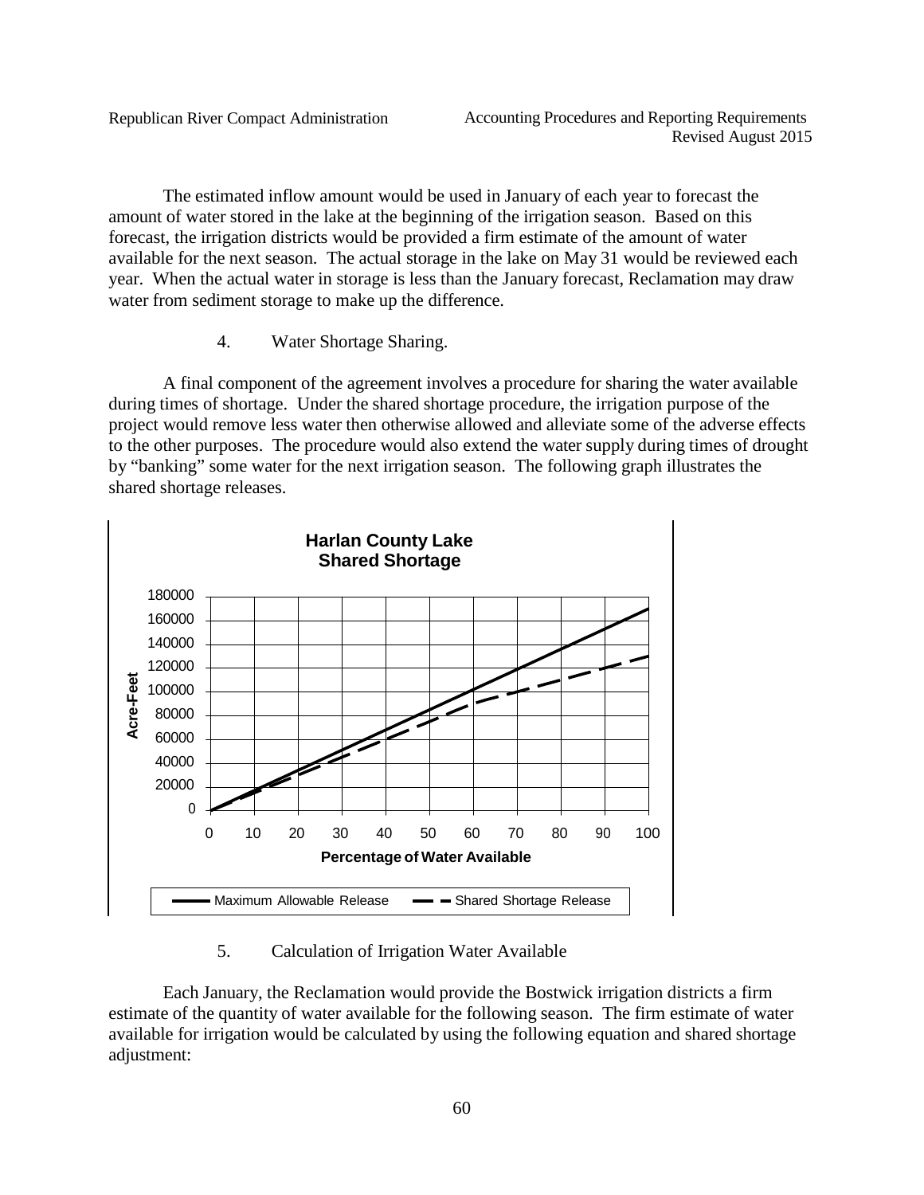The estimated inflow amount would be used in January of each year to forecast the amount of water stored in the lake at the beginning of the irrigation season. Based on this forecast, the irrigation districts would be provided a firm estimate of the amount of water available for the next season. The actual storage in the lake on May 31 would be reviewed each year. When the actual water in storage is less than the January forecast, Reclamation may draw water from sediment storage to make up the difference.

4. Water Shortage Sharing.

A final component of the agreement involves a procedure for sharing the water available during times of shortage. Under the shared shortage procedure, the irrigation purpose of the project would remove less water then otherwise allowed and alleviate some of the adverse effects to the other purposes. The procedure would also extend the water supply during times of drought by "banking" some water for the next irrigation season. The following graph illustrates the shared shortage releases.

**Harlan County Lake**
**Shared Shortage**

Acre-Feet (0 – 180000) vs. Percentage of Water Available (0 – 100)

Maximum Allowable Release — Shared Shortage Release

5. Calculation of Irrigation Water Available

Each January, the Reclamation would provide the Bostwick irrigation districts a firm estimate of the quantity of water available for the following season. The firm estimate of water available for irrigation would be calculated by using the following equation and shared shortage adjustment: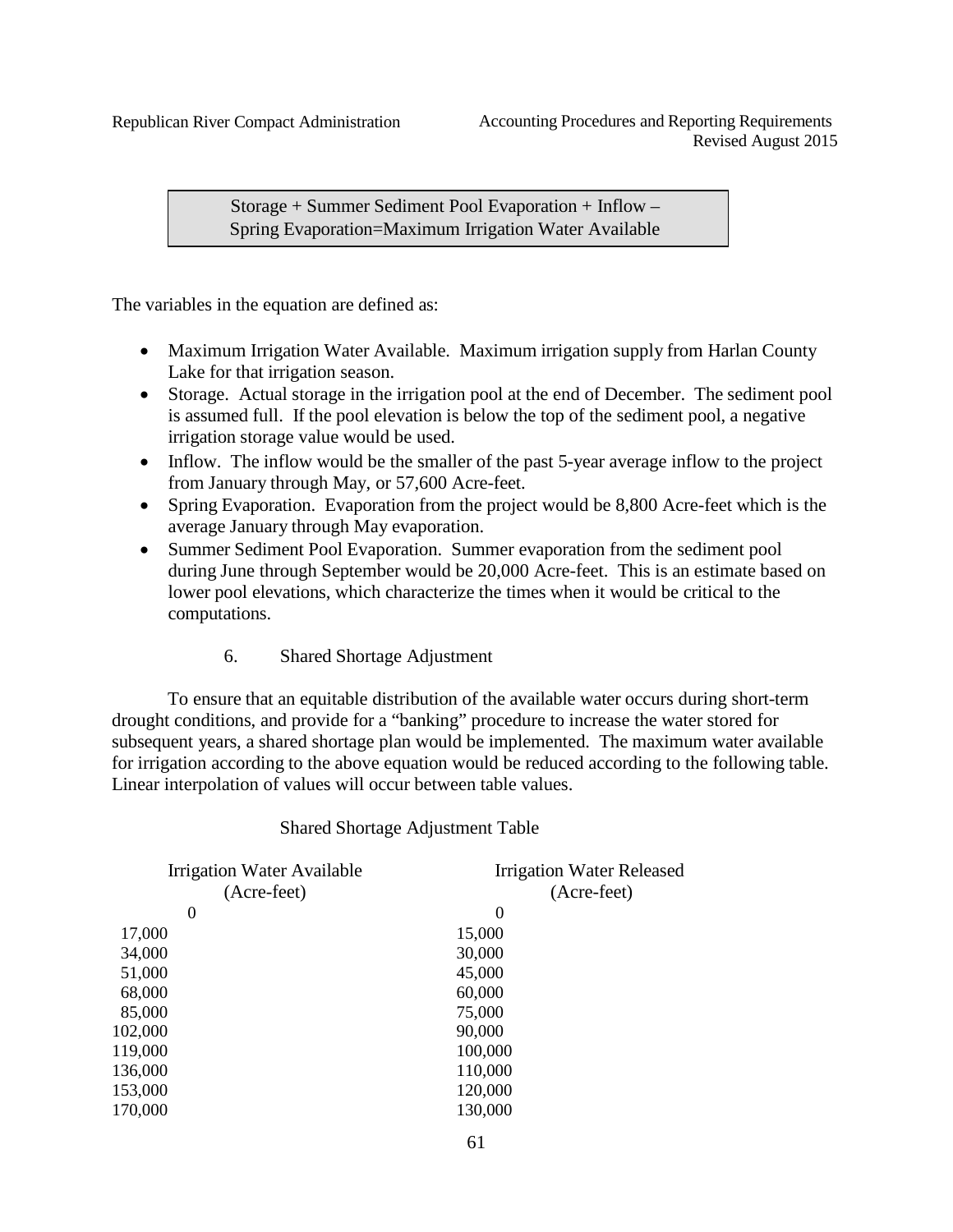Storage + Summer Sediment Pool Evaporation + Inflow – Spring Evaporation=Maximum Irrigation Water Available

The variables in the equation are defined as:

- Maximum Irrigation Water Available. Maximum irrigation supply from Harlan County Lake for that irrigation season.
- Storage. Actual storage in the irrigation pool at the end of December. The sediment pool is assumed full. If the pool elevation is below the top of the sediment pool, a negative irrigation storage value would be used.
- Inflow. The inflow would be the smaller of the past 5-year average inflow to the project from January through May, or 57,600 Acre-feet.
- Spring Evaporation. Evaporation from the project would be 8,800 Acre-feet which is the average January through May evaporation.
- Summer Sediment Pool Evaporation. Summer evaporation from the sediment pool during June through September would be 20,000 Acre-feet. This is an estimate based on lower pool elevations, which characterize the times when it would be critical to the computations.

### 6. Shared Shortage Adjustment

To ensure that an equitable distribution of the available water occurs during short-term drought conditions, and provide for a "banking" procedure to increase the water stored for subsequent years, a shared shortage plan would be implemented. The maximum water available for irrigation according to the above equation would be reduced according to the following table. Linear interpolation of values will occur between table values.

Shared Shortage Adjustment Table

| Irrigation Water Available (Acre-feet) | Irrigation Water Released (Acre-feet) |
|---|---|
| 0 | 0 |
| 17,000 | 15,000 |
| 34,000 | 30,000 |
| 51,000 | 45,000 |
| 68,000 | 60,000 |
| 85,000 | 75,000 |
| 102,000 | 90,000 |
| 119,000 | 100,000 |
| 136,000 | 110,000 |
| 153,000 | 120,000 |
| 170,000 | 130,000 |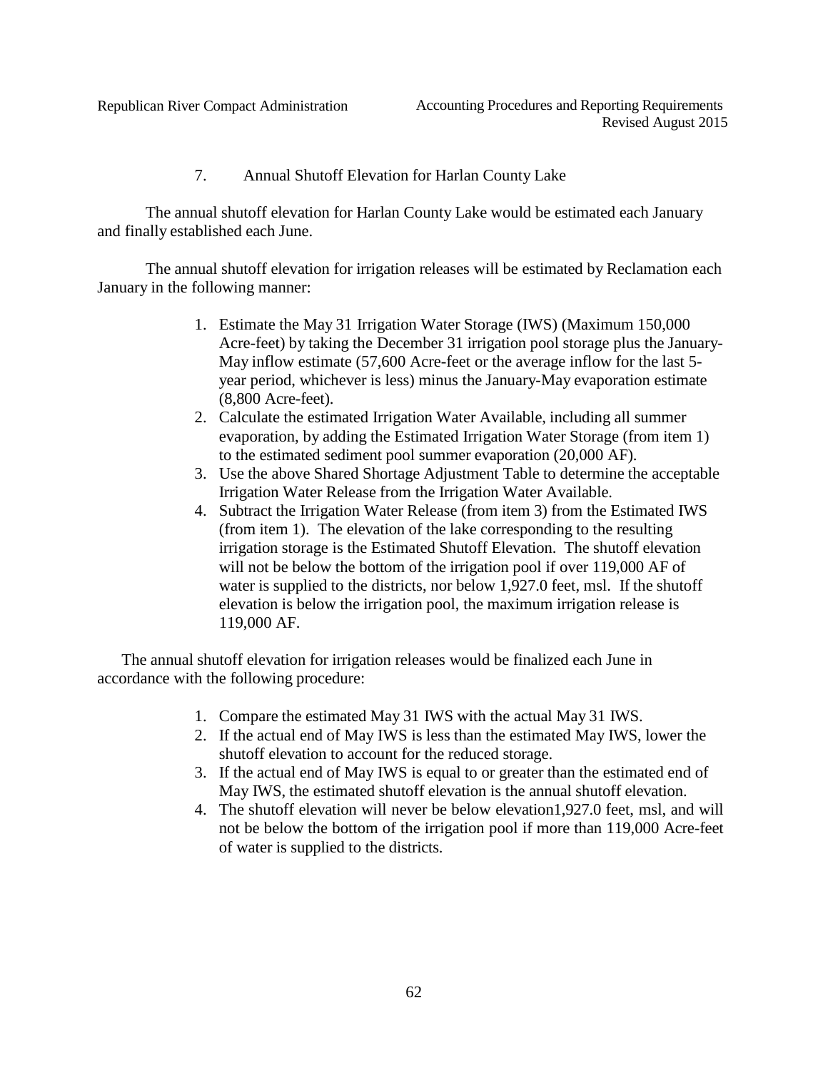### 7. Annual Shutoff Elevation for Harlan County Lake

The annual shutoff elevation for Harlan County Lake would be estimated each January and finally established each June.

The annual shutoff elevation for irrigation releases will be estimated by Reclamation each January in the following manner:

1. Estimate the May 31 Irrigation Water Storage (IWS) (Maximum 150,000 Acre-feet) by taking the December 31 irrigation pool storage plus the January-May inflow estimate (57,600 Acre-feet or the average inflow for the last 5-year period, whichever is less) minus the January-May evaporation estimate (8,800 Acre-feet).
2. Calculate the estimated Irrigation Water Available, including all summer evaporation, by adding the Estimated Irrigation Water Storage (from item 1) to the estimated sediment pool summer evaporation (20,000 AF).
3. Use the above Shared Shortage Adjustment Table to determine the acceptable Irrigation Water Release from the Irrigation Water Available.
4. Subtract the Irrigation Water Release (from item 3) from the Estimated IWS (from item 1). The elevation of the lake corresponding to the resulting irrigation storage is the Estimated Shutoff Elevation. The shutoff elevation will not be below the bottom of the irrigation pool if over 119,000 AF of water is supplied to the districts, nor below 1,927.0 feet, msl. If the shutoff elevation is below the irrigation pool, the maximum irrigation release is 119,000 AF.

The annual shutoff elevation for irrigation releases would be finalized each June in accordance with the following procedure:

1. Compare the estimated May 31 IWS with the actual May 31 IWS.
2. If the actual end of May IWS is less than the estimated May IWS, lower the shutoff elevation to account for the reduced storage.
3. If the actual end of May IWS is equal to or greater than the estimated end of May IWS, the estimated shutoff elevation is the annual shutoff elevation.
4. The shutoff elevation will never be below elevation1,927.0 feet, msl, and will not be below the bottom of the irrigation pool if more than 119,000 Acre-feet of water is supplied to the districts.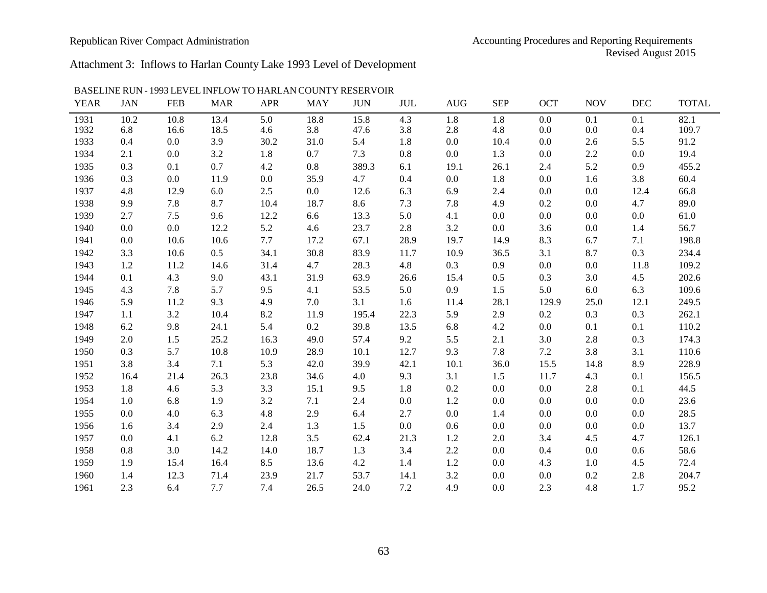Attachment 3: Inflows to Harlan County Lake 1993 Level of Development

BASELINE RUN - 1993 LEVEL INFLOW TO HARLAN COUNTY RESERVOIR

| YEAR | JAN | FEB | MAR | APR | MAY | JUN | JUL | AUG | SEP | OCT | NOV | DEC | TOTAL |
|---|---|---|---|---|---|---|---|---|---|---|---|---|---|
| 1931 | 10.2 | 10.8 | 13.4 | 5.0 | 18.8 | 15.8 | 4.3 | 1.8 | 1.8 | 0.0 | 0.1 | 0.1 | 82.1 |
| 1932 | 6.8 | 16.6 | 18.5 | 4.6 | 3.8 | 47.6 | 3.8 | 2.8 | 4.8 | 0.0 | 0.0 | 0.4 | 109.7 |
| 1933 | 0.4 | 0.0 | 3.9 | 30.2 | 31.0 | 5.4 | 1.8 | 0.0 | 10.4 | 0.0 | 2.6 | 5.5 | 91.2 |
| 1934 | 2.1 | 0.0 | 3.2 | 1.8 | 0.7 | 7.3 | 0.8 | 0.0 | 1.3 | 0.0 | 2.2 | 0.0 | 19.4 |
| 1935 | 0.3 | 0.1 | 0.7 | 4.2 | 0.8 | 389.3 | 6.1 | 19.1 | 26.1 | 2.4 | 5.2 | 0.9 | 455.2 |
| 1936 | 0.3 | 0.0 | 11.9 | 0.0 | 35.9 | 4.7 | 0.4 | 0.0 | 1.8 | 0.0 | 1.6 | 3.8 | 60.4 |
| 1937 | 4.8 | 12.9 | 6.0 | 2.5 | 0.0 | 12.6 | 6.3 | 6.9 | 2.4 | 0.0 | 0.0 | 12.4 | 66.8 |
| 1938 | 9.9 | 7.8 | 8.7 | 10.4 | 18.7 | 8.6 | 7.3 | 7.8 | 4.9 | 0.2 | 0.0 | 4.7 | 89.0 |
| 1939 | 2.7 | 7.5 | 9.6 | 12.2 | 6.6 | 13.3 | 5.0 | 4.1 | 0.0 | 0.0 | 0.0 | 0.0 | 61.0 |
| 1940 | 0.0 | 0.0 | 12.2 | 5.2 | 4.6 | 23.7 | 2.8 | 3.2 | 0.0 | 3.6 | 0.0 | 1.4 | 56.7 |
| 1941 | 0.0 | 10.6 | 10.6 | 7.7 | 17.2 | 67.1 | 28.9 | 19.7 | 14.9 | 8.3 | 6.7 | 7.1 | 198.8 |
| 1942 | 3.3 | 10.6 | 0.5 | 34.1 | 30.8 | 83.9 | 11.7 | 10.9 | 36.5 | 3.1 | 8.7 | 0.3 | 234.4 |
| 1943 | 1.2 | 11.2 | 14.6 | 31.4 | 4.7 | 28.3 | 4.8 | 0.3 | 0.9 | 0.0 | 0.0 | 11.8 | 109.2 |
| 1944 | 0.1 | 4.3 | 9.0 | 43.1 | 31.9 | 63.9 | 26.6 | 15.4 | 0.5 | 0.3 | 3.0 | 4.5 | 202.6 |
| 1945 | 4.3 | 7.8 | 5.7 | 9.5 | 4.1 | 53.5 | 5.0 | 0.9 | 1.5 | 5.0 | 6.0 | 6.3 | 109.6 |
| 1946 | 5.9 | 11.2 | 9.3 | 4.9 | 7.0 | 3.1 | 1.6 | 11.4 | 28.1 | 129.9 | 25.0 | 12.1 | 249.5 |
| 1947 | 1.1 | 3.2 | 10.4 | 8.2 | 11.9 | 195.4 | 22.3 | 5.9 | 2.9 | 0.2 | 0.3 | 0.3 | 262.1 |
| 1948 | 6.2 | 9.8 | 24.1 | 5.4 | 0.2 | 39.8 | 13.5 | 6.8 | 4.2 | 0.0 | 0.1 | 0.1 | 110.2 |
| 1949 | 2.0 | 1.5 | 25.2 | 16.3 | 49.0 | 57.4 | 9.2 | 5.5 | 2.1 | 3.0 | 2.8 | 0.3 | 174.3 |
| 1950 | 0.3 | 5.7 | 10.8 | 10.9 | 28.9 | 10.1 | 12.7 | 9.3 | 7.8 | 7.2 | 3.8 | 3.1 | 110.6 |
| 1951 | 3.8 | 3.4 | 7.1 | 5.3 | 42.0 | 39.9 | 42.1 | 10.1 | 36.0 | 15.5 | 14.8 | 8.9 | 228.9 |
| 1952 | 16.4 | 21.4 | 26.3 | 23.8 | 34.6 | 4.0 | 9.3 | 3.1 | 1.5 | 11.7 | 4.3 | 0.1 | 156.5 |
| 1953 | 1.8 | 4.6 | 5.3 | 3.3 | 15.1 | 9.5 | 1.8 | 0.2 | 0.0 | 0.0 | 2.8 | 0.1 | 44.5 |
| 1954 | 1.0 | 6.8 | 1.9 | 3.2 | 7.1 | 2.4 | 0.0 | 1.2 | 0.0 | 0.0 | 0.0 | 0.0 | 23.6 |
| 1955 | 0.0 | 4.0 | 6.3 | 4.8 | 2.9 | 6.4 | 2.7 | 0.0 | 1.4 | 0.0 | 0.0 | 0.0 | 28.5 |
| 1956 | 1.6 | 3.4 | 2.9 | 2.4 | 1.3 | 1.5 | 0.0 | 0.6 | 0.0 | 0.0 | 0.0 | 0.0 | 13.7 |
| 1957 | 0.0 | 4.1 | 6.2 | 12.8 | 3.5 | 62.4 | 21.3 | 1.2 | 2.0 | 3.4 | 4.5 | 4.7 | 126.1 |
| 1958 | 0.8 | 3.0 | 14.2 | 14.0 | 18.7 | 1.3 | 3.4 | 2.2 | 0.0 | 0.4 | 0.0 | 0.6 | 58.6 |
| 1959 | 1.9 | 15.4 | 16.4 | 8.5 | 13.6 | 4.2 | 1.4 | 1.2 | 0.0 | 4.3 | 1.0 | 4.5 | 72.4 |
| 1960 | 1.4 | 12.3 | 71.4 | 23.9 | 21.7 | 53.7 | 14.1 | 3.2 | 0.0 | 0.0 | 0.2 | 2.8 | 204.7 |
| 1961 | 2.3 | 6.4 | 7.7 | 7.4 | 26.5 | 24.0 | 7.2 | 4.9 | 0.0 | 2.3 | 4.8 | 1.7 | 95.2 |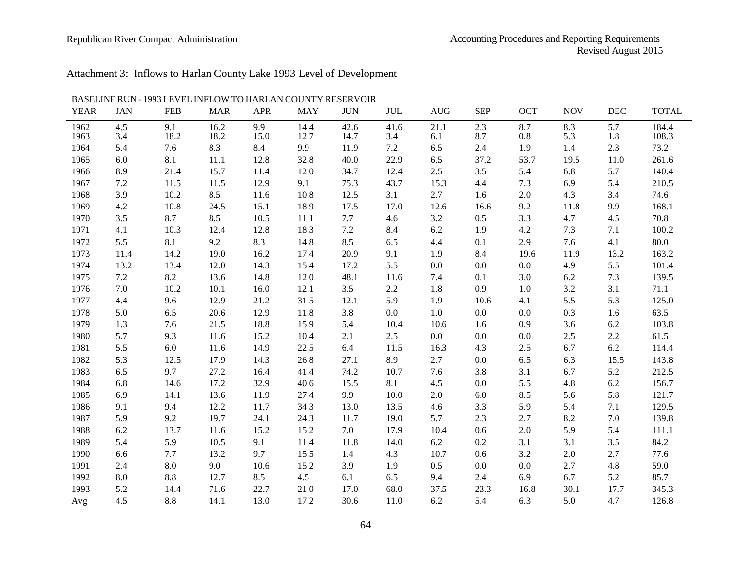Attachment 3: Inflows to Harlan County Lake 1993 Level of Development

BASELINE RUN - 1993 LEVEL INFLOW TO HARLAN COUNTY RESERVOIR

| YEAR | JAN | FEB | MAR | APR | MAY | JUN | JUL | AUG | SEP | OCT | NOV | DEC | TOTAL |
|---|---|---|---|---|---|---|---|---|---|---|---|---|---|
| 1962 | 4.5 | 9.1 | 16.2 | 9.9 | 14.4 | 42.6 | 41.6 | 21.1 | 2.3 | 8.7 | 8.3 | 5.7 | 184.4 |
| 1963 | 3.4 | 18.2 | 18.2 | 15.0 | 12.7 | 14.7 | 3.4 | 6.1 | 8.7 | 0.8 | 5.3 | 1.8 | 108.3 |
| 1964 | 5.4 | 7.6 | 8.3 | 8.4 | 9.9 | 11.9 | 7.2 | 6.5 | 2.4 | 1.9 | 1.4 | 2.3 | 73.2 |
| 1965 | 6.0 | 8.1 | 11.1 | 12.8 | 32.8 | 40.0 | 22.9 | 6.5 | 37.2 | 53.7 | 19.5 | 11.0 | 261.6 |
| 1966 | 8.9 | 21.4 | 15.7 | 11.4 | 12.0 | 34.7 | 12.4 | 2.5 | 3.5 | 5.4 | 6.8 | 5.7 | 140.4 |
| 1967 | 7.2 | 11.5 | 11.5 | 12.9 | 9.1 | 75.3 | 43.7 | 15.3 | 4.4 | 7.3 | 6.9 | 5.4 | 210.5 |
| 1968 | 3.9 | 10.2 | 8.5 | 11.6 | 10.8 | 12.5 | 3.1 | 2.7 | 1.6 | 2.0 | 4.3 | 3.4 | 74.6 |
| 1969 | 4.2 | 10.8 | 24.5 | 15.1 | 18.9 | 17.5 | 17.0 | 12.6 | 16.6 | 9.2 | 11.8 | 9.9 | 168.1 |
| 1970 | 3.5 | 8.7 | 8.5 | 10.5 | 11.1 | 7.7 | 4.6 | 3.2 | 0.5 | 3.3 | 4.7 | 4.5 | 70.8 |
| 1971 | 4.1 | 10.3 | 12.4 | 12.8 | 18.3 | 7.2 | 8.4 | 6.2 | 1.9 | 4.2 | 7.3 | 7.1 | 100.2 |
| 1972 | 5.5 | 8.1 | 9.2 | 8.3 | 14.8 | 8.5 | 6.5 | 4.4 | 0.1 | 2.9 | 7.6 | 4.1 | 80.0 |
| 1973 | 11.4 | 14.2 | 19.0 | 16.2 | 17.4 | 20.9 | 9.1 | 1.9 | 8.4 | 19.6 | 11.9 | 13.2 | 163.2 |
| 1974 | 13.2 | 13.4 | 12.0 | 14.3 | 15.4 | 17.2 | 5.5 | 0.0 | 0.0 | 0.0 | 4.9 | 5.5 | 101.4 |
| 1975 | 7.2 | 8.2 | 13.6 | 14.8 | 12.0 | 48.1 | 11.6 | 7.4 | 0.1 | 3.0 | 6.2 | 7.3 | 139.5 |
| 1976 | 7.0 | 10.2 | 10.1 | 16.0 | 12.1 | 3.5 | 2.2 | 1.8 | 0.9 | 1.0 | 3.2 | 3.1 | 71.1 |
| 1977 | 4.4 | 9.6 | 12.9 | 21.2 | 31.5 | 12.1 | 5.9 | 1.9 | 10.6 | 4.1 | 5.5 | 5.3 | 125.0 |
| 1978 | 5.0 | 6.5 | 20.6 | 12.9 | 11.8 | 3.8 | 0.0 | 1.0 | 0.0 | 0.0 | 0.3 | 1.6 | 63.5 |
| 1979 | 1.3 | 7.6 | 21.5 | 18.8 | 15.9 | 5.4 | 10.4 | 10.6 | 1.6 | 0.9 | 3.6 | 6.2 | 103.8 |
| 1980 | 5.7 | 9.3 | 11.6 | 15.2 | 10.4 | 2.1 | 2.5 | 0.0 | 0.0 | 0.0 | 2.5 | 2.2 | 61.5 |
| 1981 | 5.5 | 6.0 | 11.6 | 14.9 | 22.5 | 6.4 | 11.5 | 16.3 | 4.3 | 2.5 | 6.7 | 6.2 | 114.4 |
| 1982 | 5.3 | 12.5 | 17.9 | 14.3 | 26.8 | 27.1 | 8.9 | 2.7 | 0.0 | 6.5 | 6.3 | 15.5 | 143.8 |
| 1983 | 6.5 | 9.7 | 27.2 | 16.4 | 41.4 | 74.2 | 10.7 | 7.6 | 3.8 | 3.1 | 6.7 | 5.2 | 212.5 |
| 1984 | 6.8 | 14.6 | 17.2 | 32.9 | 40.6 | 15.5 | 8.1 | 4.5 | 0.0 | 5.5 | 4.8 | 6.2 | 156.7 |
| 1985 | 6.9 | 14.1 | 13.6 | 11.9 | 27.4 | 9.9 | 10.0 | 2.0 | 6.0 | 8.5 | 5.6 | 5.8 | 121.7 |
| 1986 | 9.1 | 9.4 | 12.2 | 11.7 | 34.3 | 13.0 | 13.5 | 4.6 | 3.3 | 5.9 | 5.4 | 7.1 | 129.5 |
| 1987 | 5.9 | 9.2 | 19.7 | 24.1 | 24.3 | 11.7 | 19.0 | 5.7 | 2.3 | 2.7 | 8.2 | 7.0 | 139.8 |
| 1988 | 6.2 | 13.7 | 11.6 | 15.2 | 15.2 | 7.0 | 17.9 | 10.4 | 0.6 | 2.0 | 5.9 | 5.4 | 111.1 |
| 1989 | 5.4 | 5.9 | 10.5 | 9.1 | 11.4 | 11.8 | 14.0 | 6.2 | 0.2 | 3.1 | 3.1 | 3.5 | 84.2 |
| 1990 | 6.6 | 7.7 | 13.2 | 9.7 | 15.5 | 1.4 | 4.3 | 10.7 | 0.6 | 3.2 | 2.0 | 2.7 | 77.6 |
| 1991 | 2.4 | 8.0 | 9.0 | 10.6 | 15.2 | 3.9 | 1.9 | 0.5 | 0.0 | 0.0 | 2.7 | 4.8 | 59.0 |
| 1992 | 8.0 | 8.8 | 12.7 | 8.5 | 4.5 | 6.1 | 6.5 | 9.4 | 2.4 | 6.9 | 6.7 | 5.2 | 85.7 |
| 1993 | 5.2 | 14.4 | 71.6 | 22.7 | 21.0 | 17.0 | 68.0 | 37.5 | 23.3 | 16.8 | 30.1 | 17.7 | 345.3 |
| Avg | 4.5 | 8.8 | 14.1 | 13.0 | 17.2 | 30.6 | 11.0 | 6.2 | 5.4 | 6.3 | 5.0 | 4.7 | 126.8 |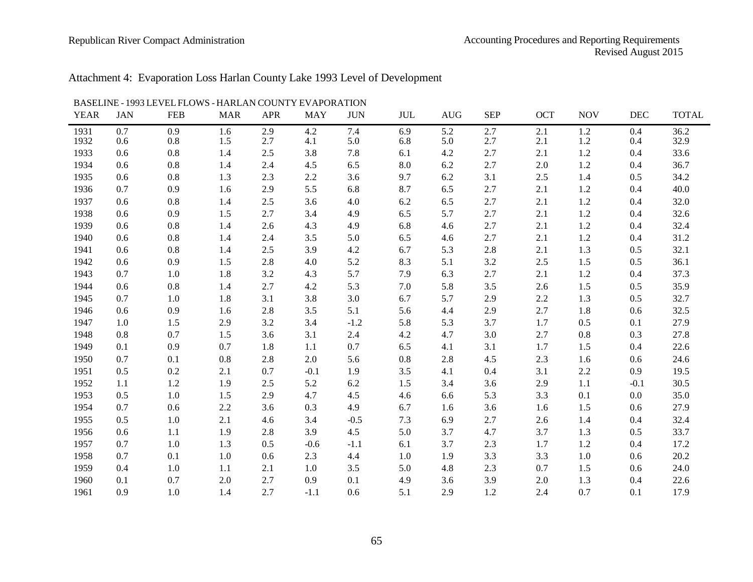# Attachment 4: Evaporation Loss Harlan County Lake 1993 Level of Development

BASELINE - 1993 LEVEL FLOWS - HARLAN COUNTY EVAPORATION

| YEAR | JAN | FEB | MAR | APR | MAY | JUN | JUL | AUG | SEP | OCT | NOV | DEC | TOTAL |
|---|---|---|---|---|---|---|---|---|---|---|---|---|---|
| 1931 | 0.7 | 0.9 | 1.6 | 2.9 | 4.2 | 7.4 | 6.9 | 5.2 | 2.7 | 2.1 | 1.2 | 0.4 | 36.2 |
| 1932 | 0.6 | 0.8 | 1.5 | 2.7 | 4.1 | 5.0 | 6.8 | 5.0 | 2.7 | 2.1 | 1.2 | 0.4 | 32.9 |
| 1933 | 0.6 | 0.8 | 1.4 | 2.5 | 3.8 | 7.8 | 6.1 | 4.2 | 2.7 | 2.1 | 1.2 | 0.4 | 33.6 |
| 1934 | 0.6 | 0.8 | 1.4 | 2.4 | 4.5 | 6.5 | 8.0 | 6.2 | 2.7 | 2.0 | 1.2 | 0.4 | 36.7 |
| 1935 | 0.6 | 0.8 | 1.3 | 2.3 | 2.2 | 3.6 | 9.7 | 6.2 | 3.1 | 2.5 | 1.4 | 0.5 | 34.2 |
| 1936 | 0.7 | 0.9 | 1.6 | 2.9 | 5.5 | 6.8 | 8.7 | 6.5 | 2.7 | 2.1 | 1.2 | 0.4 | 40.0 |
| 1937 | 0.6 | 0.8 | 1.4 | 2.5 | 3.6 | 4.0 | 6.2 | 6.5 | 2.7 | 2.1 | 1.2 | 0.4 | 32.0 |
| 1938 | 0.6 | 0.9 | 1.5 | 2.7 | 3.4 | 4.9 | 6.5 | 5.7 | 2.7 | 2.1 | 1.2 | 0.4 | 32.6 |
| 1939 | 0.6 | 0.8 | 1.4 | 2.6 | 4.3 | 4.9 | 6.8 | 4.6 | 2.7 | 2.1 | 1.2 | 0.4 | 32.4 |
| 1940 | 0.6 | 0.8 | 1.4 | 2.4 | 3.5 | 5.0 | 6.5 | 4.6 | 2.7 | 2.1 | 1.2 | 0.4 | 31.2 |
| 1941 | 0.6 | 0.8 | 1.4 | 2.5 | 3.9 | 4.2 | 6.7 | 5.3 | 2.8 | 2.1 | 1.3 | 0.5 | 32.1 |
| 1942 | 0.6 | 0.9 | 1.5 | 2.8 | 4.0 | 5.2 | 8.3 | 5.1 | 3.2 | 2.5 | 1.5 | 0.5 | 36.1 |
| 1943 | 0.7 | 1.0 | 1.8 | 3.2 | 4.3 | 5.7 | 7.9 | 6.3 | 2.7 | 2.1 | 1.2 | 0.4 | 37.3 |
| 1944 | 0.6 | 0.8 | 1.4 | 2.7 | 4.2 | 5.3 | 7.0 | 5.8 | 3.5 | 2.6 | 1.5 | 0.5 | 35.9 |
| 1945 | 0.7 | 1.0 | 1.8 | 3.1 | 3.8 | 3.0 | 6.7 | 5.7 | 2.9 | 2.2 | 1.3 | 0.5 | 32.7 |
| 1946 | 0.6 | 0.9 | 1.6 | 2.8 | 3.5 | 5.1 | 5.6 | 4.4 | 2.9 | 2.7 | 1.8 | 0.6 | 32.5 |
| 1947 | 1.0 | 1.5 | 2.9 | 3.2 | 3.4 | -1.2 | 5.8 | 5.3 | 3.7 | 1.7 | 0.5 | 0.1 | 27.9 |
| 1948 | 0.8 | 0.7 | 1.5 | 3.6 | 3.1 | 2.4 | 4.2 | 4.7 | 3.0 | 2.7 | 0.8 | 0.3 | 27.8 |
| 1949 | 0.1 | 0.9 | 0.7 | 1.8 | 1.1 | 0.7 | 6.5 | 4.1 | 3.1 | 1.7 | 1.5 | 0.4 | 22.6 |
| 1950 | 0.7 | 0.1 | 0.8 | 2.8 | 2.0 | 5.6 | 0.8 | 2.8 | 4.5 | 2.3 | 1.6 | 0.6 | 24.6 |
| 1951 | 0.5 | 0.2 | 2.1 | 0.7 | -0.1 | 1.9 | 3.5 | 4.1 | 0.4 | 3.1 | 2.2 | 0.9 | 19.5 |
| 1952 | 1.1 | 1.2 | 1.9 | 2.5 | 5.2 | 6.2 | 1.5 | 3.4 | 3.6 | 2.9 | 1.1 | -0.1 | 30.5 |
| 1953 | 0.5 | 1.0 | 1.5 | 2.9 | 4.7 | 4.5 | 4.6 | 6.6 | 5.3 | 3.3 | 0.1 | 0.0 | 35.0 |
| 1954 | 0.7 | 0.6 | 2.2 | 3.6 | 0.3 | 4.9 | 6.7 | 1.6 | 3.6 | 1.6 | 1.5 | 0.6 | 27.9 |
| 1955 | 0.5 | 1.0 | 2.1 | 4.6 | 3.4 | -0.5 | 7.3 | 6.9 | 2.7 | 2.6 | 1.4 | 0.4 | 32.4 |
| 1956 | 0.6 | 1.1 | 1.9 | 2.8 | 3.9 | 4.5 | 5.0 | 3.7 | 4.7 | 3.7 | 1.3 | 0.5 | 33.7 |
| 1957 | 0.7 | 1.0 | 1.3 | 0.5 | -0.6 | -1.1 | 6.1 | 3.7 | 2.3 | 1.7 | 1.2 | 0.4 | 17.2 |
| 1958 | 0.7 | 0.1 | 1.0 | 0.6 | 2.3 | 4.4 | 1.0 | 1.9 | 3.3 | 3.3 | 1.0 | 0.6 | 20.2 |
| 1959 | 0.4 | 1.0 | 1.1 | 2.1 | 1.0 | 3.5 | 5.0 | 4.8 | 2.3 | 0.7 | 1.5 | 0.6 | 24.0 |
| 1960 | 0.1 | 0.7 | 2.0 | 2.7 | 0.9 | 0.1 | 4.9 | 3.6 | 3.9 | 2.0 | 1.3 | 0.4 | 22.6 |
| 1961 | 0.9 | 1.0 | 1.4 | 2.7 | -1.1 | 0.6 | 5.1 | 2.9 | 1.2 | 2.4 | 0.7 | 0.1 | 17.9 |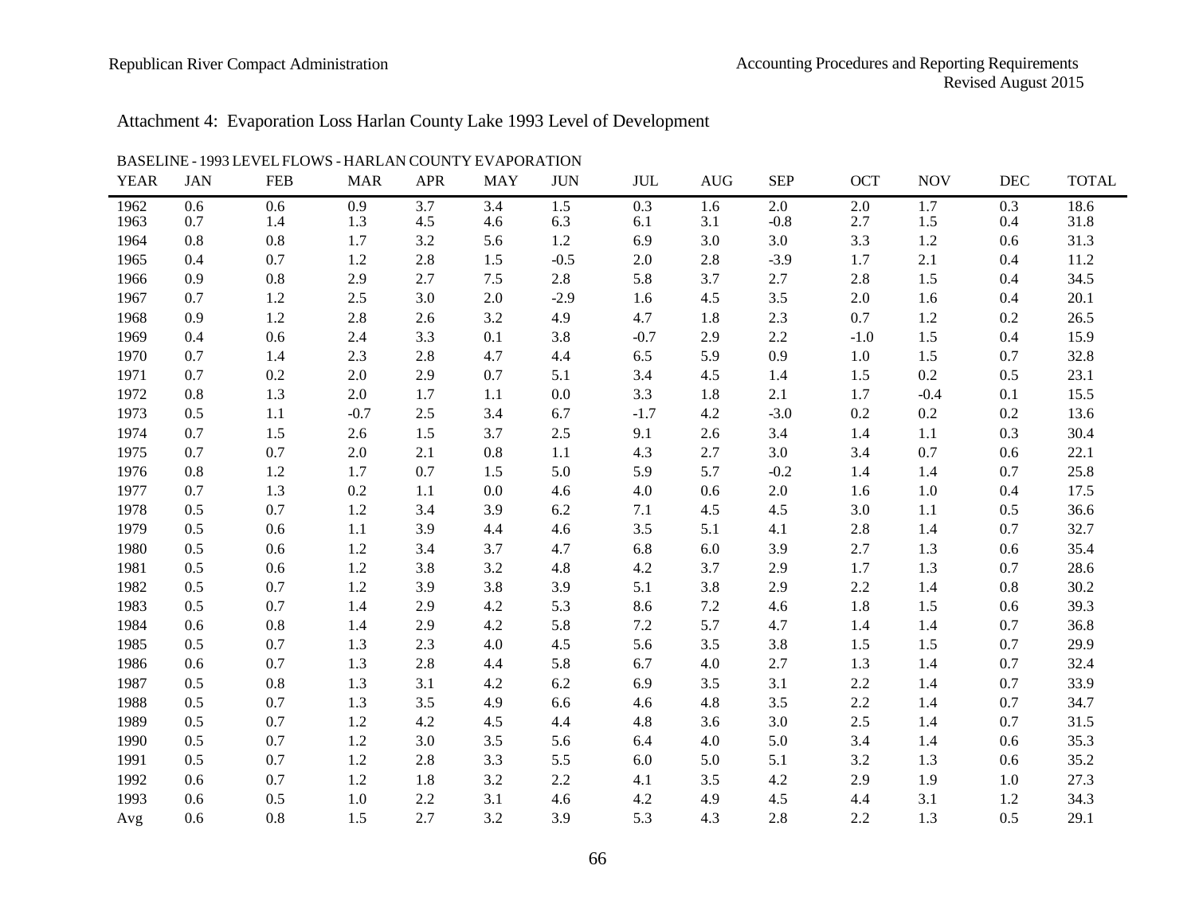Attachment 4: Evaporation Loss Harlan County Lake 1993 Level of Development

BASELINE - 1993 LEVEL FLOWS - HARLAN COUNTY EVAPORATION

| YEAR | JAN | FEB | MAR | APR | MAY | JUN | JUL | AUG | SEP | OCT | NOV | DEC | TOTAL |
|---|---|---|---|---|---|---|---|---|---|---|---|---|---|
| 1962 | 0.6 | 0.6 | 0.9 | 3.7 | 3.4 | 1.5 | 0.3 | 1.6 | 2.0 | 2.0 | 1.7 | 0.3 | 18.6 |
| 1963 | 0.7 | 1.4 | 1.3 | 4.5 | 4.6 | 6.3 | 6.1 | 3.1 | -0.8 | 2.7 | 1.5 | 0.4 | 31.8 |
| 1964 | 0.8 | 0.8 | 1.7 | 3.2 | 5.6 | 1.2 | 6.9 | 3.0 | 3.0 | 3.3 | 1.2 | 0.6 | 31.3 |
| 1965 | 0.4 | 0.7 | 1.2 | 2.8 | 1.5 | -0.5 | 2.0 | 2.8 | -3.9 | 1.7 | 2.1 | 0.4 | 11.2 |
| 1966 | 0.9 | 0.8 | 2.9 | 2.7 | 7.5 | 2.8 | 5.8 | 3.7 | 2.7 | 2.8 | 1.5 | 0.4 | 34.5 |
| 1967 | 0.7 | 1.2 | 2.5 | 3.0 | 2.0 | -2.9 | 1.6 | 4.5 | 3.5 | 2.0 | 1.6 | 0.4 | 20.1 |
| 1968 | 0.9 | 1.2 | 2.8 | 2.6 | 3.2 | 4.9 | 4.7 | 1.8 | 2.3 | 0.7 | 1.2 | 0.2 | 26.5 |
| 1969 | 0.4 | 0.6 | 2.4 | 3.3 | 0.1 | 3.8 | -0.7 | 2.9 | 2.2 | -1.0 | 1.5 | 0.4 | 15.9 |
| 1970 | 0.7 | 1.4 | 2.3 | 2.8 | 4.7 | 4.4 | 6.5 | 5.9 | 0.9 | 1.0 | 1.5 | 0.7 | 32.8 |
| 1971 | 0.7 | 0.2 | 2.0 | 2.9 | 0.7 | 5.1 | 3.4 | 4.5 | 1.4 | 1.5 | 0.2 | 0.5 | 23.1 |
| 1972 | 0.8 | 1.3 | 2.0 | 1.7 | 1.1 | 0.0 | 3.3 | 1.8 | 2.1 | 1.7 | -0.4 | 0.1 | 15.5 |
| 1973 | 0.5 | 1.1 | -0.7 | 2.5 | 3.4 | 6.7 | -1.7 | 4.2 | -3.0 | 0.2 | 0.2 | 0.2 | 13.6 |
| 1974 | 0.7 | 1.5 | 2.6 | 1.5 | 3.7 | 2.5 | 9.1 | 2.6 | 3.4 | 1.4 | 1.1 | 0.3 | 30.4 |
| 1975 | 0.7 | 0.7 | 2.0 | 2.1 | 0.8 | 1.1 | 4.3 | 2.7 | 3.0 | 3.4 | 0.7 | 0.6 | 22.1 |
| 1976 | 0.8 | 1.2 | 1.7 | 0.7 | 1.5 | 5.0 | 5.9 | 5.7 | -0.2 | 1.4 | 1.4 | 0.7 | 25.8 |
| 1977 | 0.7 | 1.3 | 0.2 | 1.1 | 0.0 | 4.6 | 4.0 | 0.6 | 2.0 | 1.6 | 1.0 | 0.4 | 17.5 |
| 1978 | 0.5 | 0.7 | 1.2 | 3.4 | 3.9 | 6.2 | 7.1 | 4.5 | 4.5 | 3.0 | 1.1 | 0.5 | 36.6 |
| 1979 | 0.5 | 0.6 | 1.1 | 3.9 | 4.4 | 4.6 | 3.5 | 5.1 | 4.1 | 2.8 | 1.4 | 0.7 | 32.7 |
| 1980 | 0.5 | 0.6 | 1.2 | 3.4 | 3.7 | 4.7 | 6.8 | 6.0 | 3.9 | 2.7 | 1.3 | 0.6 | 35.4 |
| 1981 | 0.5 | 0.6 | 1.2 | 3.8 | 3.2 | 4.8 | 4.2 | 3.7 | 2.9 | 1.7 | 1.3 | 0.7 | 28.6 |
| 1982 | 0.5 | 0.7 | 1.2 | 3.9 | 3.8 | 3.9 | 5.1 | 3.8 | 2.9 | 2.2 | 1.4 | 0.8 | 30.2 |
| 1983 | 0.5 | 0.7 | 1.4 | 2.9 | 4.2 | 5.3 | 8.6 | 7.2 | 4.6 | 1.8 | 1.5 | 0.6 | 39.3 |
| 1984 | 0.6 | 0.8 | 1.4 | 2.9 | 4.2 | 5.8 | 7.2 | 5.7 | 4.7 | 1.4 | 1.4 | 0.7 | 36.8 |
| 1985 | 0.5 | 0.7 | 1.3 | 2.3 | 4.0 | 4.5 | 5.6 | 3.5 | 3.8 | 1.5 | 1.5 | 0.7 | 29.9 |
| 1986 | 0.6 | 0.7 | 1.3 | 2.8 | 4.4 | 5.8 | 6.7 | 4.0 | 2.7 | 1.3 | 1.4 | 0.7 | 32.4 |
| 1987 | 0.5 | 0.8 | 1.3 | 3.1 | 4.2 | 6.2 | 6.9 | 3.5 | 3.1 | 2.2 | 1.4 | 0.7 | 33.9 |
| 1988 | 0.5 | 0.7 | 1.3 | 3.5 | 4.9 | 6.6 | 4.6 | 4.8 | 3.5 | 2.2 | 1.4 | 0.7 | 34.7 |
| 1989 | 0.5 | 0.7 | 1.2 | 4.2 | 4.5 | 4.4 | 4.8 | 3.6 | 3.0 | 2.5 | 1.4 | 0.7 | 31.5 |
| 1990 | 0.5 | 0.7 | 1.2 | 3.0 | 3.5 | 5.6 | 6.4 | 4.0 | 5.0 | 3.4 | 1.4 | 0.6 | 35.3 |
| 1991 | 0.5 | 0.7 | 1.2 | 2.8 | 3.3 | 5.5 | 6.0 | 5.0 | 5.1 | 3.2 | 1.3 | 0.6 | 35.2 |
| 1992 | 0.6 | 0.7 | 1.2 | 1.8 | 3.2 | 2.2 | 4.1 | 3.5 | 4.2 | 2.9 | 1.9 | 1.0 | 27.3 |
| 1993 | 0.6 | 0.5 | 1.0 | 2.2 | 3.1 | 4.6 | 4.2 | 4.9 | 4.5 | 4.4 | 3.1 | 1.2 | 34.3 |
| Avg | 0.6 | 0.8 | 1.5 | 2.7 | 3.2 | 3.9 | 5.3 | 4.3 | 2.8 | 2.2 | 1.3 | 0.5 | 29.1 |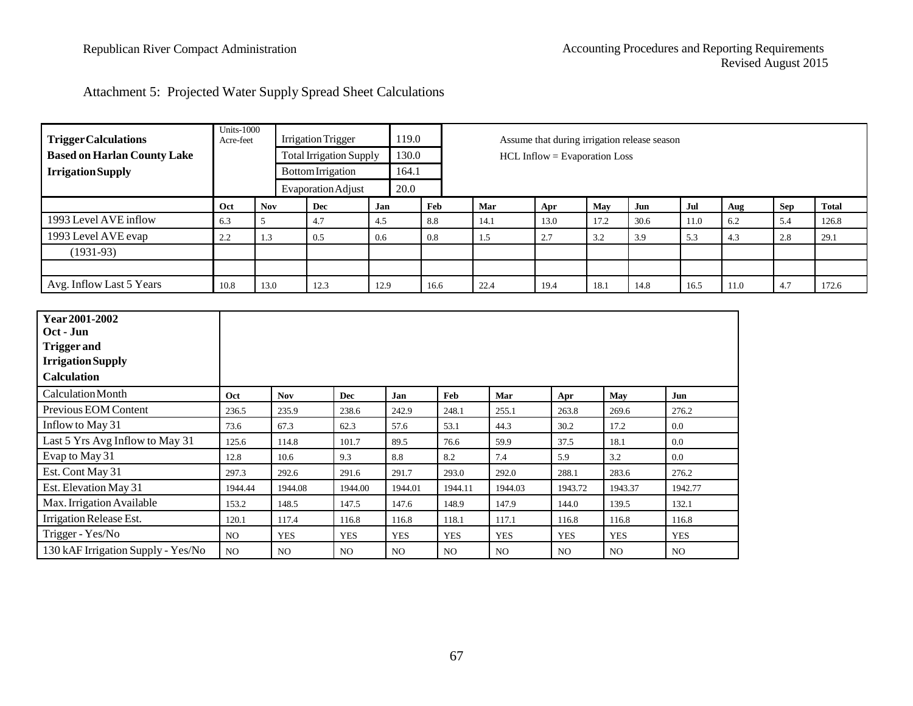Attachment 5: Projected Water Supply Spread Sheet Calculations

| **Trigger Calculations Based on Harlan County Lake Irrigation Supply** | Units-1000 Acre-feet | | Irrigation Trigger | | 119.0 | | Assume that during irrigation release season HCL Inflow = Evaporation Loss | | | | | | |
|---|---|---|---|---|---|---|---|---|---|---|---|---|---|
| | | | Total Irrigation Supply | | 130.0 | | | | | | | | |
| | | | Bottom Irrigation | | 164.1 | | | | | | | | |
| | | | Evaporation Adjust | | 20.0 | | | | | | | | |
| | **Oct** | **Nov** | **Dec** | **Jan** | **Feb** | **Mar** | **Apr** | **May** | **Jun** | **Jul** | **Aug** | **Sep** | **Total** |
| 1993 Level AVE inflow | 6.3 | 5 | 4.7 | 4.5 | 8.8 | 14.1 | 13.0 | 17.2 | 30.6 | 11.0 | 6.2 | 5.4 | 126.8 |
| 1993 Level AVE evap | 2.2 | 1.3 | 0.5 | 0.6 | 0.8 | 1.5 | 2.7 | 3.2 | 3.9 | 5.3 | 4.3 | 2.8 | 29.1 |
| (1931-93) | | | | | | | | | | | | | |
| | | | | | | | | | | | | | |
| Avg. Inflow Last 5 Years | 10.8 | 13.0 | 12.3 | 12.9 | 16.6 | 22.4 | 19.4 | 18.1 | 14.8 | 16.5 | 11.0 | 4.7 | 172.6 |

| **Year 2001-2002 Oct - Jun Trigger and Irrigation Supply Calculation** | | | | | | | | | |
|---|---|---|---|---|---|---|---|---|---|
| Calculation Month | **Oct** | **Nov** | **Dec** | **Jan** | **Feb** | **Mar** | **Apr** | **May** | **Jun** |
| Previous EOM Content | 236.5 | 235.9 | 238.6 | 242.9 | 248.1 | 255.1 | 263.8 | 269.6 | 276.2 |
| Inflow to May 31 | 73.6 | 67.3 | 62.3 | 57.6 | 53.1 | 44.3 | 30.2 | 17.2 | 0.0 |
| Last 5 Yrs Avg Inflow to May 31 | 125.6 | 114.8 | 101.7 | 89.5 | 76.6 | 59.9 | 37.5 | 18.1 | 0.0 |
| Evap to May 31 | 12.8 | 10.6 | 9.3 | 8.8 | 8.2 | 7.4 | 5.9 | 3.2 | 0.0 |
| Est. Cont May 31 | 297.3 | 292.6 | 291.6 | 291.7 | 293.0 | 292.0 | 288.1 | 283.6 | 276.2 |
| Est. Elevation May 31 | 1944.44 | 1944.08 | 1944.00 | 1944.01 | 1944.11 | 1944.03 | 1943.72 | 1943.37 | 1942.77 |
| Max. Irrigation Available | 153.2 | 148.5 | 147.5 | 147.6 | 148.9 | 147.9 | 144.0 | 139.5 | 132.1 |
| Irrigation Release Est. | 120.1 | 117.4 | 116.8 | 116.8 | 118.1 | 117.1 | 116.8 | 116.8 | 116.8 |
| Trigger - Yes/No | NO | YES | YES | YES | YES | YES | YES | YES | YES |
| 130 kAF Irrigation Supply - Yes/No | NO | NO | NO | NO | NO | NO | NO | NO | NO |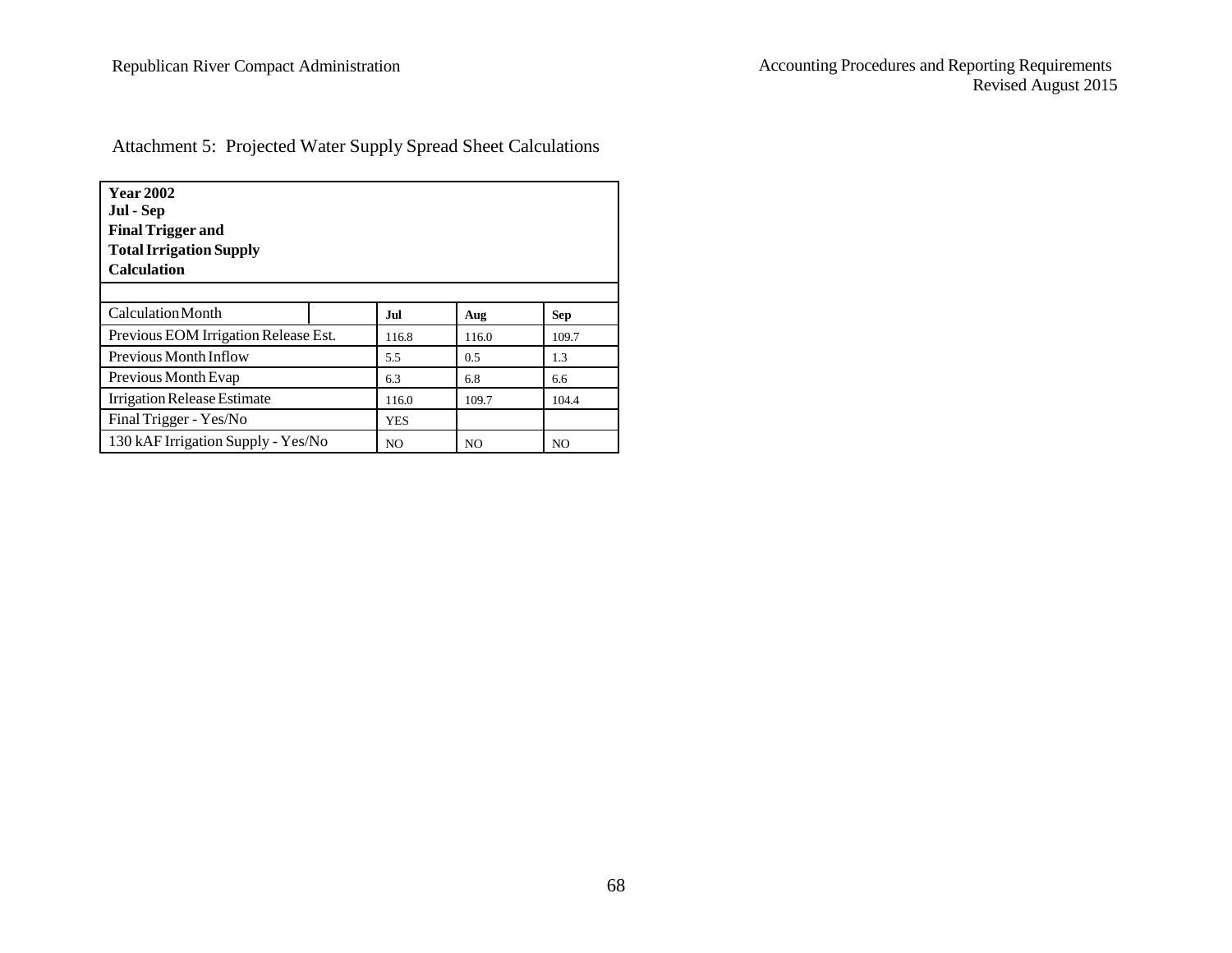Attachment 5: Projected Water Supply Spread Sheet Calculations

| **Year 2002**<br>**Jul - Sep**<br>**Final Trigger and**<br>**Total Irrigation Supply**<br>**Calculation** | | | |
|---|---|---|---|
| Calculation Month | **Jul** | **Aug** | **Sep** |
| Previous EOM Irrigation Release Est. | 116.8 | 116.0 | 109.7 |
| Previous Month Inflow | 5.5 | 0.5 | 1.3 |
| Previous Month Evap | 6.3 | 6.8 | 6.6 |
| Irrigation Release Estimate | 116.0 | 109.7 | 104.4 |
| Final Trigger - Yes/No | YES | | |
| 130 kAF Irrigation Supply - Yes/No | NO | NO | NO |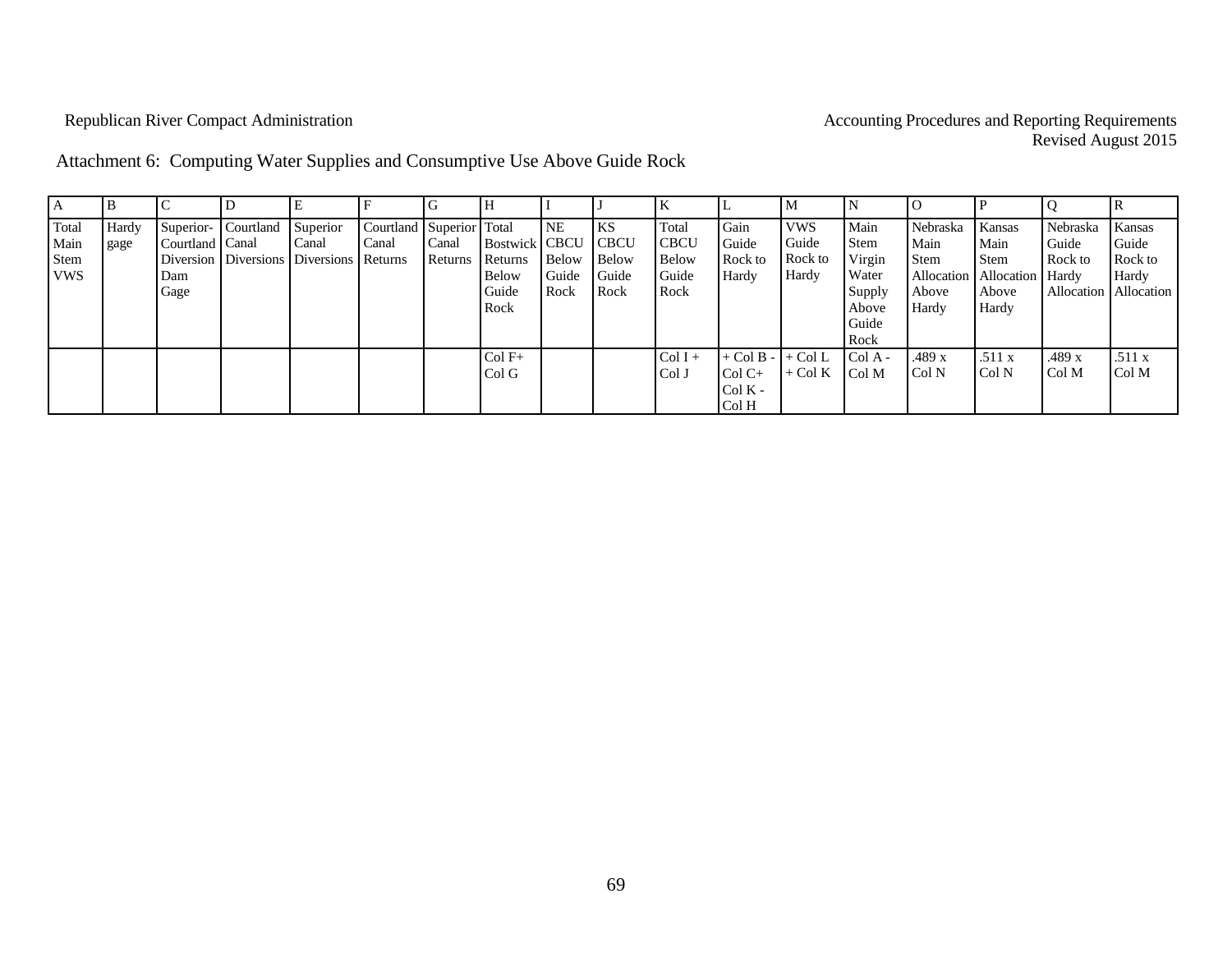Attachment 6: Computing Water Supplies and Consumptive Use Above Guide Rock

| A | B | C | D | E | F | G | H | I | J | K | L | M | N | O | P | Q | R |
|---|---|---|---|---|---|---|---|---|---|---|---|---|---|---|---|---|---|
| Total Main Stem VWS | Hardy gage | Superior-Courtland Diversion Dam Gage | Courtland Canal Diversions | Superior Canal Diversions | Courtland Canal Returns | Superior Canal Returns | Total Bostwick Returns Below Guide Rock | NE CBCU Below Guide Rock | KS CBCU Below Guide Rock | Total CBCU Below Guide Rock | Gain Guide Rock to Hardy | VWS Guide Rock to Hardy | Main Stem Virgin Water Supply Above Guide Rock | Nebraska Main Stem Allocation Above Hardy | Kansas Main Stem Allocation Above Hardy | Nebraska Guide Rock to Hardy Allocation | Kansas Guide Rock to Hardy Allocation |
| | | | | | | | Col F+ Col G | | | Col I + Col J | + Col B - Col C+ Col K - Col H | + Col L + Col K | Col A - Col M | .489 x Col N | .511 x Col N | .489 x Col M | .511 x Col M |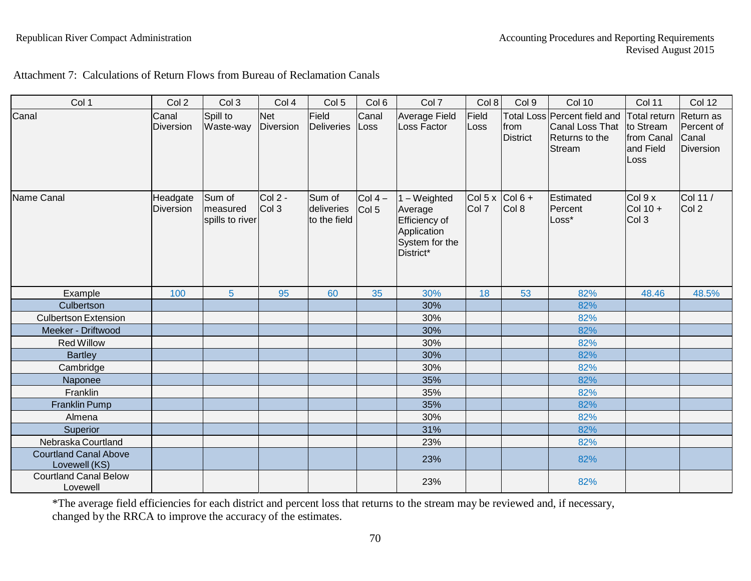Attachment 7: Calculations of Return Flows from Bureau of Reclamation Canals

| Col 1 | Col 2 | Col 3 | Col 4 | Col 5 | Col 6 | Col 7 | Col 8 | Col 9 | Col 10 | Col 11 | Col 12 |
|---|---|---|---|---|---|---|---|---|---|---|---|
| Canal | Canal Diversion | Spill to Waste-way | Net Diversion | Field Deliveries | Canal Loss | Average Field Loss Factor | Field Loss | Total Loss from District | Percent field and Canal Loss That Returns to the Stream | Total return to Stream from Canal and Field Loss | Return as Percent of Canal Diversion |
| Name Canal | Headgate Diversion | Sum of measured spills to river | Col 2 - Col 3 | Sum of deliveries to the field | Col 4 – Col 5 | 1 – Weighted Average Efficiency of Application System for the District* | Col 5 x Col 7 | Col 6 + Col 8 | Estimated Percent Loss* | Col 9 x Col 10 + Col 3 | Col 11 / Col 2 |
| Example | 100 | 5 | 95 | 60 | 35 | 30% | 18 | 53 | 82% | 48.46 | 48.5% |
| Culbertson | | | | | | 30% | | | 82% | | |
| Culbertson Extension | | | | | | 30% | | | 82% | | |
| Meeker - Driftwood | | | | | | 30% | | | 82% | | |
| Red Willow | | | | | | 30% | | | 82% | | |
| Bartley | | | | | | 30% | | | 82% | | |
| Cambridge | | | | | | 30% | | | 82% | | |
| Naponee | | | | | | 35% | | | 82% | | |
| Franklin | | | | | | 35% | | | 82% | | |
| Franklin Pump | | | | | | 35% | | | 82% | | |
| Almena | | | | | | 30% | | | 82% | | |
| Superior | | | | | | 31% | | | 82% | | |
| Nebraska Courtland | | | | | | 23% | | | 82% | | |
| Courtland Canal Above Lovewell (KS) | | | | | | 23% | | | 82% | | |
| Courtland Canal Below Lovewell | | | | | | 23% | | | 82% | | |

*The average field efficiencies for each district and percent loss that returns to the stream may be reviewed and, if necessary, changed by the RRCA to improve the accuracy of the estimates.